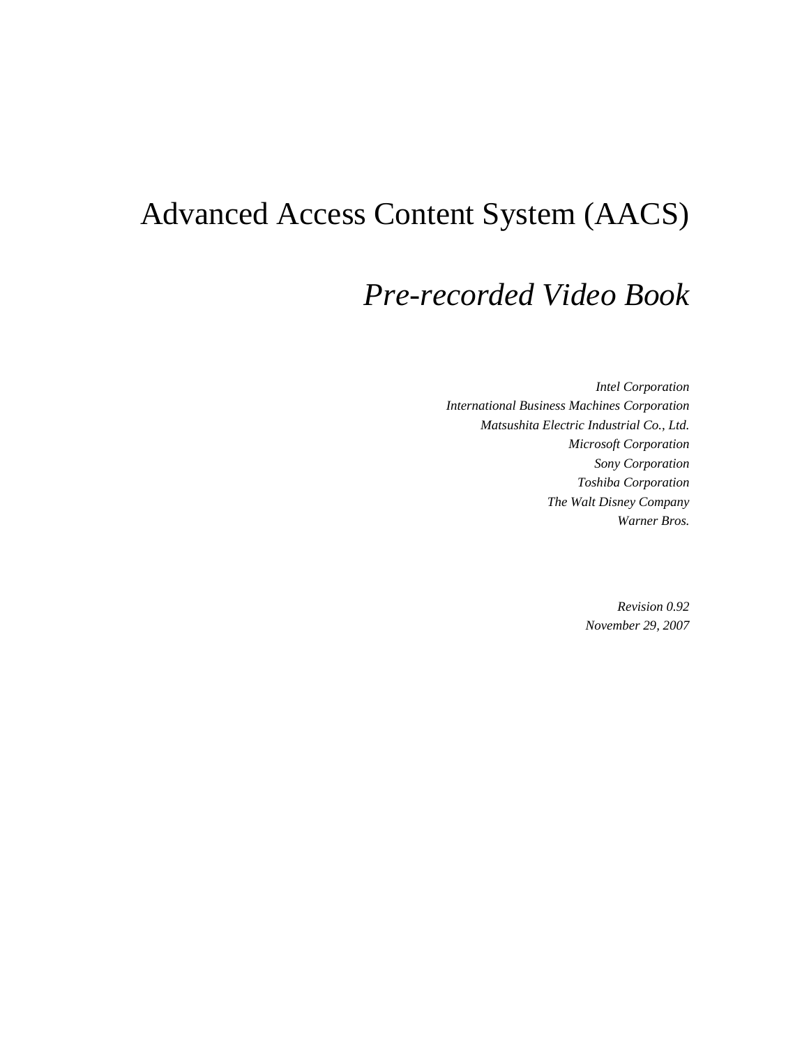# Advanced Access Content System (AACS)

## *Pre-recorded Video Book*

*Intel Corporation*
*International Business Machines Corporation*
*Matsushita Electric Industrial Co., Ltd.*
*Microsoft Corporation*
*Sony Corporation*
*Toshiba Corporation*
*The Walt Disney Company*
*Warner Bros.*

*Revision 0.92*
*November 29, 2007*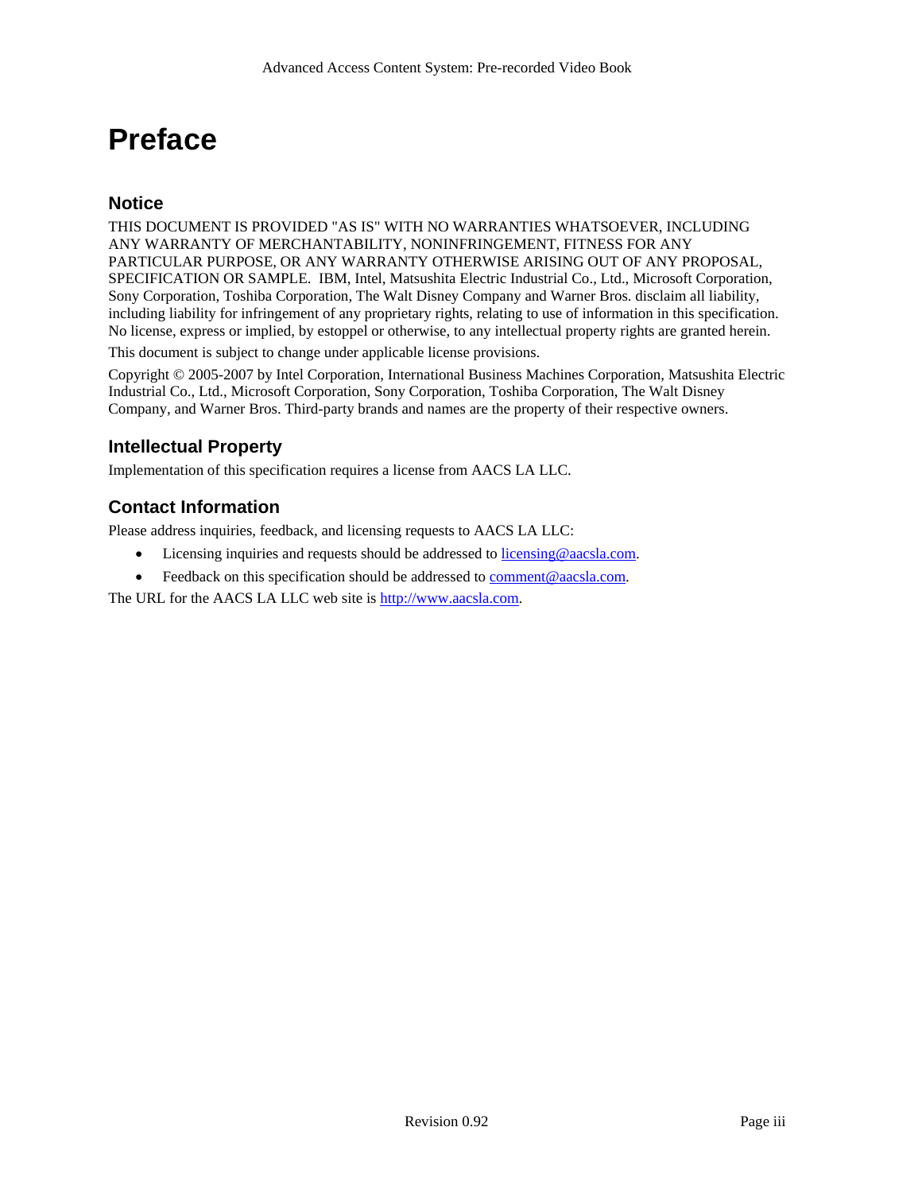# Preface

## Notice

THIS DOCUMENT IS PROVIDED "AS IS" WITH NO WARRANTIES WHATSOEVER, INCLUDING ANY WARRANTY OF MERCHANTABILITY, NONINFRINGEMENT, FITNESS FOR ANY PARTICULAR PURPOSE, OR ANY WARRANTY OTHERWISE ARISING OUT OF ANY PROPOSAL, SPECIFICATION OR SAMPLE. IBM, Intel, Matsushita Electric Industrial Co., Ltd., Microsoft Corporation, Sony Corporation, Toshiba Corporation, The Walt Disney Company and Warner Bros. disclaim all liability, including liability for infringement of any proprietary rights, relating to use of information in this specification. No license, express or implied, by estoppel or otherwise, to any intellectual property rights are granted herein.

This document is subject to change under applicable license provisions.

Copyright © 2005-2007 by Intel Corporation, International Business Machines Corporation, Matsushita Electric Industrial Co., Ltd., Microsoft Corporation, Sony Corporation, Toshiba Corporation, The Walt Disney Company, and Warner Bros. Third-party brands and names are the property of their respective owners.

## Intellectual Property

Implementation of this specification requires a license from AACS LA LLC.

## Contact Information

Please address inquiries, feedback, and licensing requests to AACS LA LLC:

- Licensing inquiries and requests should be addressed to licensing@aacsla.com.
- Feedback on this specification should be addressed to comment@aacsla.com.

The URL for the AACS LA LLC web site is http://www.aacsla.com.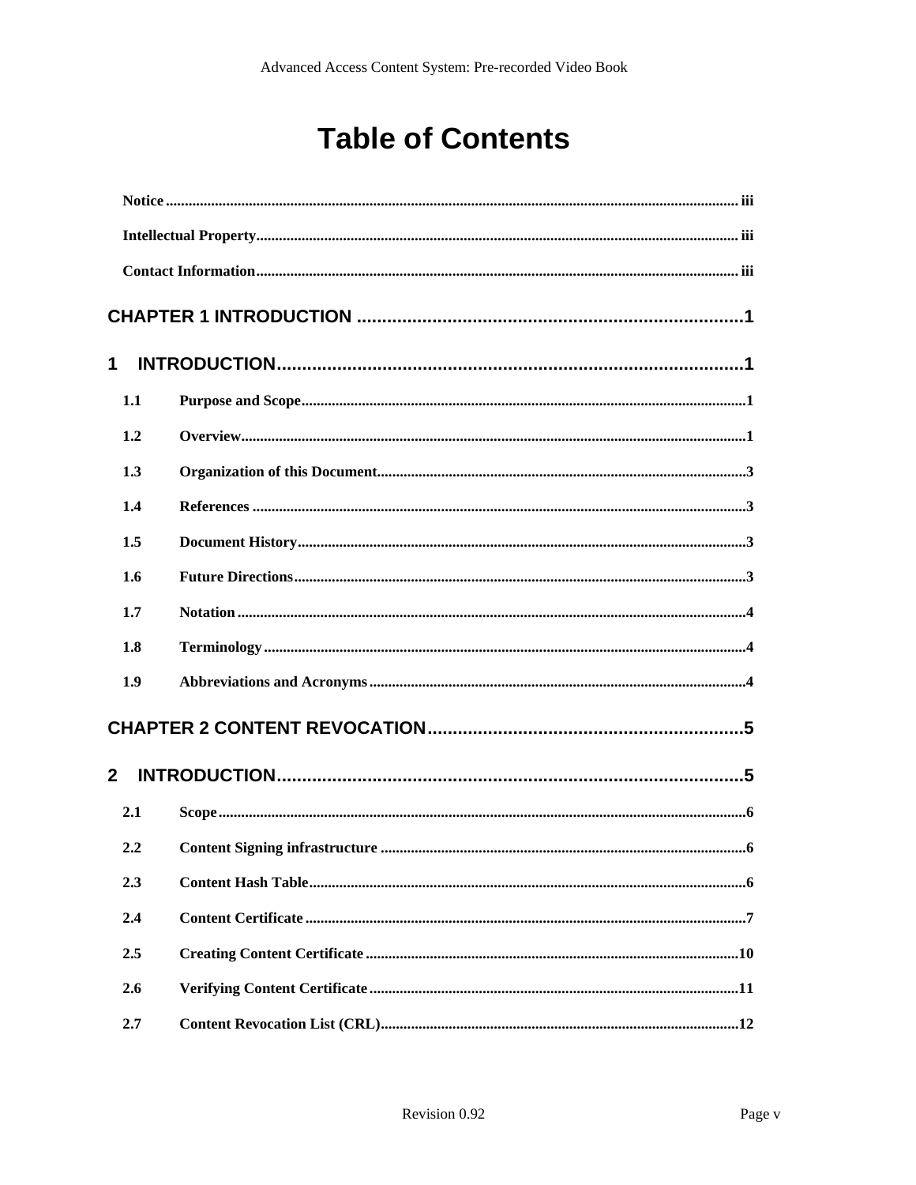# Table of Contents

**Notice** ........................................ iii

**Intellectual Property** ........................................ iii

**Contact Information** ........................................ iii

**CHAPTER 1 INTRODUCTION** ........................................ 1

**1 INTRODUCTION** ........................................ 1

**1.1 Purpose and Scope** ........................................ 1

**1.2 Overview** ........................................ 1

**1.3 Organization of this Document** ........................................ 3

**1.4 References** ........................................ 3

**1.5 Document History** ........................................ 3

**1.6 Future Directions** ........................................ 3

**1.7 Notation** ........................................ 4

**1.8 Terminology** ........................................ 4

**1.9 Abbreviations and Acronyms** ........................................ 4

**CHAPTER 2 CONTENT REVOCATION** ........................................ 5

**2 INTRODUCTION** ........................................ 5

**2.1 Scope** ........................................ 6

**2.2 Content Signing infrastructure** ........................................ 6

**2.3 Content Hash Table** ........................................ 6

**2.4 Content Certificate** ........................................ 7

**2.5 Creating Content Certificate** ........................................ 10

**2.6 Verifying Content Certificate** ........................................ 11

**2.7 Content Revocation List (CRL)** ........................................ 12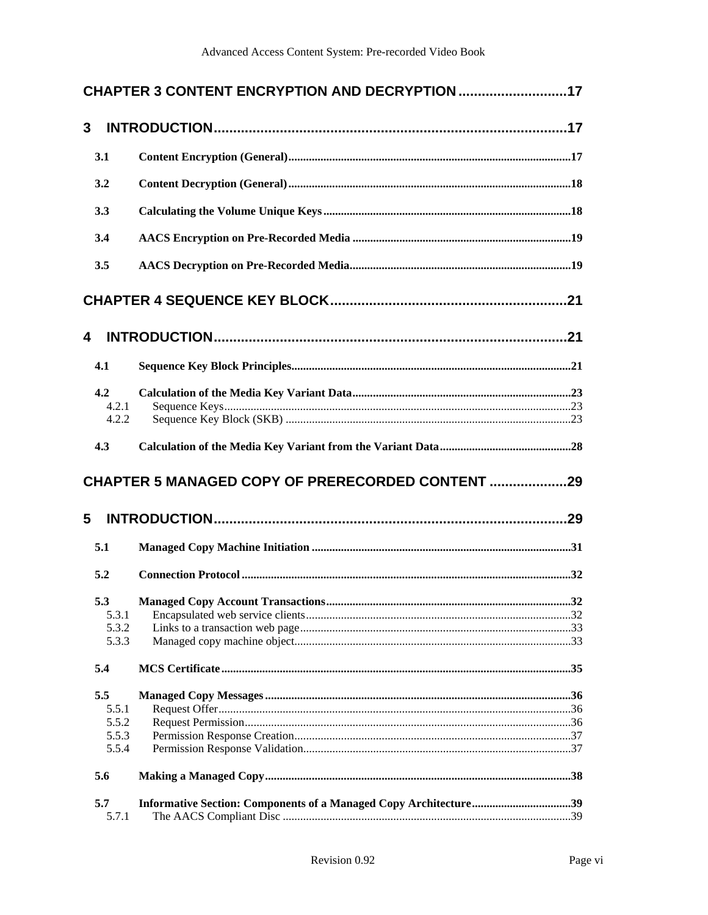**CHAPTER 3 CONTENT ENCRYPTION AND DECRYPTION ............................17**

**3 INTRODUCTION..........................................................................................17**

**3.1 Content Encryption (General)...............................................................................................17**

**3.2 Content Decryption (General)...............................................................................................18**

**3.3 Calculating the Volume Unique Keys...................................................................................18**

**3.4 AACS Encryption on Pre-Recorded Media ..........................................................................19**

**3.5 AACS Decryption on Pre-Recorded Media...........................................................................19**

**CHAPTER 4 SEQUENCE KEY BLOCK............................................................21**

**4 INTRODUCTION..........................................................................................21**

**4.1 Sequence Key Block Principles...............................................................................................21**

**4.2 Calculation of the Media Key Variant Data..........................................................................23**
4.2.1 Sequence Keys......................................................................................................................23
4.2.2 Sequence Key Block (SKB) .................................................................................................23

**4.3 Calculation of the Media Key Variant from the Variant Data............................................28**

**CHAPTER 5 MANAGED COPY OF PRERECORDED CONTENT ....................29**

**5 INTRODUCTION..........................................................................................29**

**5.1 Managed Copy Machine Initiation ........................................................................................31**

**5.2 Connection Protocol ...............................................................................................................32**

**5.3 Managed Copy Account Transactions...................................................................................32**
5.3.1 Encapsulated web service clients..........................................................................................32
5.3.2 Links to a transaction web page............................................................................................33
5.3.3 Managed copy machine object..............................................................................................33

**5.4 MCS Certificate.......................................................................................................................35**

**5.5 Managed Copy Messages........................................................................................................36**
5.5.1 Request Offer........................................................................................................................36
5.5.2 Request Permission...............................................................................................................36
5.5.3 Permission Response Creation..............................................................................................37
5.5.4 Permission Response Validation...........................................................................................37

**5.6 Making a Managed Copy........................................................................................................38**

**5.7 Informative Section: Components of a Managed Copy Architecture..................................39**
5.7.1 The AACS Compliant Disc ..................................................................................................39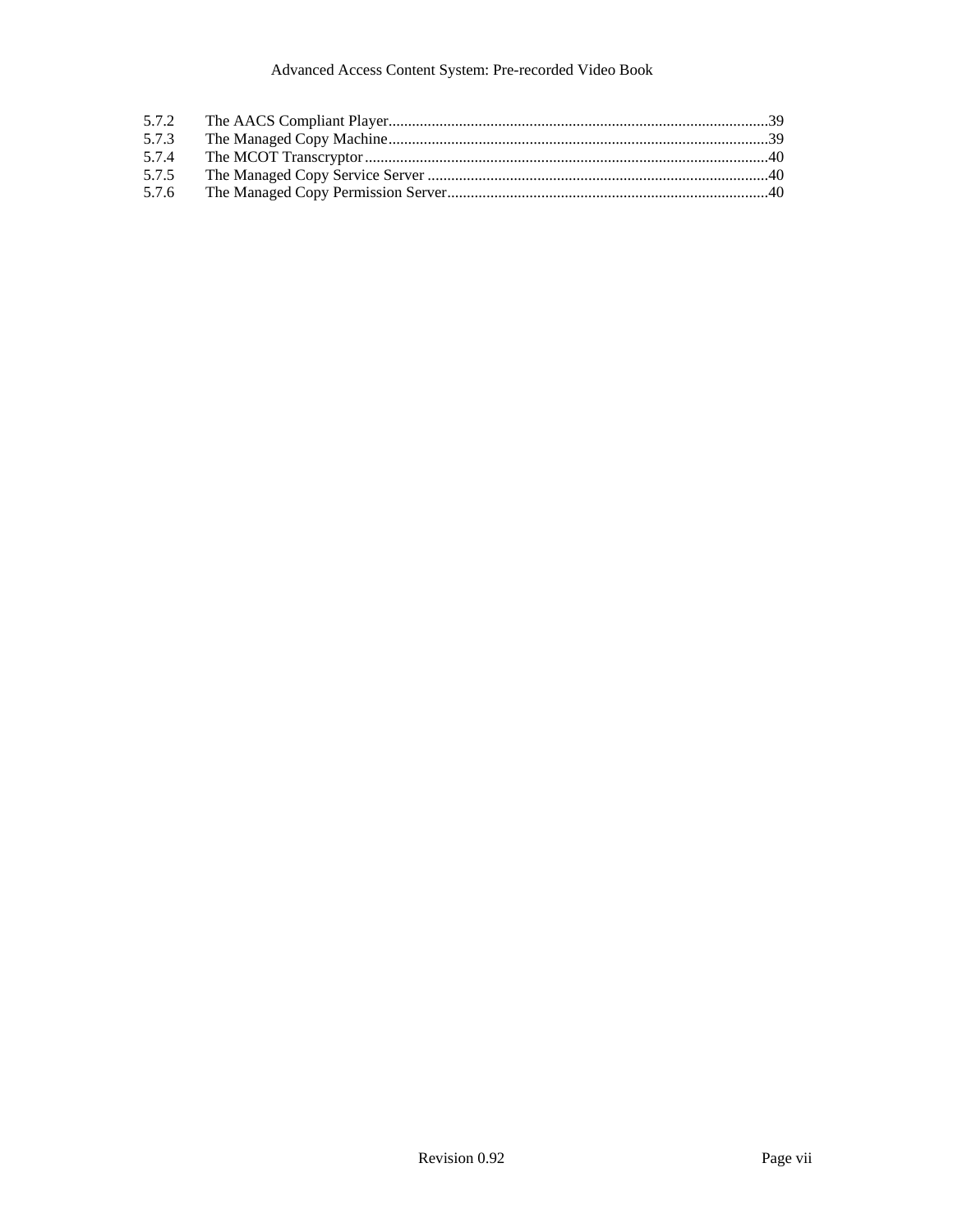5.7.2 The AACS Compliant Player....39
5.7.3 The Managed Copy Machine....39
5.7.4 The MCOT Transcryptor....40
5.7.5 The Managed Copy Service Server....40
5.7.6 The Managed Copy Permission Server....40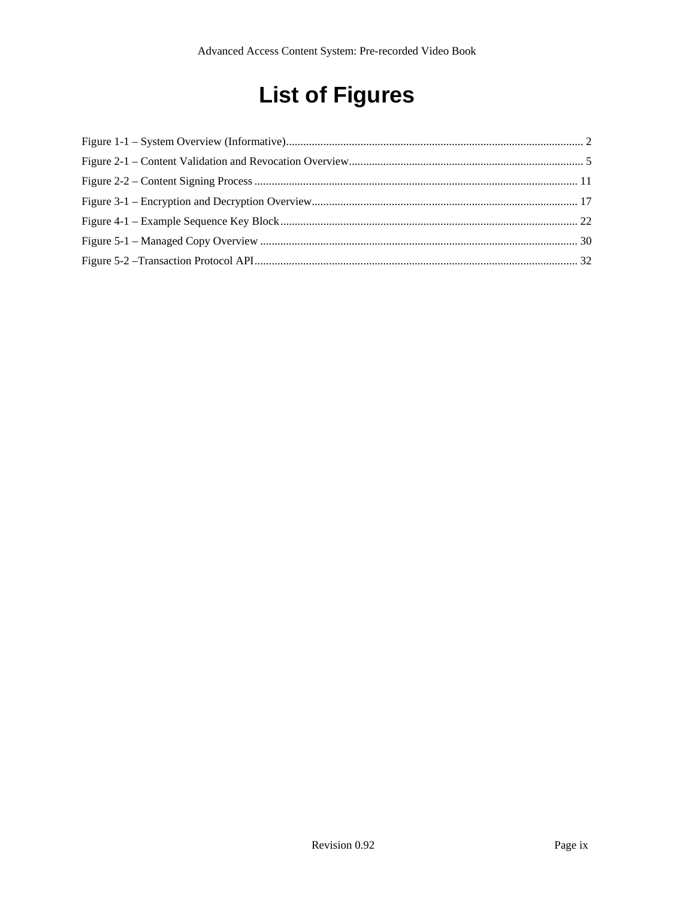# List of Figures

Figure 1-1 – System Overview (Informative)........................................................................................................ 2
Figure 2-1 – Content Validation and Revocation Overview.................................................................................. 5
Figure 2-2 – Content Signing Process ................................................................................................................. 11
Figure 3-1 – Encryption and Decryption Overview............................................................................................. 17
Figure 4-1 – Example Sequence Key Block........................................................................................................ 22
Figure 5-1 – Managed Copy Overview ............................................................................................................... 30
Figure 5-2 –Transaction Protocol API................................................................................................................. 32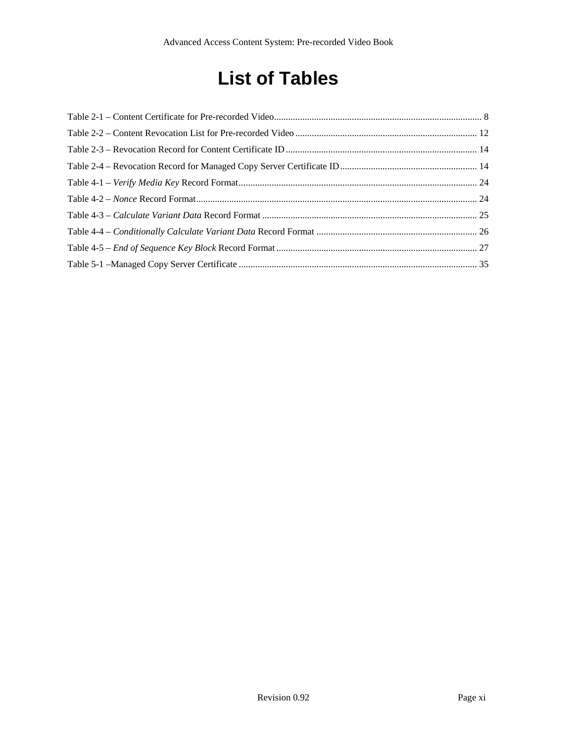# List of Tables

Table 2-1 – Content Certificate for Pre-recorded Video ........................................ 8
Table 2-2 – Content Revocation List for Pre-recorded Video ........................................ 12
Table 2-3 – Revocation Record for Content Certificate ID ........................................ 14
Table 2-4 – Revocation Record for Managed Copy Server Certificate ID ........................................ 14
Table 4-1 – *Verify Media Key* Record Format ........................................ 24
Table 4-2 – *Nonce* Record Format ........................................ 24
Table 4-3 – *Calculate Variant Data* Record Format ........................................ 25
Table 4-4 – *Conditionally Calculate Variant Data* Record Format ........................................ 26
Table 4-5 – *End of Sequence Key Block* Record Format ........................................ 27
Table 5-1 –Managed Copy Server Certificate ........................................ 35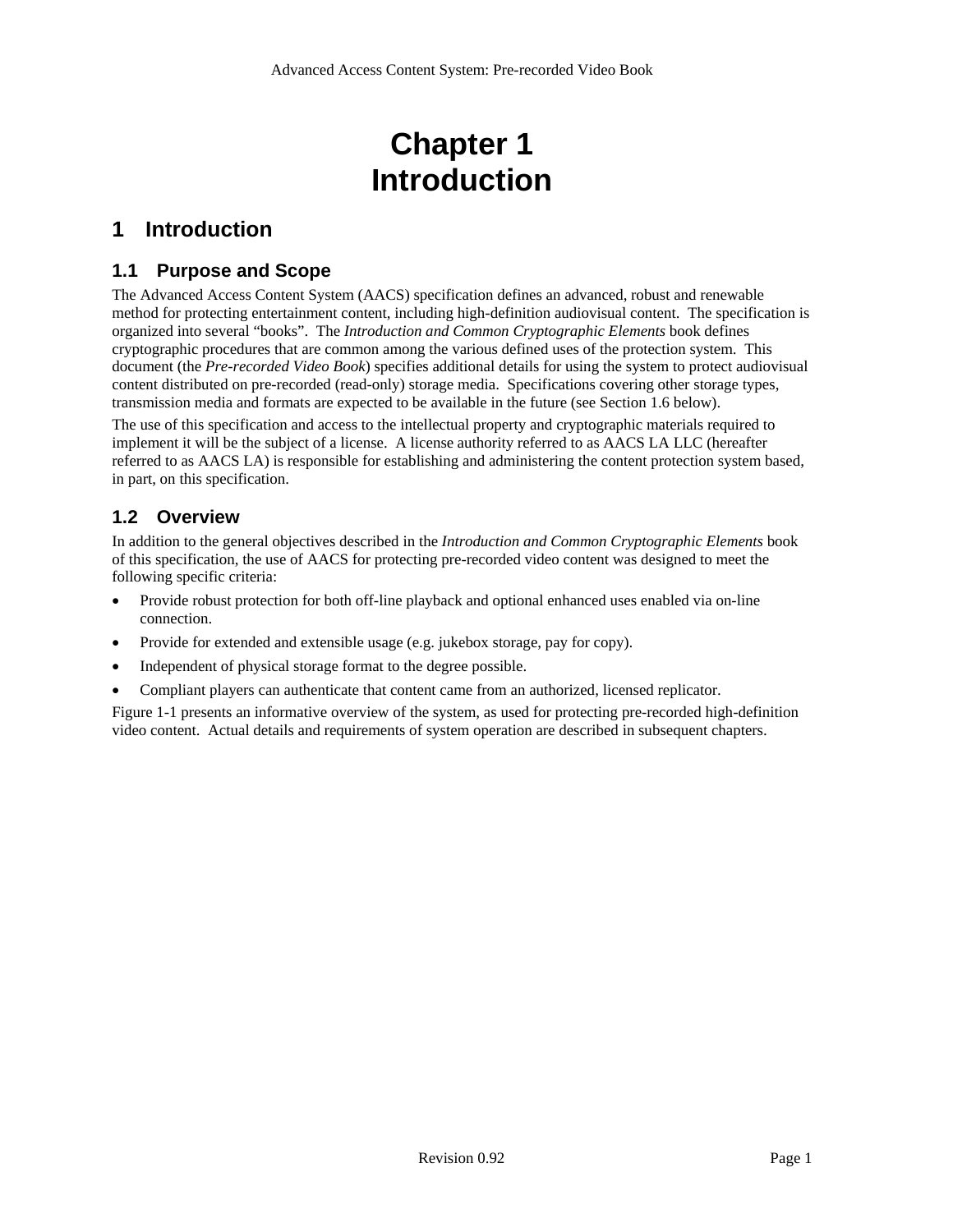# Chapter 1
# Introduction

## 1 Introduction

### 1.1 Purpose and Scope

The Advanced Access Content System (AACS) specification defines an advanced, robust and renewable method for protecting entertainment content, including high-definition audiovisual content. The specification is organized into several "books". The *Introduction and Common Cryptographic Elements* book defines cryptographic procedures that are common among the various defined uses of the protection system. This document (the *Pre-recorded Video Book*) specifies additional details for using the system to protect audiovisual content distributed on pre-recorded (read-only) storage media. Specifications covering other storage types, transmission media and formats are expected to be available in the future (see Section 1.6 below).

The use of this specification and access to the intellectual property and cryptographic materials required to implement it will be the subject of a license. A license authority referred to as AACS LA LLC (hereafter referred to as AACS LA) is responsible for establishing and administering the content protection system based, in part, on this specification.

### 1.2 Overview

In addition to the general objectives described in the *Introduction and Common Cryptographic Elements* book of this specification, the use of AACS for protecting pre-recorded video content was designed to meet the following specific criteria:

- Provide robust protection for both off-line playback and optional enhanced uses enabled via on-line connection.
- Provide for extended and extensible usage (e.g. jukebox storage, pay for copy).
- Independent of physical storage format to the degree possible.
- Compliant players can authenticate that content came from an authorized, licensed replicator.

Figure 1-1 presents an informative overview of the system, as used for protecting pre-recorded high-definition video content. Actual details and requirements of system operation are described in subsequent chapters.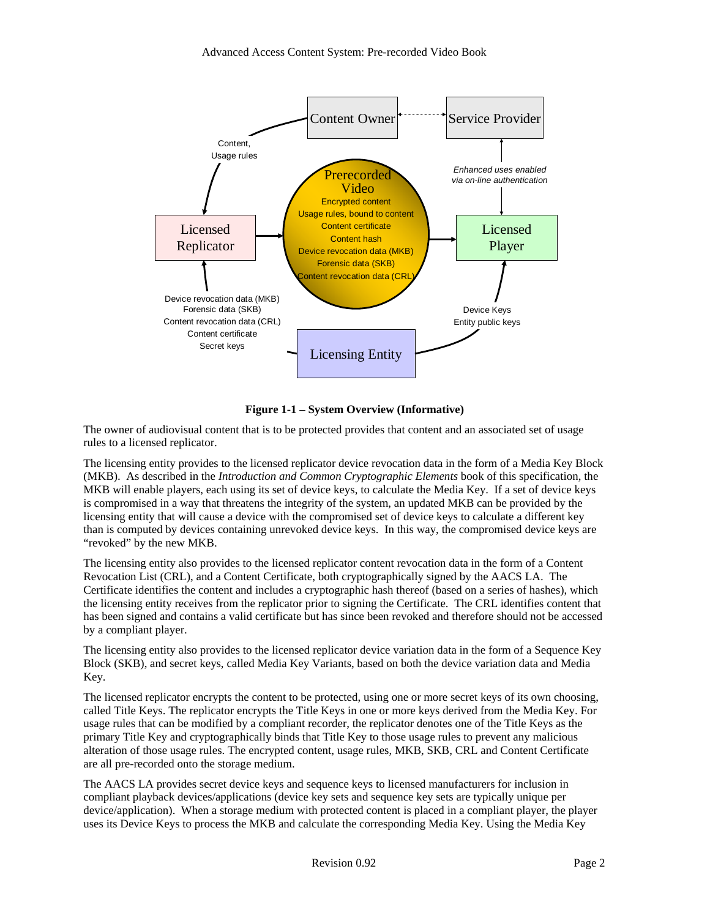**Figure 1-1 – System Overview (Informative)**

The owner of audiovisual content that is to be protected provides that content and an associated set of usage rules to a licensed replicator.

The licensing entity provides to the licensed replicator device revocation data in the form of a Media Key Block (MKB). As described in the *Introduction and Common Cryptographic Elements* book of this specification, the MKB will enable players, each using its set of device keys, to calculate the Media Key. If a set of device keys is compromised in a way that threatens the integrity of the system, an updated MKB can be provided by the licensing entity that will cause a device with the compromised set of device keys to calculate a different key than is computed by devices containing unrevoked device keys. In this way, the compromised device keys are "revoked" by the new MKB.

The licensing entity also provides to the licensed replicator content revocation data in the form of a Content Revocation List (CRL), and a Content Certificate, both cryptographically signed by the AACS LA. The Certificate identifies the content and includes a cryptographic hash thereof (based on a series of hashes), which the licensing entity receives from the replicator prior to signing the Certificate. The CRL identifies content that has been signed and contains a valid certificate but has since been revoked and therefore should not be accessed by a compliant player.

The licensing entity also provides to the licensed replicator device variation data in the form of a Sequence Key Block (SKB), and secret keys, called Media Key Variants, based on both the device variation data and Media Key.

The licensed replicator encrypts the content to be protected, using one or more secret keys of its own choosing, called Title Keys. The replicator encrypts the Title Keys in one or more keys derived from the Media Key. For usage rules that can be modified by a compliant recorder, the replicator denotes one of the Title Keys as the primary Title Key and cryptographically binds that Title Key to those usage rules to prevent any malicious alteration of those usage rules. The encrypted content, usage rules, MKB, SKB, CRL and Content Certificate are all pre-recorded onto the storage medium.

The AACS LA provides secret device keys and sequence keys to licensed manufacturers for inclusion in compliant playback devices/applications (device key sets and sequence key sets are typically unique per device/application). When a storage medium with protected content is placed in a compliant player, the player uses its Device Keys to process the MKB and calculate the corresponding Media Key. Using the Media Key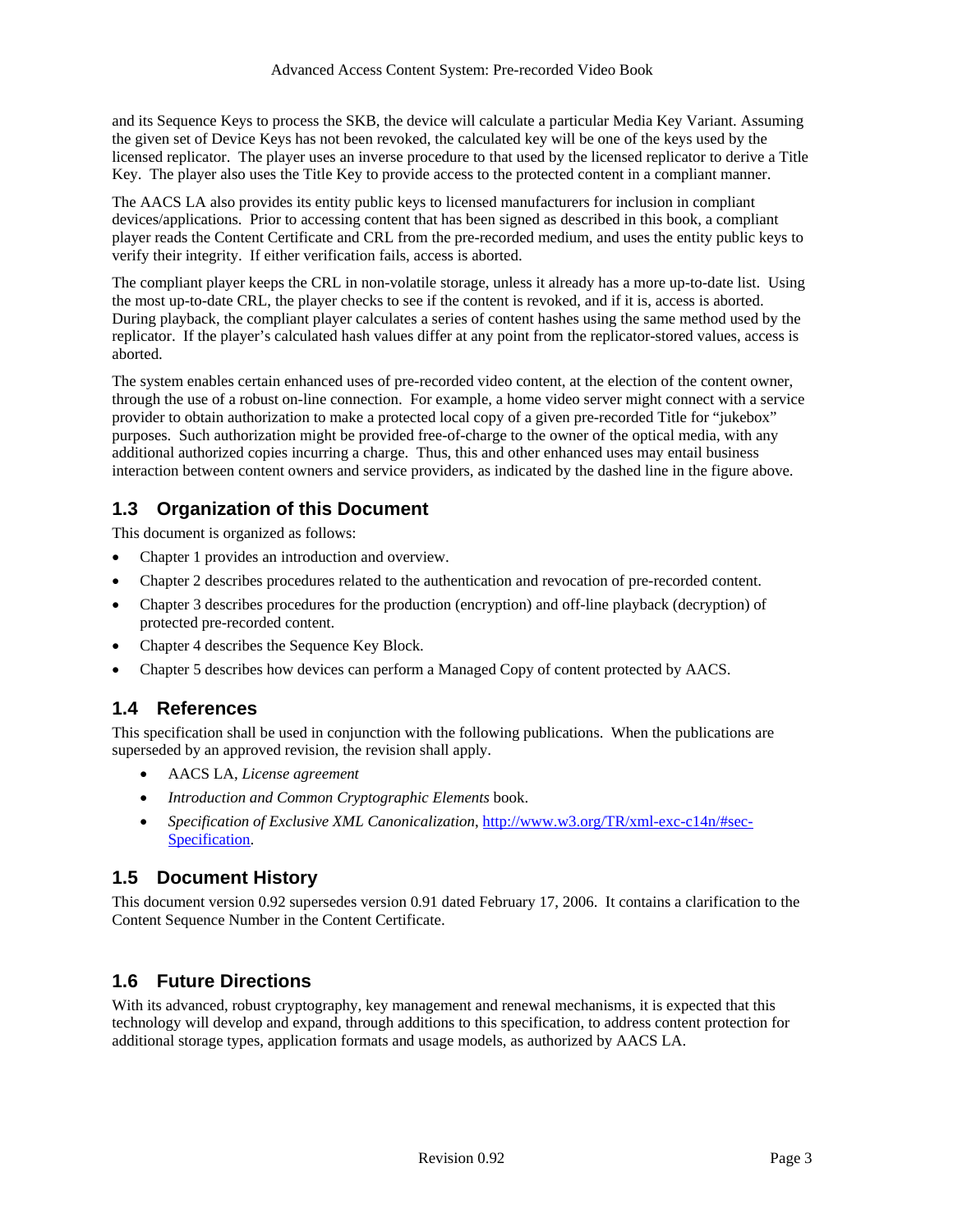and its Sequence Keys to process the SKB, the device will calculate a particular Media Key Variant. Assuming the given set of Device Keys has not been revoked, the calculated key will be one of the keys used by the licensed replicator. The player uses an inverse procedure to that used by the licensed replicator to derive a Title Key. The player also uses the Title Key to provide access to the protected content in a compliant manner.

The AACS LA also provides its entity public keys to licensed manufacturers for inclusion in compliant devices/applications. Prior to accessing content that has been signed as described in this book, a compliant player reads the Content Certificate and CRL from the pre-recorded medium, and uses the entity public keys to verify their integrity. If either verification fails, access is aborted.

The compliant player keeps the CRL in non-volatile storage, unless it already has a more up-to-date list. Using the most up-to-date CRL, the player checks to see if the content is revoked, and if it is, access is aborted. During playback, the compliant player calculates a series of content hashes using the same method used by the replicator. If the player's calculated hash values differ at any point from the replicator-stored values, access is aborted.

The system enables certain enhanced uses of pre-recorded video content, at the election of the content owner, through the use of a robust on-line connection. For example, a home video server might connect with a service provider to obtain authorization to make a protected local copy of a given pre-recorded Title for "jukebox" purposes. Such authorization might be provided free-of-charge to the owner of the optical media, with any additional authorized copies incurring a charge. Thus, this and other enhanced uses may entail business interaction between content owners and service providers, as indicated by the dashed line in the figure above.

## 1.3 Organization of this Document

This document is organized as follows:

- Chapter 1 provides an introduction and overview.
- Chapter 2 describes procedures related to the authentication and revocation of pre-recorded content.
- Chapter 3 describes procedures for the production (encryption) and off-line playback (decryption) of protected pre-recorded content.
- Chapter 4 describes the Sequence Key Block.
- Chapter 5 describes how devices can perform a Managed Copy of content protected by AACS.

## 1.4 References

This specification shall be used in conjunction with the following publications. When the publications are superseded by an approved revision, the revision shall apply.

- AACS LA, *License agreement*
- *Introduction and Common Cryptographic Elements* book.
- *Specification of Exclusive XML Canonicalization*, http://www.w3.org/TR/xml-exc-c14n/#sec-Specification.

## 1.5 Document History

This document version 0.92 supersedes version 0.91 dated February 17, 2006. It contains a clarification to the Content Sequence Number in the Content Certificate.

## 1.6 Future Directions

With its advanced, robust cryptography, key management and renewal mechanisms, it is expected that this technology will develop and expand, through additions to this specification, to address content protection for additional storage types, application formats and usage models, as authorized by AACS LA.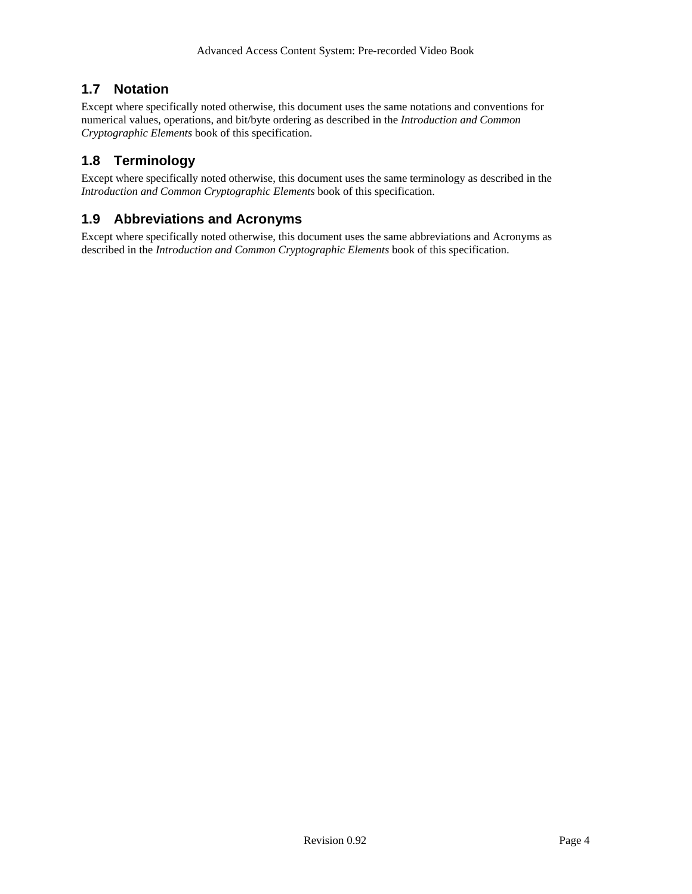## 1.7 Notation

Except where specifically noted otherwise, this document uses the same notations and conventions for numerical values, operations, and bit/byte ordering as described in the *Introduction and Common Cryptographic Elements* book of this specification.

## 1.8 Terminology

Except where specifically noted otherwise, this document uses the same terminology as described in the *Introduction and Common Cryptographic Elements* book of this specification.

## 1.9 Abbreviations and Acronyms

Except where specifically noted otherwise, this document uses the same abbreviations and Acronyms as described in the *Introduction and Common Cryptographic Elements* book of this specification.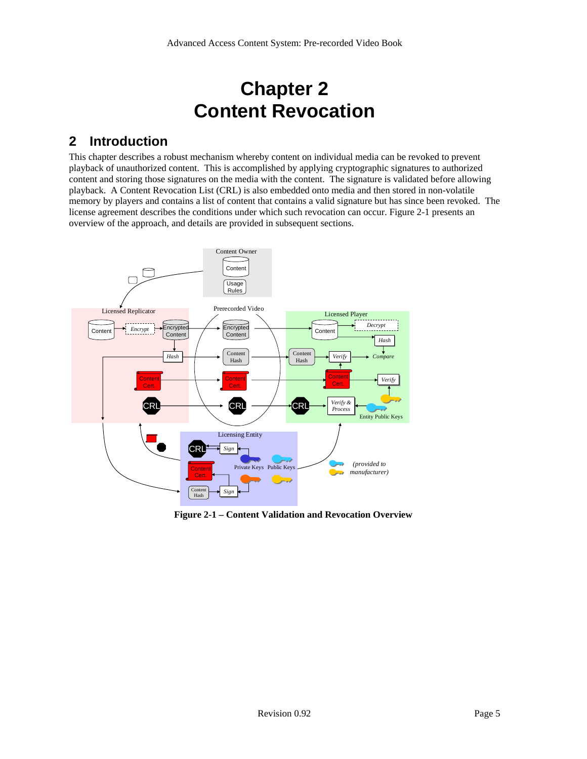# Chapter 2
# Content Revocation

## 2 Introduction

This chapter describes a robust mechanism whereby content on individual media can be revoked to prevent playback of unauthorized content. This is accomplished by applying cryptographic signatures to authorized content and storing those signatures on the media with the content. The signature is validated before allowing playback. A Content Revocation List (CRL) is also embedded onto media and then stored in non-volatile memory by players and contains a list of content that contains a valid signature but has since been revoked. The license agreement describes the conditions under which such revocation can occur. Figure 2-1 presents an overview of the approach, and details are provided in subsequent sections.

**Figure 2-1 – Content Validation and Revocation Overview**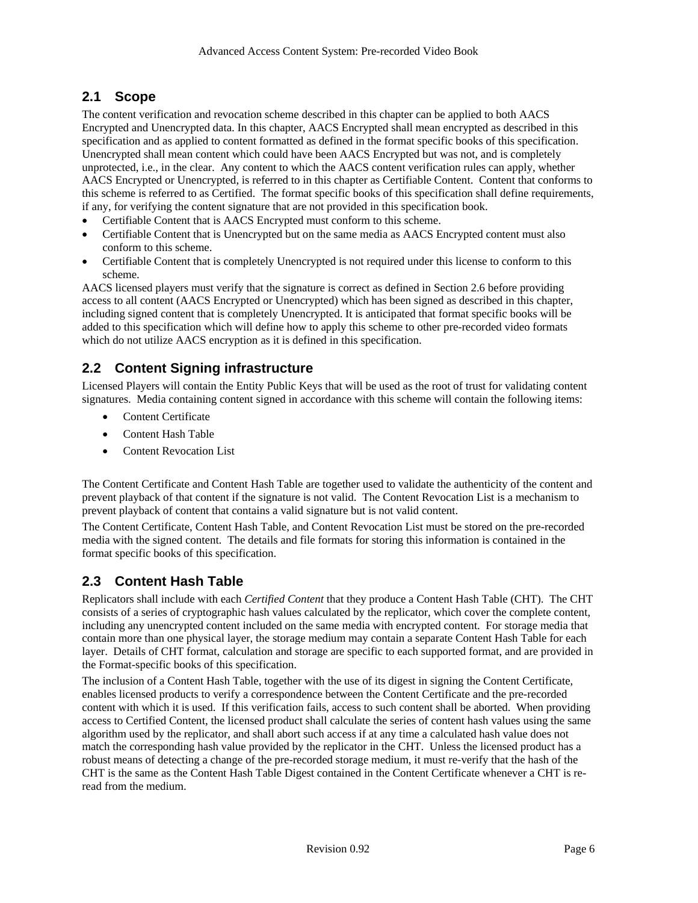## 2.1 Scope

The content verification and revocation scheme described in this chapter can be applied to both AACS Encrypted and Unencrypted data. In this chapter, AACS Encrypted shall mean encrypted as described in this specification and as applied to content formatted as defined in the format specific books of this specification. Unencrypted shall mean content which could have been AACS Encrypted but was not, and is completely unprotected, i.e., in the clear. Any content to which the AACS content verification rules can apply, whether AACS Encrypted or Unencrypted, is referred to in this chapter as Certifiable Content. Content that conforms to this scheme is referred to as Certified. The format specific books of this specification shall define requirements, if any, for verifying the content signature that are not provided in this specification book.

- Certifiable Content that is AACS Encrypted must conform to this scheme.
- Certifiable Content that is Unencrypted but on the same media as AACS Encrypted content must also conform to this scheme.
- Certifiable Content that is completely Unencrypted is not required under this license to conform to this scheme.

AACS licensed players must verify that the signature is correct as defined in Section 2.6 before providing access to all content (AACS Encrypted or Unencrypted) which has been signed as described in this chapter, including signed content that is completely Unencrypted. It is anticipated that format specific books will be added to this specification which will define how to apply this scheme to other pre-recorded video formats which do not utilize AACS encryption as it is defined in this specification.

## 2.2 Content Signing infrastructure

Licensed Players will contain the Entity Public Keys that will be used as the root of trust for validating content signatures. Media containing content signed in accordance with this scheme will contain the following items:

- Content Certificate
- Content Hash Table
- Content Revocation List

The Content Certificate and Content Hash Table are together used to validate the authenticity of the content and prevent playback of that content if the signature is not valid. The Content Revocation List is a mechanism to prevent playback of content that contains a valid signature but is not valid content.

The Content Certificate, Content Hash Table, and Content Revocation List must be stored on the pre-recorded media with the signed content. The details and file formats for storing this information is contained in the format specific books of this specification.

## 2.3 Content Hash Table

Replicators shall include with each *Certified Content* that they produce a Content Hash Table (CHT). The CHT consists of a series of cryptographic hash values calculated by the replicator, which cover the complete content, including any unencrypted content included on the same media with encrypted content. For storage media that contain more than one physical layer, the storage medium may contain a separate Content Hash Table for each layer. Details of CHT format, calculation and storage are specific to each supported format, and are provided in the Format-specific books of this specification.

The inclusion of a Content Hash Table, together with the use of its digest in signing the Content Certificate, enables licensed products to verify a correspondence between the Content Certificate and the pre-recorded content with which it is used. If this verification fails, access to such content shall be aborted. When providing access to Certified Content, the licensed product shall calculate the series of content hash values using the same algorithm used by the replicator, and shall abort such access if at any time a calculated hash value does not match the corresponding hash value provided by the replicator in the CHT. Unless the licensed product has a robust means of detecting a change of the pre-recorded storage medium, it must re-verify that the hash of the CHT is the same as the Content Hash Table Digest contained in the Content Certificate whenever a CHT is re-read from the medium.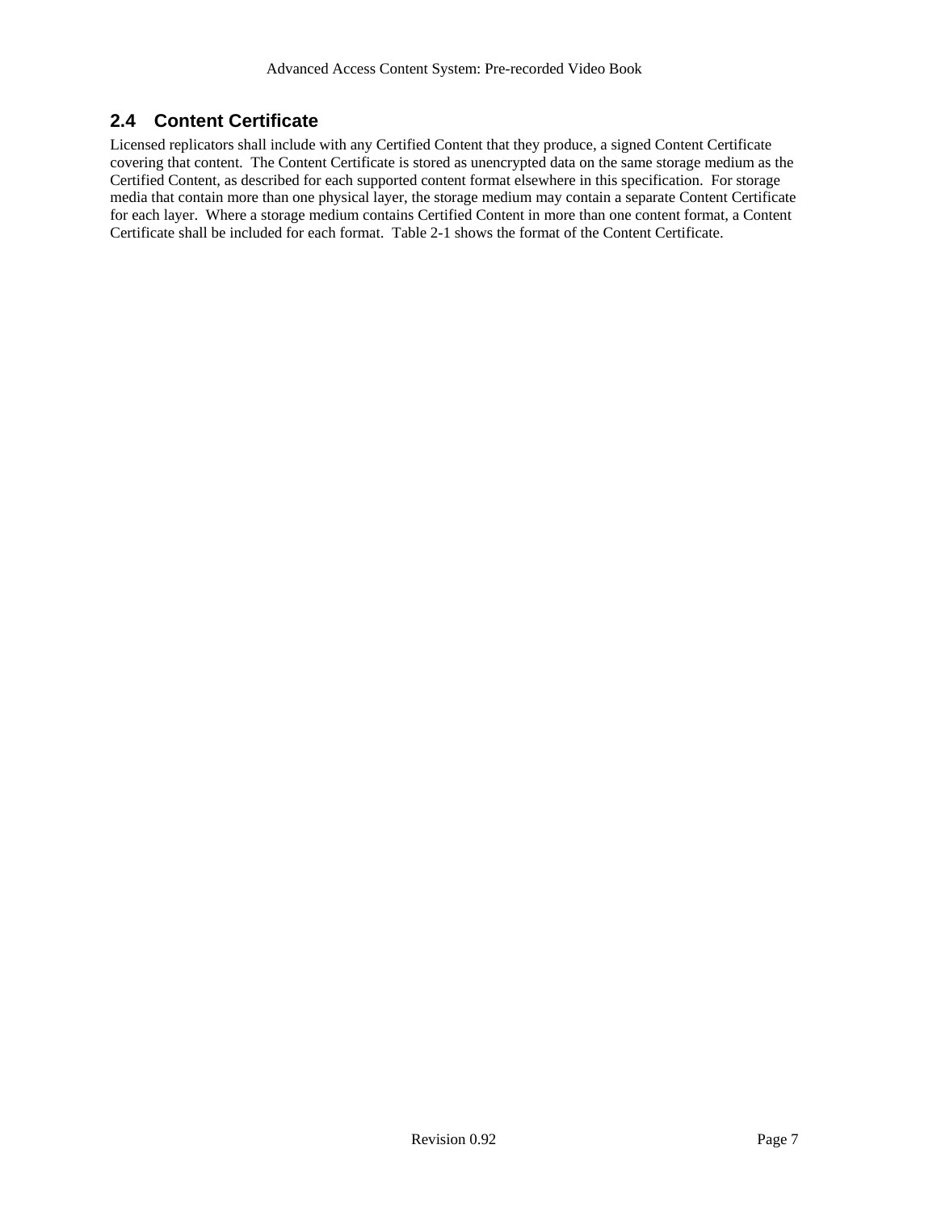## 2.4 Content Certificate

Licensed replicators shall include with any Certified Content that they produce, a signed Content Certificate covering that content. The Content Certificate is stored as unencrypted data on the same storage medium as the Certified Content, as described for each supported content format elsewhere in this specification. For storage media that contain more than one physical layer, the storage medium may contain a separate Content Certificate for each layer. Where a storage medium contains Certified Content in more than one content format, a Content Certificate shall be included for each format. Table 2-1 shows the format of the Content Certificate.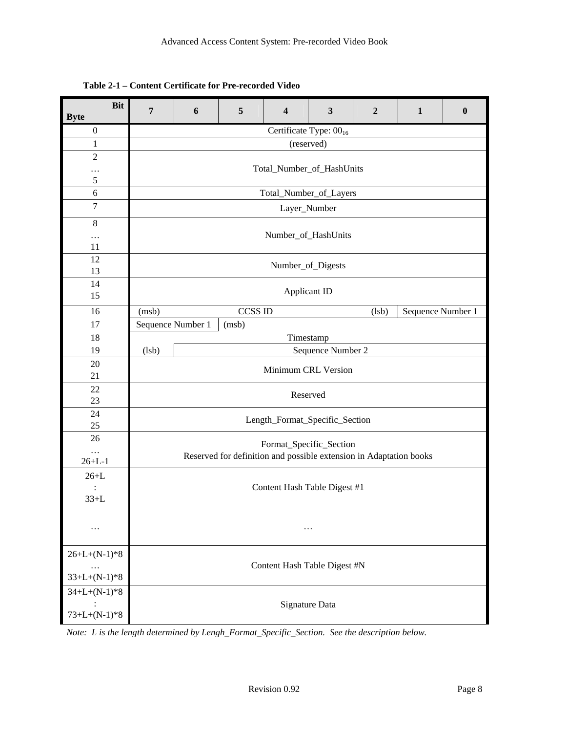**Table 2-1 – Content Certificate for Pre-recorded Video**

| Byte \ Bit | 7 | 6 | 5 | 4 | 3 | 2 | 1 | 0 |
|---|---|---|---|---|---|---|---|---|
| 0 | Certificate Type: $00_{16}$ | | | | | | | |
| 1 | (reserved) | | | | | | | |
| 2 … 5 | Total_Number_of_HashUnits | | | | | | | |
| 6 | Total_Number_of_Layers | | | | | | | |
| 7 | Layer_Number | | | | | | | |
| 8 … 11 | Number_of_HashUnits | | | | | | | |
| 12 13 | Number_of_Digests | | | | | | | |
| 14 15 | Applicant ID | | | | | | | |
| 16 | (msb) CCSS ID (lsb) | | | | | | Sequence Number 1 | |
| 17 | Sequence Number 1 | | (msb) | | | | | |
| 18 | Timestamp | | | | | | | |
| 19 | (lsb) | Sequence Number 2 | | | | | | |
| 20 21 | Minimum CRL Version | | | | | | | |
| 22 23 | Reserved | | | | | | | |
| 24 25 | Length_Format_Specific_Section | | | | | | | |
| 26 … 26+L-1 | Format_Specific_Section Reserved for definition and possible extension in Adaptation books | | | | | | | |
| 26+L : 33+L | Content Hash Table Digest #1 | | | | | | | |
| … | … | | | | | | | |
| 26+L+(N-1)*8 … 33+L+(N-1)*8 | Content Hash Table Digest #N | | | | | | | |
| 34+L+(N-1)*8 : 73+L+(N-1)*8 | Signature Data | | | | | | | |

*Note: L is the length determined by Lengh_Format_Specific_Section. See the description below.*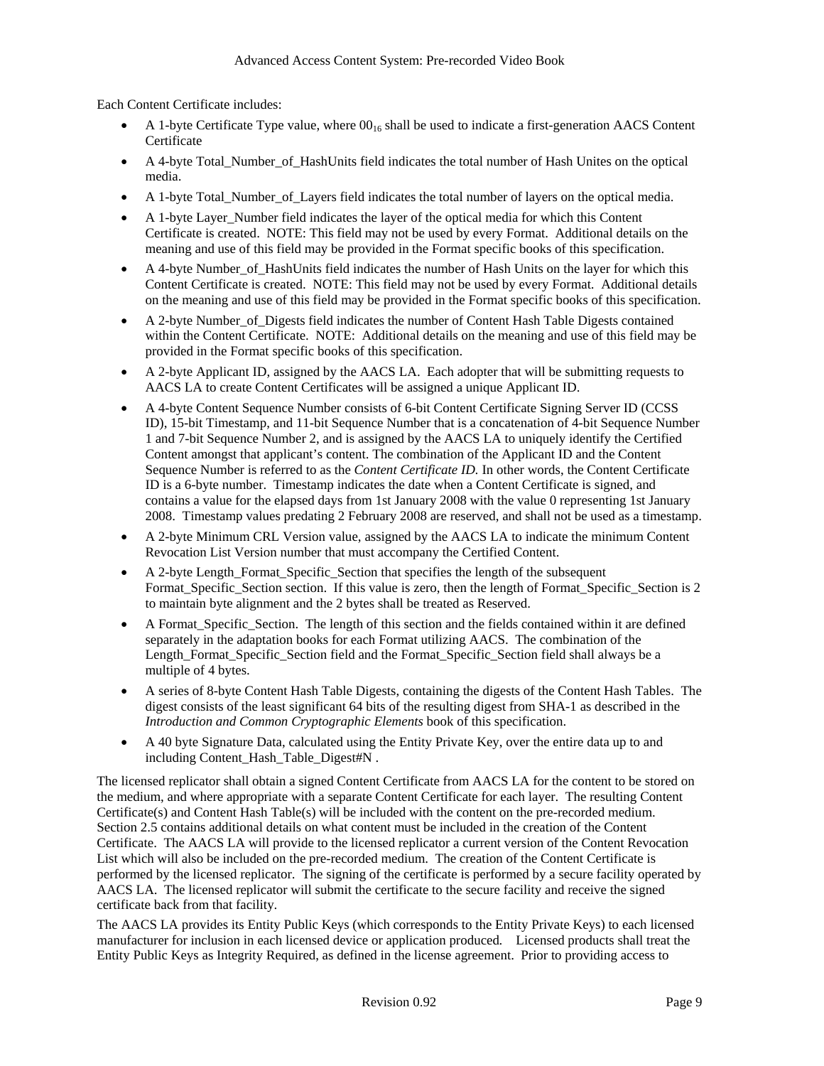Each Content Certificate includes:

- A 1-byte Certificate Type value, where $00_{16}$ shall be used to indicate a first-generation AACS Content Certificate
- A 4-byte Total_Number_of_HashUnits field indicates the total number of Hash Unites on the optical media.
- A 1-byte Total_Number_of_Layers field indicates the total number of layers on the optical media.
- A 1-byte Layer_Number field indicates the layer of the optical media for which this Content Certificate is created. NOTE: This field may not be used by every Format. Additional details on the meaning and use of this field may be provided in the Format specific books of this specification.
- A 4-byte Number_of_HashUnits field indicates the number of Hash Units on the layer for which this Content Certificate is created. NOTE: This field may not be used by every Format. Additional details on the meaning and use of this field may be provided in the Format specific books of this specification.
- A 2-byte Number_of_Digests field indicates the number of Content Hash Table Digests contained within the Content Certificate. NOTE: Additional details on the meaning and use of this field may be provided in the Format specific books of this specification.
- A 2-byte Applicant ID, assigned by the AACS LA. Each adopter that will be submitting requests to AACS LA to create Content Certificates will be assigned a unique Applicant ID.
- A 4-byte Content Sequence Number consists of 6-bit Content Certificate Signing Server ID (CCSS ID), 15-bit Timestamp, and 11-bit Sequence Number that is a concatenation of 4-bit Sequence Number 1 and 7-bit Sequence Number 2, and is assigned by the AACS LA to uniquely identify the Certified Content amongst that applicant's content. The combination of the Applicant ID and the Content Sequence Number is referred to as the *Content Certificate ID.* In other words, the Content Certificate ID is a 6-byte number. Timestamp indicates the date when a Content Certificate is signed, and contains a value for the elapsed days from 1st January 2008 with the value 0 representing 1st January 2008. Timestamp values predating 2 February 2008 are reserved, and shall not be used as a timestamp.
- A 2-byte Minimum CRL Version value, assigned by the AACS LA to indicate the minimum Content Revocation List Version number that must accompany the Certified Content.
- A 2-byte Length_Format_Specific_Section that specifies the length of the subsequent Format_Specific_Section section. If this value is zero, then the length of Format_Specific_Section is 2 to maintain byte alignment and the 2 bytes shall be treated as Reserved.
- A Format_Specific_Section. The length of this section and the fields contained within it are defined separately in the adaptation books for each Format utilizing AACS. The combination of the Length_Format_Specific_Section field and the Format_Specific_Section field shall always be a multiple of 4 bytes.
- A series of 8-byte Content Hash Table Digests, containing the digests of the Content Hash Tables. The digest consists of the least significant 64 bits of the resulting digest from SHA-1 as described in the *Introduction and Common Cryptographic Elements* book of this specification.
- A 40 byte Signature Data, calculated using the Entity Private Key, over the entire data up to and including Content_Hash_Table_Digest#N .

The licensed replicator shall obtain a signed Content Certificate from AACS LA for the content to be stored on the medium, and where appropriate with a separate Content Certificate for each layer. The resulting Content Certificate(s) and Content Hash Table(s) will be included with the content on the pre-recorded medium. Section 2.5 contains additional details on what content must be included in the creation of the Content Certificate. The AACS LA will provide to the licensed replicator a current version of the Content Revocation List which will also be included on the pre-recorded medium. The creation of the Content Certificate is performed by the licensed replicator. The signing of the certificate is performed by a secure facility operated by AACS LA. The licensed replicator will submit the certificate to the secure facility and receive the signed certificate back from that facility.

The AACS LA provides its Entity Public Keys (which corresponds to the Entity Private Keys) to each licensed manufacturer for inclusion in each licensed device or application produced. Licensed products shall treat the Entity Public Keys as Integrity Required, as defined in the license agreement. Prior to providing access to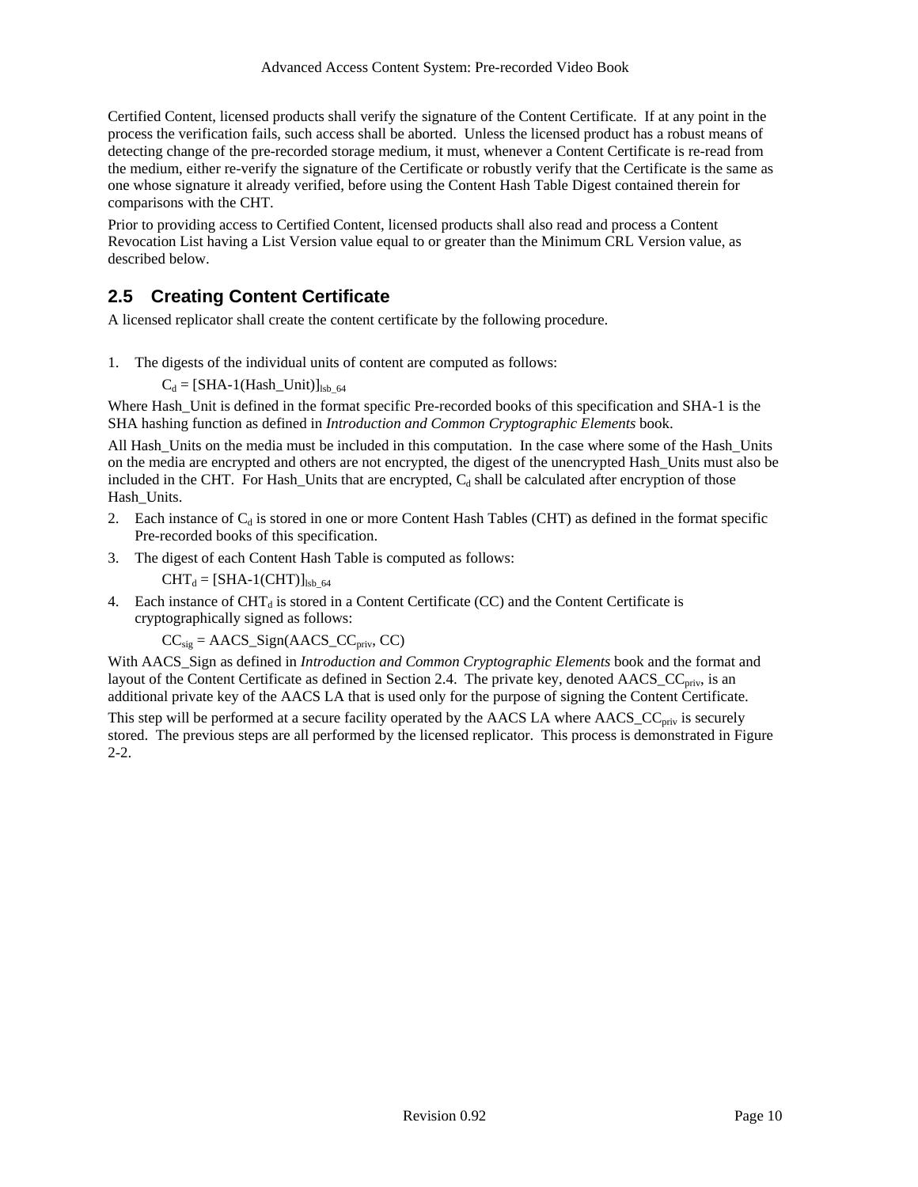Certified Content, licensed products shall verify the signature of the Content Certificate. If at any point in the process the verification fails, such access shall be aborted. Unless the licensed product has a robust means of detecting change of the pre-recorded storage medium, it must, whenever a Content Certificate is re-read from the medium, either re-verify the signature of the Certificate or robustly verify that the Certificate is the same as one whose signature it already verified, before using the Content Hash Table Digest contained therein for comparisons with the CHT.

Prior to providing access to Certified Content, licensed products shall also read and process a Content Revocation List having a List Version value equal to or greater than the Minimum CRL Version value, as described below.

## 2.5 Creating Content Certificate

A licensed replicator shall create the content certificate by the following procedure.

1. The digests of the individual units of content are computed as follows:

   $C_d = [\text{SHA-1}(\text{Hash\_Unit})]_{lsb\_64}$

Where Hash_Unit is defined in the format specific Pre-recorded books of this specification and SHA-1 is the SHA hashing function as defined in *Introduction and Common Cryptographic Elements* book.

All Hash_Units on the media must be included in this computation. In the case where some of the Hash_Units on the media are encrypted and others are not encrypted, the digest of the unencrypted Hash_Units must also be included in the CHT. For Hash_Units that are encrypted, $C_d$ shall be calculated after encryption of those Hash_Units.

2. Each instance of $C_d$ is stored in one or more Content Hash Tables (CHT) as defined in the format specific Pre-recorded books of this specification.
3. The digest of each Content Hash Table is computed as follows:

   $CHT_d = [\text{SHA-1}(CHT)]_{lsb\_64}$

4. Each instance of $CHT_d$ is stored in a Content Certificate (CC) and the Content Certificate is cryptographically signed as follows:

   $CC_{sig} = \text{AACS\_Sign}(\text{AACS\_CC}_{priv}, CC)$

With AACS_Sign as defined in *Introduction and Common Cryptographic Elements* book and the format and layout of the Content Certificate as defined in Section 2.4. The private key, denoted $\text{AACS\_CC}_{priv}$, is an additional private key of the AACS LA that is used only for the purpose of signing the Content Certificate.

This step will be performed at a secure facility operated by the AACS LA where $\text{AACS\_CC}_{priv}$ is securely stored. The previous steps are all performed by the licensed replicator. This process is demonstrated in Figure 2-2.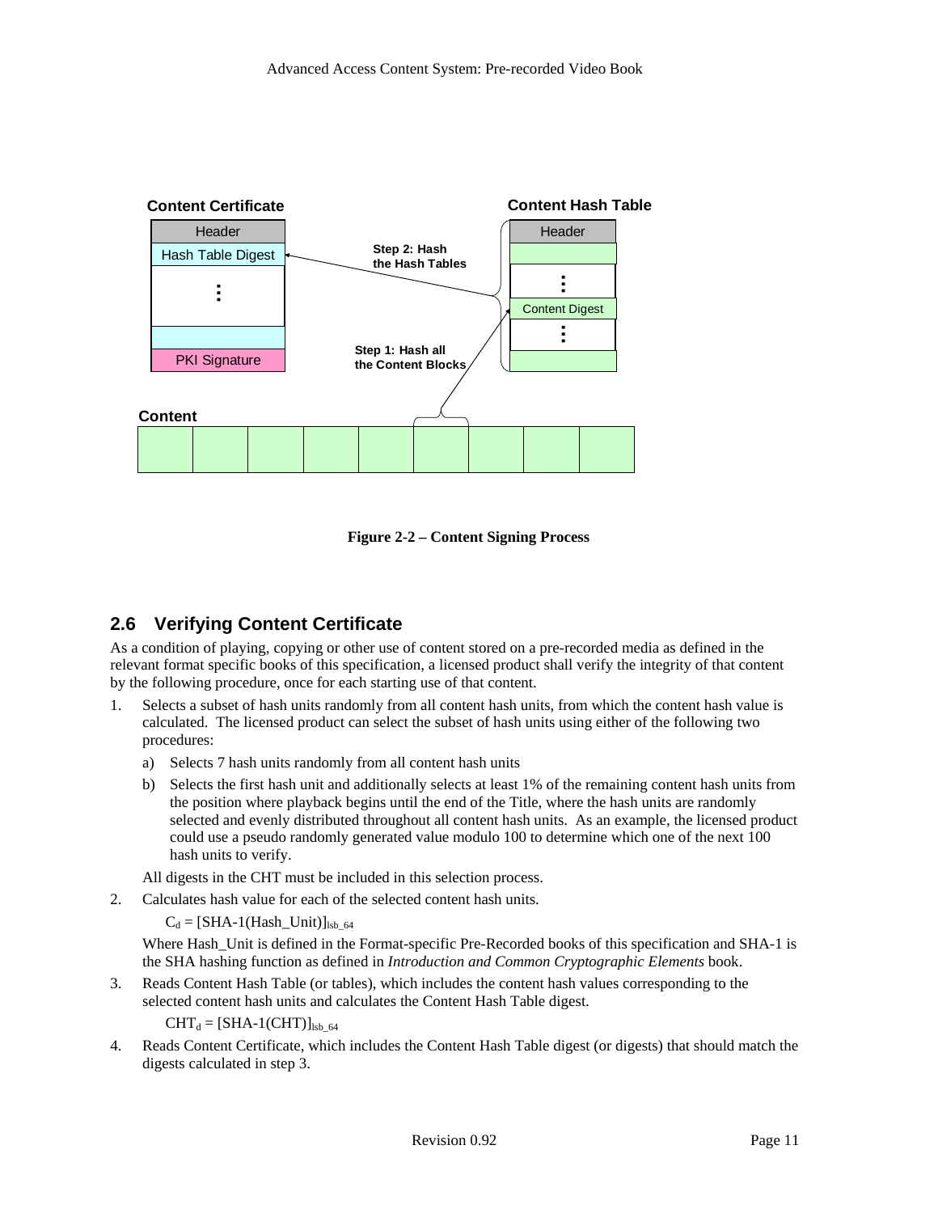Figure 2-2 – Content Signing Process

## 2.6 Verifying Content Certificate

As a condition of playing, copying or other use of content stored on a pre-recorded media as defined in the relevant format specific books of this specification, a licensed product shall verify the integrity of that content by the following procedure, once for each starting use of that content.

1. Selects a subset of hash units randomly from all content hash units, from which the content hash value is calculated. The licensed product can select the subset of hash units using either of the following two procedures:
   a) Selects 7 hash units randomly from all content hash units
   b) Selects the first hash unit and additionally selects at least 1% of the remaining content hash units from the position where playback begins until the end of the Title, where the hash units are randomly selected and evenly distributed throughout all content hash units. As an example, the licensed product could use a pseudo randomly generated value modulo 100 to determine which one of the next 100 hash units to verify.

   All digests in the CHT must be included in this selection process.

2. Calculates hash value for each of the selected content hash units.

   $C_d = [\text{SHA-1}(\text{Hash\_Unit})]_{lsb\_64}$

   Where Hash_Unit is defined in the Format-specific Pre-Recorded books of this specification and SHA-1 is the SHA hashing function as defined in *Introduction and Common Cryptographic Elements* book.

3. Reads Content Hash Table (or tables), which includes the content hash values corresponding to the selected content hash units and calculates the Content Hash Table digest.

   $CHT_d = [\text{SHA-1}(CHT)]_{lsb\_64}$

4. Reads Content Certificate, which includes the Content Hash Table digest (or digests) that should match the digests calculated in step 3.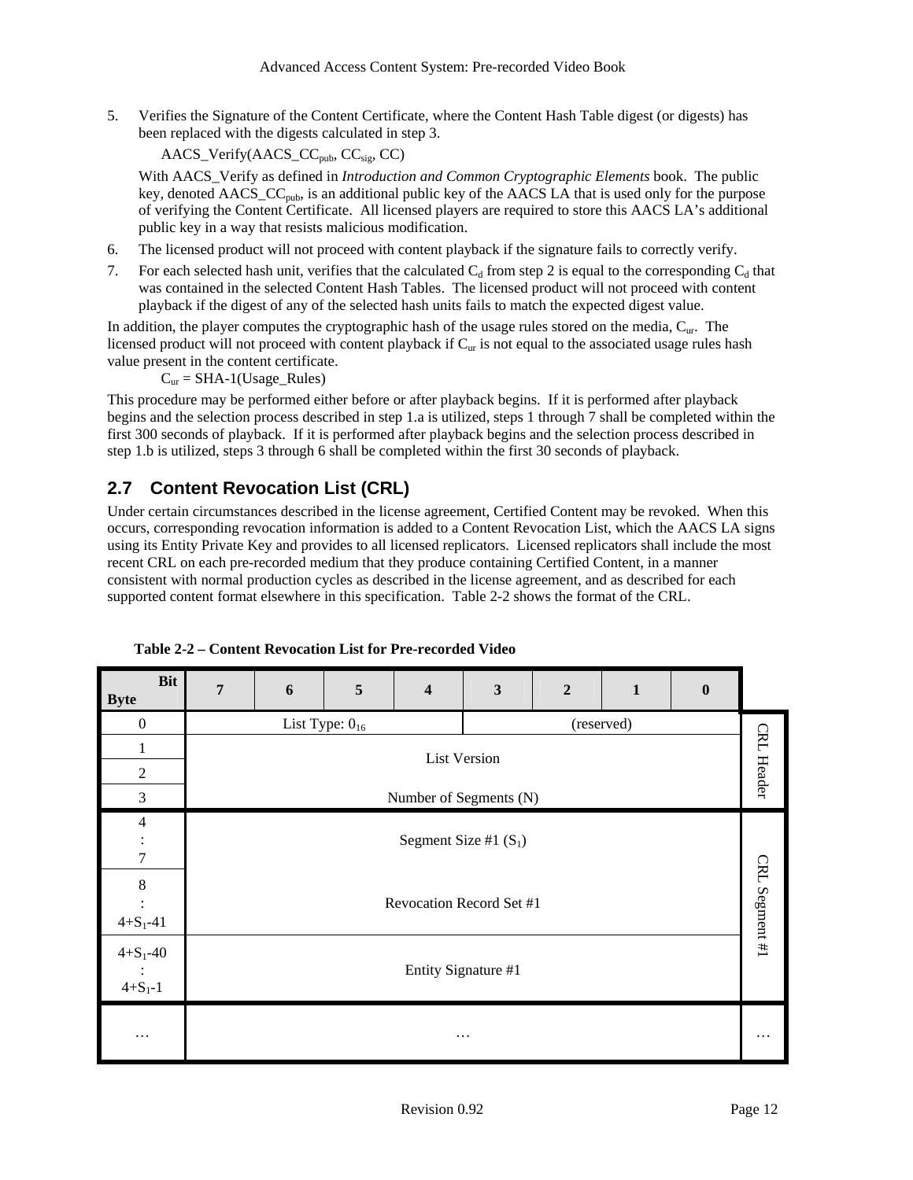5. Verifies the Signature of the Content Certificate, where the Content Hash Table digest (or digests) has been replaced with the digests calculated in step 3.

   AACS_Verify(AACS_CC$_{pub}$, CC$_{sig}$, CC)

   With AACS_Verify as defined in *Introduction and Common Cryptographic Elements* book. The public key, denoted AACS_CC$_{pub}$, is an additional public key of the AACS LA that is used only for the purpose of verifying the Content Certificate. All licensed players are required to store this AACS LA's additional public key in a way that resists malicious modification.

6. The licensed product will not proceed with content playback if the signature fails to correctly verify.

7. For each selected hash unit, verifies that the calculated $C_d$ from step 2 is equal to the corresponding $C_d$ that was contained in the selected Content Hash Tables. The licensed product will not proceed with content playback if the digest of any of the selected hash units fails to match the expected digest value.

In addition, the player computes the cryptographic hash of the usage rules stored on the media, $C_{ur}$. The licensed product will not proceed with content playback if $C_{ur}$ is not equal to the associated usage rules hash value present in the content certificate.

$C_{ur}$ = SHA-1(Usage_Rules)

This procedure may be performed either before or after playback begins. If it is performed after playback begins and the selection process described in step 1.a is utilized, steps 1 through 7 shall be completed within the first 300 seconds of playback. If it is performed after playback begins and the selection process described in step 1.b is utilized, steps 3 through 6 shall be completed within the first 30 seconds of playback.

## 2.7 Content Revocation List (CRL)

Under certain circumstances described in the license agreement, Certified Content may be revoked. When this occurs, corresponding revocation information is added to a Content Revocation List, which the AACS LA signs using its Entity Private Key and provides to all licensed replicators. Licensed replicators shall include the most recent CRL on each pre-recorded medium that they produce containing Certified Content, in a manner consistent with normal production cycles as described in the license agreement, and as described for each supported content format elsewhere in this specification. Table 2-2 shows the format of the CRL.

**Table 2-2 – Content Revocation List for Pre-recorded Video**

| Byte \ Bit | 7 | 6 | 5 | 4 | 3 | 2 | 1 | 0 | |
|---|---|---|---|---|---|---|---|---|---|
| 0 | List Type: $0_{16}$ | | | | (reserved) | | | | CRL Header |
| 1 – 2 | List Version | | | | | | | | CRL Header |
| 3 | Number of Segments (N) | | | | | | | | CRL Header |
| 4 : 7 | Segment Size #1 ($S_1$) | | | | | | | | CRL Segment #1 |
| 8 : 4+$S_1$-41 | Revocation Record Set #1 | | | | | | | | CRL Segment #1 |
| 4+$S_1$-40 : 4+$S_1$-1 | Entity Signature #1 | | | | | | | | CRL Segment #1 |
| … | … | | | | | | | | … |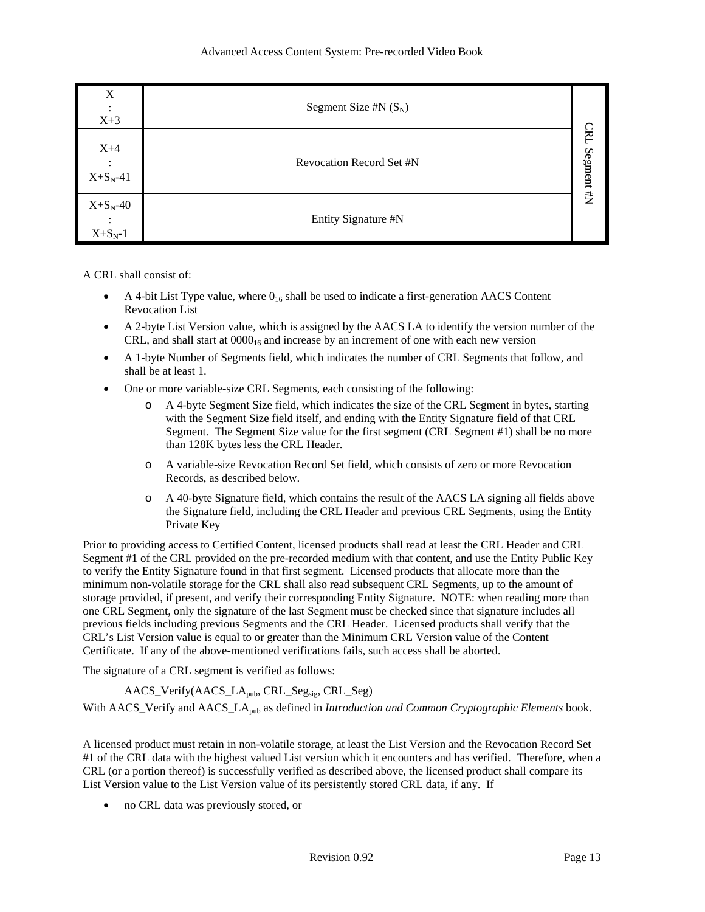| | | |
|---|---|---|
| X : X+3 | Segment Size #N ($S_N$) | CRL Segment #N |
| X+4 : $X+S_N-41$ | Revocation Record Set #N | |
| $X+S_N-40$ : $X+S_N-1$ | Entity Signature #N | |

A CRL shall consist of:

- A 4-bit List Type value, where $0_{16}$ shall be used to indicate a first-generation AACS Content Revocation List
- A 2-byte List Version value, which is assigned by the AACS LA to identify the version number of the CRL, and shall start at $0000_{16}$ and increase by an increment of one with each new version
- A 1-byte Number of Segments field, which indicates the number of CRL Segments that follow, and shall be at least 1.
- One or more variable-size CRL Segments, each consisting of the following:
  - A 4-byte Segment Size field, which indicates the size of the CRL Segment in bytes, starting with the Segment Size field itself, and ending with the Entity Signature field of that CRL Segment. The Segment Size value for the first segment (CRL Segment #1) shall be no more than 128K bytes less the CRL Header.
  - A variable-size Revocation Record Set field, which consists of zero or more Revocation Records, as described below.
  - A 40-byte Signature field, which contains the result of the AACS LA signing all fields above the Signature field, including the CRL Header and previous CRL Segments, using the Entity Private Key

Prior to providing access to Certified Content, licensed products shall read at least the CRL Header and CRL Segment #1 of the CRL provided on the pre-recorded medium with that content, and use the Entity Public Key to verify the Entity Signature found in that first segment. Licensed products that allocate more than the minimum non-volatile storage for the CRL shall also read subsequent CRL Segments, up to the amount of storage provided, if present, and verify their corresponding Entity Signature. NOTE: when reading more than one CRL Segment, only the signature of the last Segment must be checked since that signature includes all previous fields including previous Segments and the CRL Header. Licensed products shall verify that the CRL's List Version value is equal to or greater than the Minimum CRL Version value of the Content Certificate. If any of the above-mentioned verifications fails, such access shall be aborted.

The signature of a CRL segment is verified as follows:

$$AACS\_Verify(AACS\_LA_{pub}, CRL\_Seg_{sig}, CRL\_Seg)$$

With AACS_Verify and $AACS\_LA_{pub}$ as defined in *Introduction and Common Cryptographic Elements* book.

A licensed product must retain in non-volatile storage, at least the List Version and the Revocation Record Set #1 of the CRL data with the highest valued List version which it encounters and has verified. Therefore, when a CRL (or a portion thereof) is successfully verified as described above, the licensed product shall compare its List Version value to the List Version value of its persistently stored CRL data, if any. If

- no CRL data was previously stored, or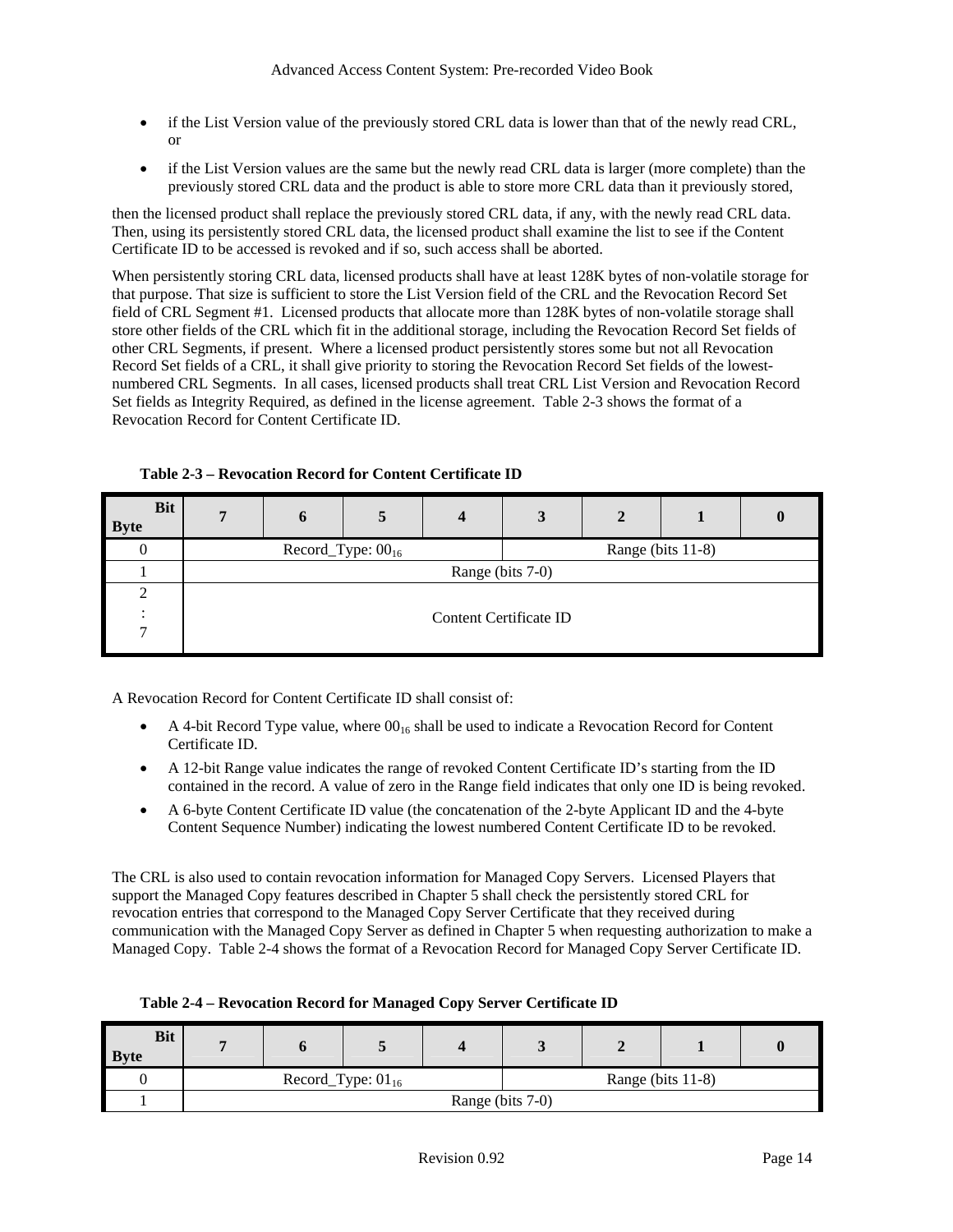- if the List Version value of the previously stored CRL data is lower than that of the newly read CRL, or
- if the List Version values are the same but the newly read CRL data is larger (more complete) than the previously stored CRL data and the product is able to store more CRL data than it previously stored,

then the licensed product shall replace the previously stored CRL data, if any, with the newly read CRL data. Then, using its persistently stored CRL data, the licensed product shall examine the list to see if the Content Certificate ID to be accessed is revoked and if so, such access shall be aborted.

When persistently storing CRL data, licensed products shall have at least 128K bytes of non-volatile storage for that purpose. That size is sufficient to store the List Version field of the CRL and the Revocation Record Set field of CRL Segment #1. Licensed products that allocate more than 128K bytes of non-volatile storage shall store other fields of the CRL which fit in the additional storage, including the Revocation Record Set fields of other CRL Segments, if present. Where a licensed product persistently stores some but not all Revocation Record Set fields of a CRL, it shall give priority to storing the Revocation Record Set fields of the lowest-numbered CRL Segments. In all cases, licensed products shall treat CRL List Version and Revocation Record Set fields as Integrity Required, as defined in the license agreement. Table 2-3 shows the format of a Revocation Record for Content Certificate ID.

**Table 2-3 – Revocation Record for Content Certificate ID**

| Byte \ Bit | 7 | 6 | 5 | 4 | 3 | 2 | 1 | 0 |
|---|---|---|---|---|---|---|---|---|
| 0 | Record_Type: $00_{16}$ | | | | Range (bits 11-8) | | | |
| 1 | Range (bits 7-0) | | | | | | | |
| 2 : 7 | Content Certificate ID | | | | | | | |

A Revocation Record for Content Certificate ID shall consist of:

- A 4-bit Record Type value, where $00_{16}$ shall be used to indicate a Revocation Record for Content Certificate ID.
- A 12-bit Range value indicates the range of revoked Content Certificate ID's starting from the ID contained in the record. A value of zero in the Range field indicates that only one ID is being revoked.
- A 6-byte Content Certificate ID value (the concatenation of the 2-byte Applicant ID and the 4-byte Content Sequence Number) indicating the lowest numbered Content Certificate ID to be revoked.

The CRL is also used to contain revocation information for Managed Copy Servers. Licensed Players that support the Managed Copy features described in Chapter 5 shall check the persistently stored CRL for revocation entries that correspond to the Managed Copy Server Certificate that they received during communication with the Managed Copy Server as defined in Chapter 5 when requesting authorization to make a Managed Copy. Table 2-4 shows the format of a Revocation Record for Managed Copy Server Certificate ID.

**Table 2-4 – Revocation Record for Managed Copy Server Certificate ID**

| Byte \ Bit | 7 | 6 | 5 | 4 | 3 | 2 | 1 | 0 |
|---|---|---|---|---|---|---|---|---|
| 0 | Record_Type: $01_{16}$ | | | | Range (bits 11-8) | | | |
| 1 | Range (bits 7-0) | | | | | | | |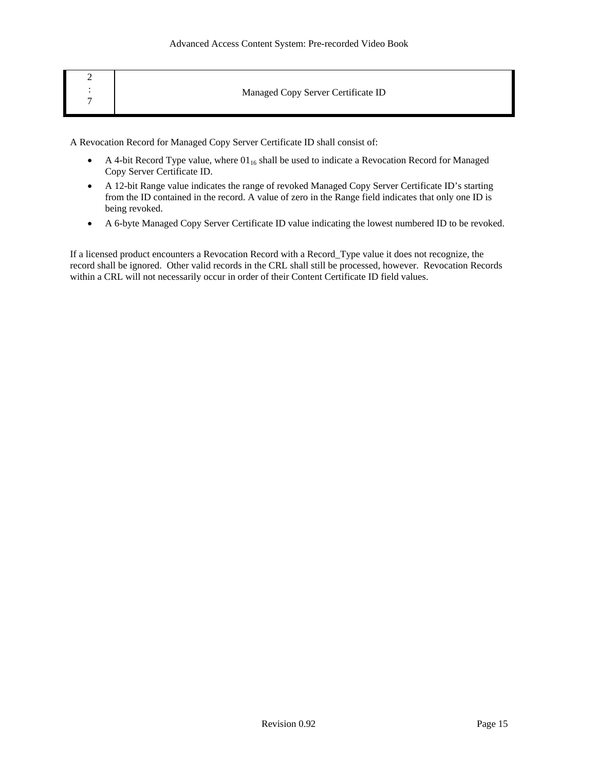| 2 : 7 | Managed Copy Server Certificate ID |
|---|---|

A Revocation Record for Managed Copy Server Certificate ID shall consist of:

- A 4-bit Record Type value, where $01_{16}$ shall be used to indicate a Revocation Record for Managed Copy Server Certificate ID.
- A 12-bit Range value indicates the range of revoked Managed Copy Server Certificate ID's starting from the ID contained in the record. A value of zero in the Range field indicates that only one ID is being revoked.
- A 6-byte Managed Copy Server Certificate ID value indicating the lowest numbered ID to be revoked.

If a licensed product encounters a Revocation Record with a Record_Type value it does not recognize, the record shall be ignored. Other valid records in the CRL shall still be processed, however. Revocation Records within a CRL will not necessarily occur in order of their Content Certificate ID field values.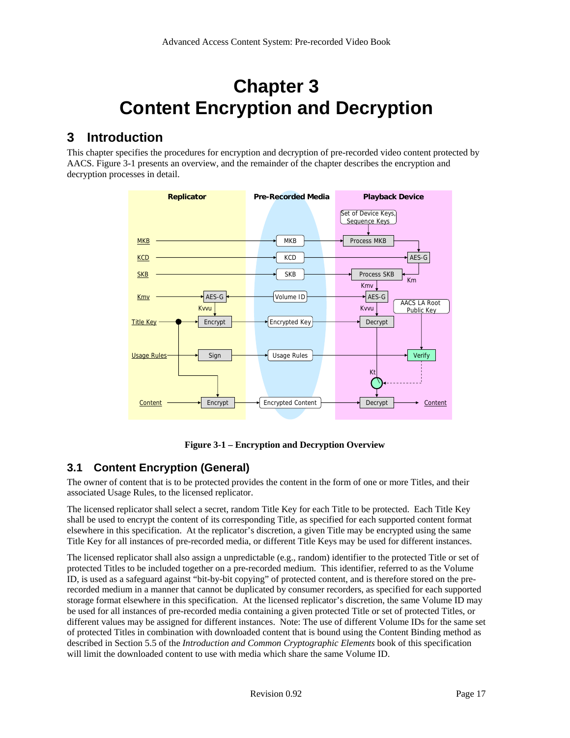# Chapter 3
# Content Encryption and Decryption

## 3 Introduction

This chapter specifies the procedures for encryption and decryption of pre-recorded video content protected by AACS. Figure 3-1 presents an overview, and the remainder of the chapter describes the encryption and decryption processes in detail.

**Figure 3-1 – Encryption and Decryption Overview**

## 3.1 Content Encryption (General)

The owner of content that is to be protected provides the content in the form of one or more Titles, and their associated Usage Rules, to the licensed replicator.

The licensed replicator shall select a secret, random Title Key for each Title to be protected. Each Title Key shall be used to encrypt the content of its corresponding Title, as specified for each supported content format elsewhere in this specification. At the replicator's discretion, a given Title may be encrypted using the same Title Key for all instances of pre-recorded media, or different Title Keys may be used for different instances.

The licensed replicator shall also assign a unpredictable (e.g., random) identifier to the protected Title or set of protected Titles to be included together on a pre-recorded medium. This identifier, referred to as the Volume ID, is used as a safeguard against "bit-by-bit copying" of protected content, and is therefore stored on the pre-recorded medium in a manner that cannot be duplicated by consumer recorders, as specified for each supported storage format elsewhere in this specification. At the licensed replicator's discretion, the same Volume ID may be used for all instances of pre-recorded media containing a given protected Title or set of protected Titles, or different values may be assigned for different instances. Note: The use of different Volume IDs for the same set of protected Titles in combination with downloaded content that is bound using the Content Binding method as described in Section 5.5 of the *Introduction and Common Cryptographic Elements* book of this specification will limit the downloaded content to use with media which share the same Volume ID.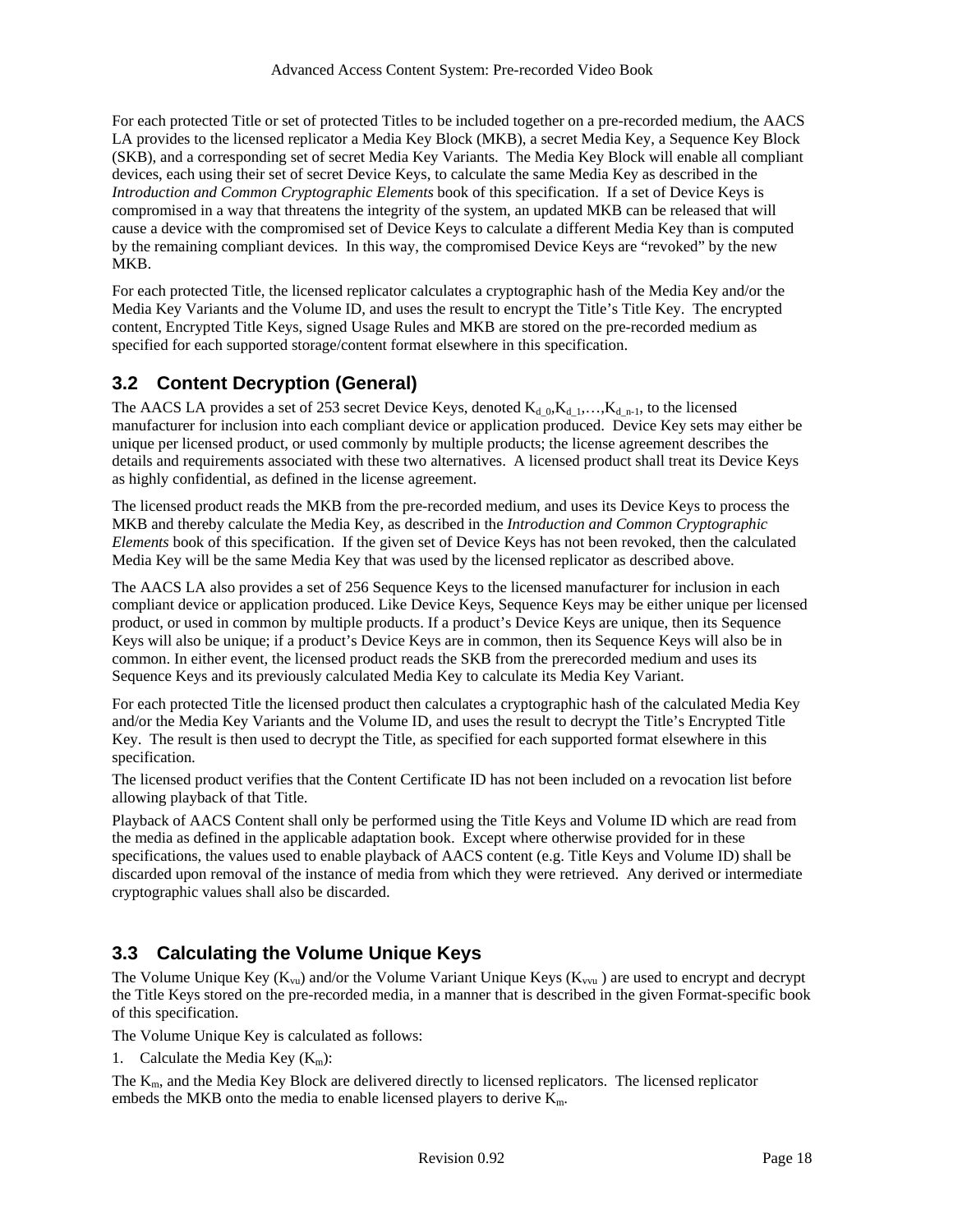For each protected Title or set of protected Titles to be included together on a pre-recorded medium, the AACS LA provides to the licensed replicator a Media Key Block (MKB), a secret Media Key, a Sequence Key Block (SKB), and a corresponding set of secret Media Key Variants. The Media Key Block will enable all compliant devices, each using their set of secret Device Keys, to calculate the same Media Key as described in the *Introduction and Common Cryptographic Elements* book of this specification. If a set of Device Keys is compromised in a way that threatens the integrity of the system, an updated MKB can be released that will cause a device with the compromised set of Device Keys to calculate a different Media Key than is computed by the remaining compliant devices. In this way, the compromised Device Keys are "revoked" by the new MKB.

For each protected Title, the licensed replicator calculates a cryptographic hash of the Media Key and/or the Media Key Variants and the Volume ID, and uses the result to encrypt the Title's Title Key. The encrypted content, Encrypted Title Keys, signed Usage Rules and MKB are stored on the pre-recorded medium as specified for each supported storage/content format elsewhere in this specification.

## 3.2 Content Decryption (General)

The AACS LA provides a set of 253 secret Device Keys, denoted $K_{d\_0}, K_{d\_1}, \ldots, K_{d\_n\text{-}1}$, to the licensed manufacturer for inclusion into each compliant device or application produced. Device Key sets may either be unique per licensed product, or used commonly by multiple products; the license agreement describes the details and requirements associated with these two alternatives. A licensed product shall treat its Device Keys as highly confidential, as defined in the license agreement.

The licensed product reads the MKB from the pre-recorded medium, and uses its Device Keys to process the MKB and thereby calculate the Media Key, as described in the *Introduction and Common Cryptographic Elements* book of this specification. If the given set of Device Keys has not been revoked, then the calculated Media Key will be the same Media Key that was used by the licensed replicator as described above.

The AACS LA also provides a set of 256 Sequence Keys to the licensed manufacturer for inclusion in each compliant device or application produced. Like Device Keys, Sequence Keys may be either unique per licensed product, or used in common by multiple products. If a product's Device Keys are unique, then its Sequence Keys will also be unique; if a product's Device Keys are in common, then its Sequence Keys will also be in common. In either event, the licensed product reads the SKB from the prerecorded medium and uses its Sequence Keys and its previously calculated Media Key to calculate its Media Key Variant.

For each protected Title the licensed product then calculates a cryptographic hash of the calculated Media Key and/or the Media Key Variants and the Volume ID, and uses the result to decrypt the Title's Encrypted Title Key. The result is then used to decrypt the Title, as specified for each supported format elsewhere in this specification.

The licensed product verifies that the Content Certificate ID has not been included on a revocation list before allowing playback of that Title.

Playback of AACS Content shall only be performed using the Title Keys and Volume ID which are read from the media as defined in the applicable adaptation book. Except where otherwise provided for in these specifications, the values used to enable playback of AACS content (e.g. Title Keys and Volume ID) shall be discarded upon removal of the instance of media from which they were retrieved. Any derived or intermediate cryptographic values shall also be discarded.

## 3.3 Calculating the Volume Unique Keys

The Volume Unique Key ($K_{vu}$) and/or the Volume Variant Unique Keys ($K_{vvu}$) are used to encrypt and decrypt the Title Keys stored on the pre-recorded media, in a manner that is described in the given Format-specific book of this specification.

The Volume Unique Key is calculated as follows:

1. Calculate the Media Key ($K_m$):

The $K_m$, and the Media Key Block are delivered directly to licensed replicators. The licensed replicator embeds the MKB onto the media to enable licensed players to derive $K_m$.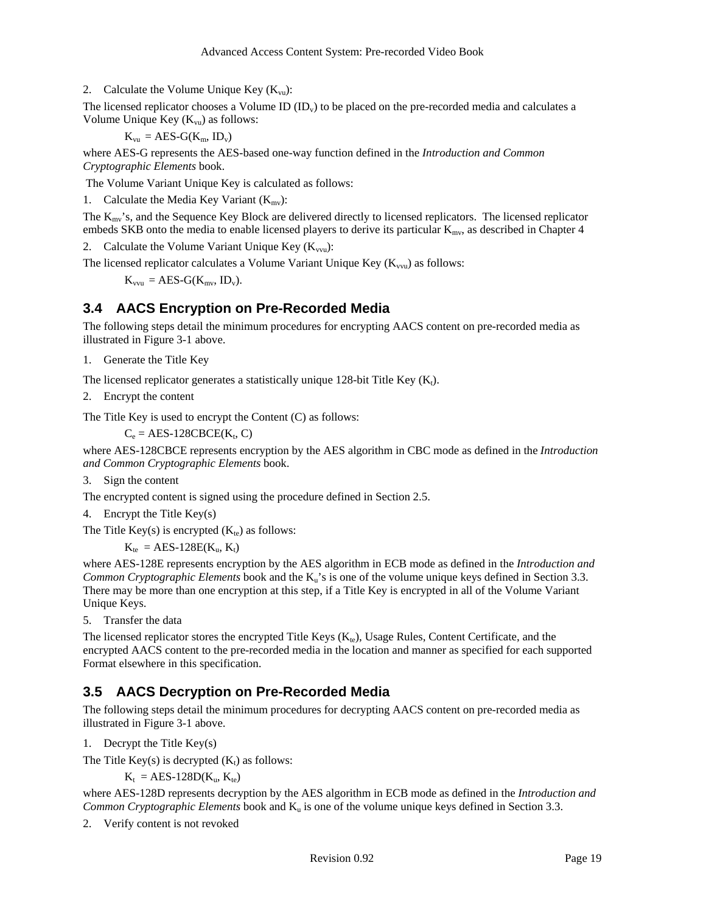2. Calculate the Volume Unique Key ($K_{vu}$):

The licensed replicator chooses a Volume ID ($ID_v$) to be placed on the pre-recorded media and calculates a Volume Unique Key ($K_{vu}$) as follows:

$$K_{vu} = \text{AES-G}(K_m, ID_v)$$

where AES-G represents the AES-based one-way function defined in the *Introduction and Common Cryptographic Elements* book.

The Volume Variant Unique Key is calculated as follows:

1. Calculate the Media Key Variant ($K_{mv}$):

The $K_{mv}$'s, and the Sequence Key Block are delivered directly to licensed replicators. The licensed replicator embeds SKB onto the media to enable licensed players to derive its particular $K_{mv}$, as described in Chapter 4

2. Calculate the Volume Variant Unique Key ($K_{vvu}$):

The licensed replicator calculates a Volume Variant Unique Key ($K_{vvu}$) as follows:

$$K_{vvu} = \text{AES-G}(K_{mv}, ID_v).$$

## 3.4 AACS Encryption on Pre-Recorded Media

The following steps detail the minimum procedures for encrypting AACS content on pre-recorded media as illustrated in Figure 3-1 above.

1. Generate the Title Key

The licensed replicator generates a statistically unique 128-bit Title Key ($K_t$).

2. Encrypt the content

The Title Key is used to encrypt the Content (C) as follows:

$$C_e = \text{AES-128CBCE}(K_t, C)$$

where AES-128CBCE represents encryption by the AES algorithm in CBC mode as defined in the *Introduction and Common Cryptographic Elements* book.

3. Sign the content

The encrypted content is signed using the procedure defined in Section 2.5.

4. Encrypt the Title Key(s)

The Title Key(s) is encrypted ($K_{te}$) as follows:

$$K_{te} = \text{AES-128E}(K_u, K_t)$$

where AES-128E represents encryption by the AES algorithm in ECB mode as defined in the *Introduction and Common Cryptographic Elements* book and the $K_u$'s is one of the volume unique keys defined in Section 3.3. There may be more than one encryption at this step, if a Title Key is encrypted in all of the Volume Variant Unique Keys.

5. Transfer the data

The licensed replicator stores the encrypted Title Keys ($K_{te}$), Usage Rules, Content Certificate, and the encrypted AACS content to the pre-recorded media in the location and manner as specified for each supported Format elsewhere in this specification.

## 3.5 AACS Decryption on Pre-Recorded Media

The following steps detail the minimum procedures for decrypting AACS content on pre-recorded media as illustrated in Figure 3-1 above.

1. Decrypt the Title Key(s)

The Title Key(s) is decrypted ($K_t$) as follows:

$$K_t = \text{AES-128D}(K_u, K_{te})$$

where AES-128D represents decryption by the AES algorithm in ECB mode as defined in the *Introduction and Common Cryptographic Elements* book and $K_u$ is one of the volume unique keys defined in Section 3.3.

2. Verify content is not revoked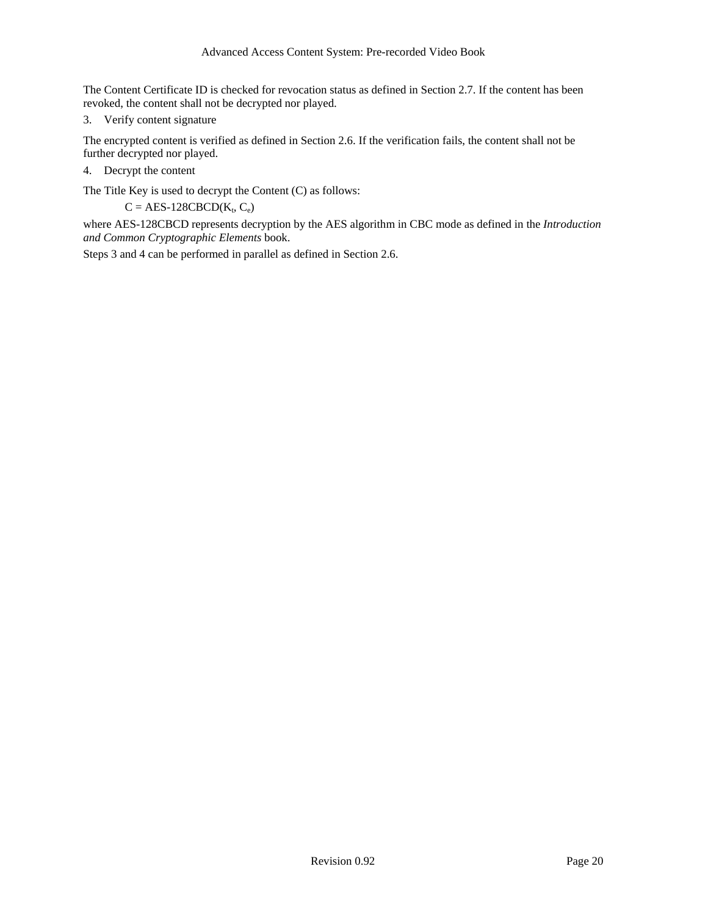The Content Certificate ID is checked for revocation status as defined in Section 2.7. If the content has been revoked, the content shall not be decrypted nor played.

3. Verify content signature

The encrypted content is verified as defined in Section 2.6. If the verification fails, the content shall not be further decrypted nor played.

4. Decrypt the content

The Title Key is used to decrypt the Content (C) as follows:

$$C = \text{AES-128CBCD}(K_t, C_e)$$

where AES-128CBCD represents decryption by the AES algorithm in CBC mode as defined in the *Introduction and Common Cryptographic Elements* book.

Steps 3 and 4 can be performed in parallel as defined in Section 2.6.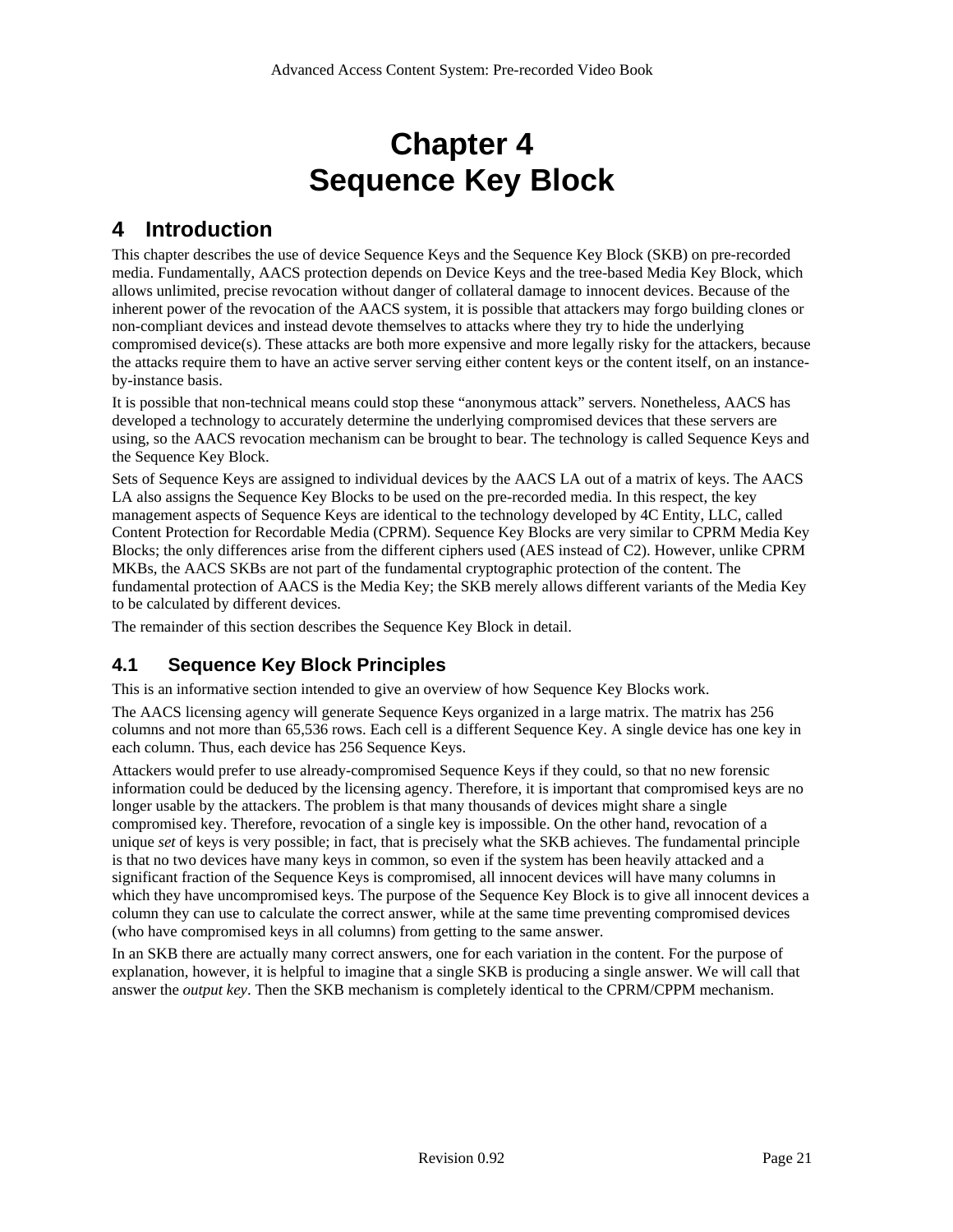# Chapter 4
# Sequence Key Block

## 4 Introduction

This chapter describes the use of device Sequence Keys and the Sequence Key Block (SKB) on pre-recorded media. Fundamentally, AACS protection depends on Device Keys and the tree-based Media Key Block, which allows unlimited, precise revocation without danger of collateral damage to innocent devices. Because of the inherent power of the revocation of the AACS system, it is possible that attackers may forgo building clones or non-compliant devices and instead devote themselves to attacks where they try to hide the underlying compromised device(s). These attacks are both more expensive and more legally risky for the attackers, because the attacks require them to have an active server serving either content keys or the content itself, on an instance-by-instance basis.

It is possible that non-technical means could stop these "anonymous attack" servers. Nonetheless, AACS has developed a technology to accurately determine the underlying compromised devices that these servers are using, so the AACS revocation mechanism can be brought to bear. The technology is called Sequence Keys and the Sequence Key Block.

Sets of Sequence Keys are assigned to individual devices by the AACS LA out of a matrix of keys. The AACS LA also assigns the Sequence Key Blocks to be used on the pre-recorded media. In this respect, the key management aspects of Sequence Keys are identical to the technology developed by 4C Entity, LLC, called Content Protection for Recordable Media (CPRM). Sequence Key Blocks are very similar to CPRM Media Key Blocks; the only differences arise from the different ciphers used (AES instead of C2). However, unlike CPRM MKBs, the AACS SKBs are not part of the fundamental cryptographic protection of the content. The fundamental protection of AACS is the Media Key; the SKB merely allows different variants of the Media Key to be calculated by different devices.

The remainder of this section describes the Sequence Key Block in detail.

### 4.1 Sequence Key Block Principles

This is an informative section intended to give an overview of how Sequence Key Blocks work.

The AACS licensing agency will generate Sequence Keys organized in a large matrix. The matrix has 256 columns and not more than 65,536 rows. Each cell is a different Sequence Key. A single device has one key in each column. Thus, each device has 256 Sequence Keys.

Attackers would prefer to use already-compromised Sequence Keys if they could, so that no new forensic information could be deduced by the licensing agency. Therefore, it is important that compromised keys are no longer usable by the attackers. The problem is that many thousands of devices might share a single compromised key. Therefore, revocation of a single key is impossible. On the other hand, revocation of a unique *set* of keys is very possible; in fact, that is precisely what the SKB achieves. The fundamental principle is that no two devices have many keys in common, so even if the system has been heavily attacked and a significant fraction of the Sequence Keys is compromised, all innocent devices will have many columns in which they have uncompromised keys. The purpose of the Sequence Key Block is to give all innocent devices a column they can use to calculate the correct answer, while at the same time preventing compromised devices (who have compromised keys in all columns) from getting to the same answer.

In an SKB there are actually many correct answers, one for each variation in the content. For the purpose of explanation, however, it is helpful to imagine that a single SKB is producing a single answer. We will call that answer the *output key*. Then the SKB mechanism is completely identical to the CPRM/CPPM mechanism.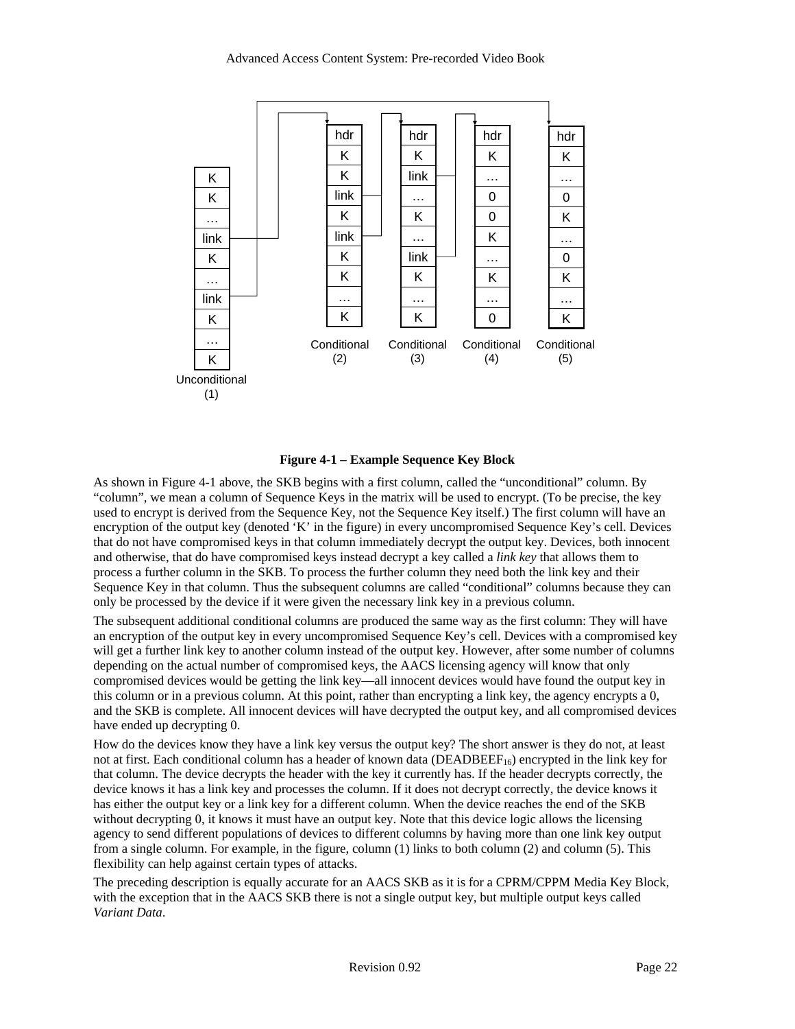hdr
K
K
link
K
link
K
K
…
K

Conditional (2)

hdr
K
link
…
K
…
link
K
…
K

Conditional (3)

hdr
K
…
0
0
K
…
K
…
0

Conditional (4)

hdr
K
…
0
K
…
0
K
…
K

Conditional (5)

K
K
…
link
K
…
link
K
…
K

Unconditional (1)

**Figure 4-1 – Example Sequence Key Block**

As shown in Figure 4-1 above, the SKB begins with a first column, called the "unconditional" column. By "column", we mean a column of Sequence Keys in the matrix will be used to encrypt. (To be precise, the key used to encrypt is derived from the Sequence Key, not the Sequence Key itself.) The first column will have an encryption of the output key (denoted 'K' in the figure) in every uncompromised Sequence Key's cell. Devices that do not have compromised keys in that column immediately decrypt the output key. Devices, both innocent and otherwise, that do have compromised keys instead decrypt a key called a *link key* that allows them to process a further column in the SKB. To process the further column they need both the link key and their Sequence Key in that column. Thus the subsequent columns are called "conditional" columns because they can only be processed by the device if it were given the necessary link key in a previous column.

The subsequent additional conditional columns are produced the same way as the first column: They will have an encryption of the output key in every uncompromised Sequence Key's cell. Devices with a compromised key will get a further link key to another column instead of the output key. However, after some number of columns depending on the actual number of compromised keys, the AACS licensing agency will know that only compromised devices would be getting the link key—all innocent devices would have found the output key in this column or in a previous column. At this point, rather than encrypting a link key, the agency encrypts a 0, and the SKB is complete. All innocent devices will have decrypted the output key, and all compromised devices have ended up decrypting 0.

How do the devices know they have a link key versus the output key? The short answer is they do not, at least not at first. Each conditional column has a header of known data ($DEADBEEF_{16}$) encrypted in the link key for that column. The device decrypts the header with the key it currently has. If the header decrypts correctly, the device knows it has a link key and processes the column. If it does not decrypt correctly, the device knows it has either the output key or a link key for a different column. When the device reaches the end of the SKB without decrypting 0, it knows it must have an output key. Note that this device logic allows the licensing agency to send different populations of devices to different columns by having more than one link key output from a single column. For example, in the figure, column (1) links to both column (2) and column (5). This flexibility can help against certain types of attacks.

The preceding description is equally accurate for an AACS SKB as it is for a CPRM/CPPM Media Key Block, with the exception that in the AACS SKB there is not a single output key, but multiple output keys called *Variant Data*.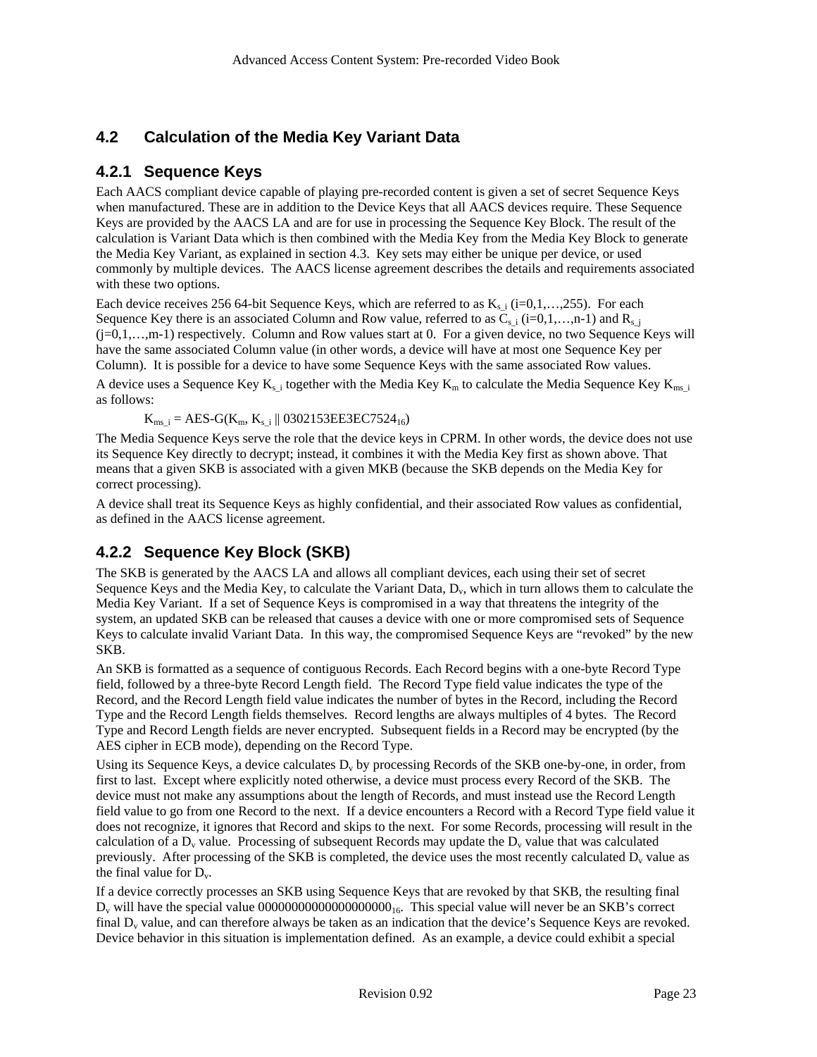## 4.2 Calculation of the Media Key Variant Data

### 4.2.1 Sequence Keys

Each AACS compliant device capable of playing pre-recorded content is given a set of secret Sequence Keys when manufactured. These are in addition to the Device Keys that all AACS devices require. These Sequence Keys are provided by the AACS LA and are for use in processing the Sequence Key Block. The result of the calculation is Variant Data which is then combined with the Media Key from the Media Key Block to generate the Media Key Variant, as explained in section 4.3. Key sets may either be unique per device, or used commonly by multiple devices. The AACS license agreement describes the details and requirements associated with these two options.

Each device receives 256 64-bit Sequence Keys, which are referred to as $K_{s\_i}$ (i=0,1,…,255). For each Sequence Key there is an associated Column and Row value, referred to as $C_{s\_i}$ (i=0,1,…,n-1) and $R_{s\_j}$ (j=0,1,…,m-1) respectively. Column and Row values start at 0. For a given device, no two Sequence Keys will have the same associated Column value (in other words, a device will have at most one Sequence Key per Column). It is possible for a device to have some Sequence Keys with the same associated Row values.

A device uses a Sequence Key $K_{s\_i}$ together with the Media Key $K_m$ to calculate the Media Sequence Key $K_{ms\_i}$ as follows:

$$K_{ms\_i} = \text{AES-G}(K_m, K_{s\_i} \,||\, 0302153EE3EC7524_{16})$$

The Media Sequence Keys serve the role that the device keys in CPRM. In other words, the device does not use its Sequence Key directly to decrypt; instead, it combines it with the Media Key first as shown above. That means that a given SKB is associated with a given MKB (because the SKB depends on the Media Key for correct processing).

A device shall treat its Sequence Keys as highly confidential, and their associated Row values as confidential, as defined in the AACS license agreement.

### 4.2.2 Sequence Key Block (SKB)

The SKB is generated by the AACS LA and allows all compliant devices, each using their set of secret Sequence Keys and the Media Key, to calculate the Variant Data, $D_v$, which in turn allows them to calculate the Media Key Variant. If a set of Sequence Keys is compromised in a way that threatens the integrity of the system, an updated SKB can be released that causes a device with one or more compromised sets of Sequence Keys to calculate invalid Variant Data. In this way, the compromised Sequence Keys are "revoked" by the new SKB.

An SKB is formatted as a sequence of contiguous Records. Each Record begins with a one-byte Record Type field, followed by a three-byte Record Length field. The Record Type field value indicates the type of the Record, and the Record Length field value indicates the number of bytes in the Record, including the Record Type and the Record Length fields themselves. Record lengths are always multiples of 4 bytes. The Record Type and Record Length fields are never encrypted. Subsequent fields in a Record may be encrypted (by the AES cipher in ECB mode), depending on the Record Type.

Using its Sequence Keys, a device calculates $D_v$ by processing Records of the SKB one-by-one, in order, from first to last. Except where explicitly noted otherwise, a device must process every Record of the SKB. The device must not make any assumptions about the length of Records, and must instead use the Record Length field value to go from one Record to the next. If a device encounters a Record with a Record Type field value it does not recognize, it ignores that Record and skips to the next. For some Records, processing will result in the calculation of a $D_v$ value. Processing of subsequent Records may update the $D_v$ value that was calculated previously. After processing of the SKB is completed, the device uses the most recently calculated $D_v$ value as the final value for $D_v$.

If a device correctly processes an SKB using Sequence Keys that are revoked by that SKB, the resulting final $D_v$ will have the special value $00000000000000000000_{16}$. This special value will never be an SKB's correct final $D_v$ value, and can therefore always be taken as an indication that the device's Sequence Keys are revoked. Device behavior in this situation is implementation defined. As an example, a device could exhibit a special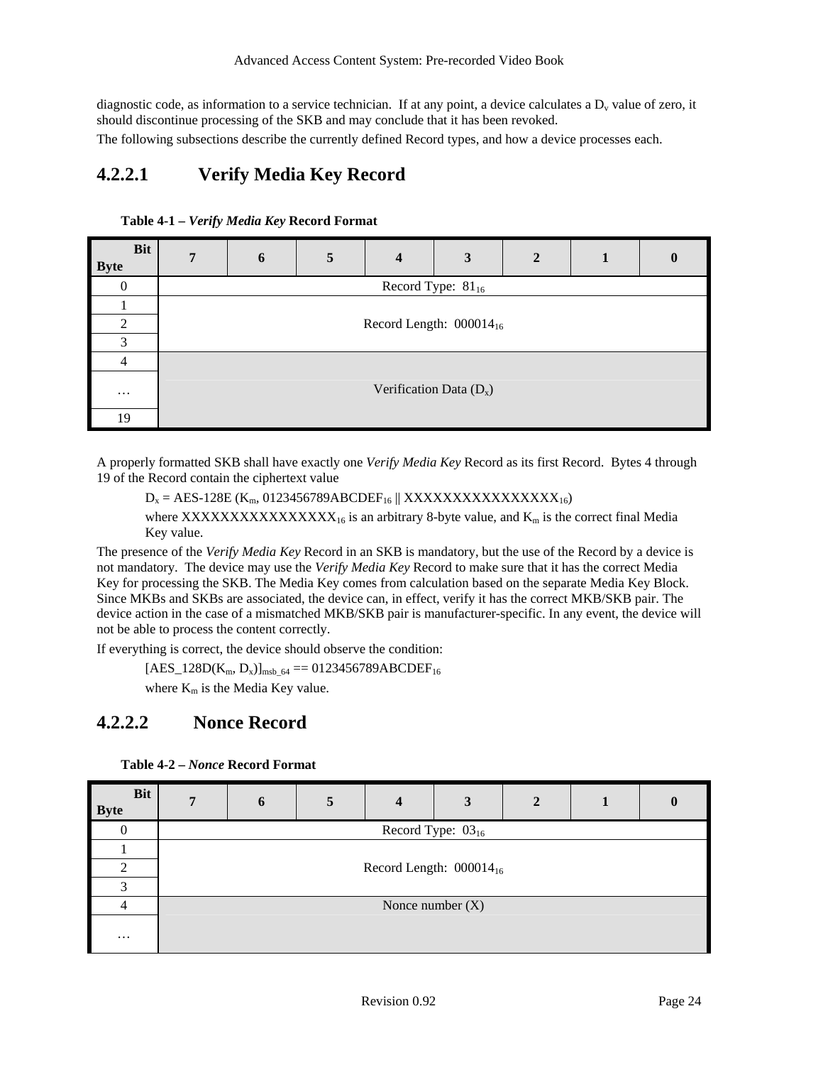diagnostic code, as information to a service technician. If at any point, a device calculates a $D_v$ value of zero, it should discontinue processing of the SKB and may conclude that it has been revoked.

The following subsections describe the currently defined Record types, and how a device processes each.

#### 4.2.2.1 Verify Media Key Record

**Table 4-1 – *Verify Media Key* Record Format**

| Bit / Byte | 7 | 6 | 5 | 4 | 3 | 2 | 1 | 0 |
|---|---|---|---|---|---|---|---|---|
| 0 | Record Type: $81_{16}$ | | | | | | | |
| 1 | Record Length: $000014_{16}$ | | | | | | | |
| 2 | | | | | | | | |
| 3 | | | | | | | | |
| 4 | Verification Data ($D_x$) | | | | | | | |
| … | | | | | | | | |
| 19 | | | | | | | | |

A properly formatted SKB shall have exactly one *Verify Media Key* Record as its first Record. Bytes 4 through 19 of the Record contain the ciphertext value

$D_x$ = AES-128E ($K_m$, $0123456789ABCDEF_{16}$ || $XXXXXXXXXXXXXXXX_{16}$)

where $XXXXXXXXXXXXXXXX_{16}$ is an arbitrary 8-byte value, and $K_m$ is the correct final Media Key value.

The presence of the *Verify Media Key* Record in an SKB is mandatory, but the use of the Record by a device is not mandatory. The device may use the *Verify Media Key* Record to make sure that it has the correct Media Key for processing the SKB. The Media Key comes from calculation based on the separate Media Key Block. Since MKBs and SKBs are associated, the device can, in effect, verify it has the correct MKB/SKB pair. The device action in the case of a mismatched MKB/SKB pair is manufacturer-specific. In any event, the device will not be able to process the content correctly.

If everything is correct, the device should observe the condition:

$[\text{AES\_128D}(K_m, D_x)]_{msb\_64}$ == $0123456789ABCDEF_{16}$

where $K_m$ is the Media Key value.

#### 4.2.2.2 Nonce Record

**Table 4-2 – *Nonce* Record Format**

| Bit / Byte | 7 | 6 | 5 | 4 | 3 | 2 | 1 | 0 |
|---|---|---|---|---|---|---|---|---|
| 0 | Record Type: $03_{16}$ | | | | | | | |
| 1 | Record Length: $000014_{16}$ | | | | | | | |
| 2 | | | | | | | | |
| 3 | | | | | | | | |
| 4 | Nonce number (X) | | | | | | | |
| … | | | | | | | | |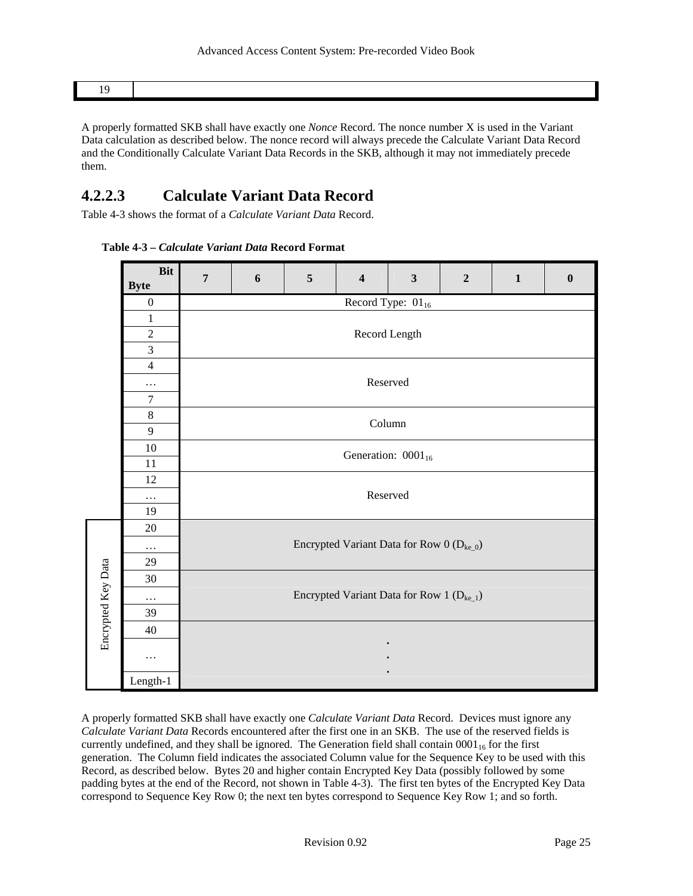| 19 | |
|---|---|

A properly formatted SKB shall have exactly one *Nonce* Record. The nonce number X is used in the Variant Data calculation as described below. The nonce record will always precede the Calculate Variant Data Record and the Conditionally Calculate Variant Data Records in the SKB, although it may not immediately precede them.

### 4.2.2.3 Calculate Variant Data Record

Table 4-3 shows the format of a *Calculate Variant Data* Record.

**Table 4-3 – *Calculate Variant Data* Record Format**

| | Byte \ Bit | 7 | 6 | 5 | 4 | 3 | 2 | 1 | 0 |
|---|---|---|---|---|---|---|---|---|---|
| | 0 | Record Type: $01_{16}$ | | | | | | | |
| | 1 | Record Length | | | | | | | |
| | 2 | | | | | | | | |
| | 3 | | | | | | | | |
| | 4 | Reserved | | | | | | | |
| | … | | | | | | | | |
| | 7 | | | | | | | | |
| | 8 | Column | | | | | | | |
| | 9 | | | | | | | | |
| | 10 | Generation: $0001_{16}$ | | | | | | | |
| | 11 | | | | | | | | |
| | 12 | Reserved | | | | | | | |
| | … | | | | | | | | |
| | 19 | | | | | | | | |
| Encrypted Key Data | 20 | Encrypted Variant Data for Row 0 ($D_{ke\_0}$) | | | | | | | |
| | … | | | | | | | | |
| | 29 | | | | | | | | |
| | 30 | Encrypted Variant Data for Row 1 ($D_{ke\_1}$) | | | | | | | |
| | … | | | | | | | | |
| | 39 | | | | | | | | |
| | 40 | . . . | | | | | | | |
| | … | | | | | | | | |
| | Length-1 | | | | | | | | |

A properly formatted SKB shall have exactly one *Calculate Variant Data* Record. Devices must ignore any *Calculate Variant Data* Records encountered after the first one in an SKB. The use of the reserved fields is currently undefined, and they shall be ignored. The Generation field shall contain $0001_{16}$ for the first generation. The Column field indicates the associated Column value for the Sequence Key to be used with this Record, as described below. Bytes 20 and higher contain Encrypted Key Data (possibly followed by some padding bytes at the end of the Record, not shown in Table 4-3). The first ten bytes of the Encrypted Key Data correspond to Sequence Key Row 0; the next ten bytes correspond to Sequence Key Row 1; and so forth.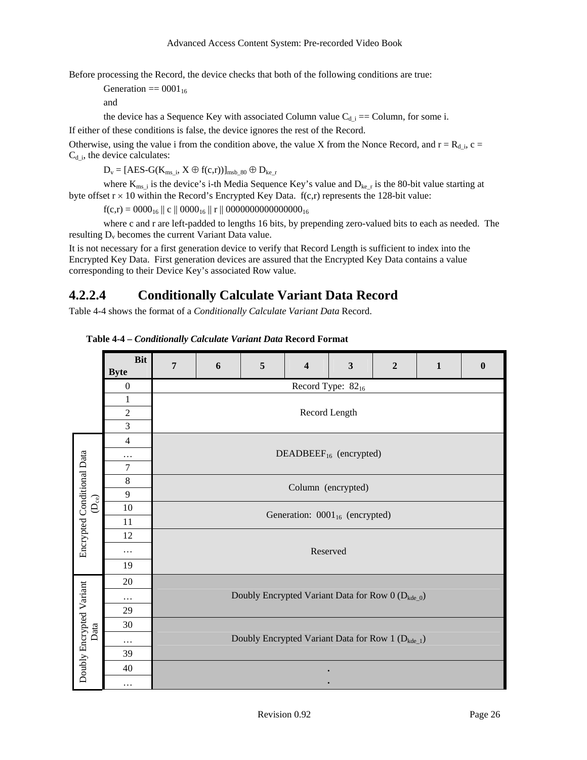Before processing the Record, the device checks that both of the following conditions are true:

Generation == $0001_{16}$

and

the device has a Sequence Key with associated Column value $C_{d\_i}$ == Column, for some i.

If either of these conditions is false, the device ignores the rest of the Record.

Otherwise, using the value i from the condition above, the value X from the Nonce Record, and $r = R_{d\_i}$, $c = C_{d\_i}$, the device calculates:

$D_v = [\text{AES-G}(K_{ms\_i}, X \oplus f(c,r))]_{msb\_80} \oplus D_{ke\_r}$

where $K_{ms\_i}$ is the device's i-th Media Sequence Key's value and $D_{ke\_r}$ is the 80-bit value starting at byte offset $r \times 10$ within the Record's Encrypted Key Data. f(c,r) represents the 128-bit value:

$f(c,r) = 0000_{16} \,||\, c \,||\, 0000_{16} \,||\, r \,||\, 0000000000000000_{16}$

where c and r are left-padded to lengths 16 bits, by prepending zero-valued bits to each as needed. The resulting $D_v$ becomes the current Variant Data value.

It is not necessary for a first generation device to verify that Record Length is sufficient to index into the Encrypted Key Data. First generation devices are assured that the Encrypted Key Data contains a value corresponding to their Device Key's associated Row value.

### 4.2.2.4 Conditionally Calculate Variant Data Record

Table 4-4 shows the format of a *Conditionally Calculate Variant Data* Record.

**Table 4-4 – *Conditionally Calculate Variant Data* Record Format**

| | Byte \ Bit | 7 | 6 | 5 | 4 | 3 | 2 | 1 | 0 |
|---|---|---|---|---|---|---|---|---|---|
| | 0 | Record Type: $82_{16}$ | | | | | | | |
| | 1 | Record Length | | | | | | | |
| | 2 | | | | | | | | |
| | 3 | | | | | | | | |
| Encrypted Conditional Data ($D_{ce}$) | 4 | $\text{DEADBEEF}_{16}$ (encrypted) | | | | | | | |
| | … | | | | | | | | |
| | 7 | | | | | | | | |
| | 8 | Column (encrypted) | | | | | | | |
| | 9 | | | | | | | | |
| | 10 | Generation: $0001_{16}$ (encrypted) | | | | | | | |
| | 11 | | | | | | | | |
| | 12 | Reserved | | | | | | | |
| | … | | | | | | | | |
| | 19 | | | | | | | | |
| Doubly Encrypted Variant Data | 20 | Doubly Encrypted Variant Data for Row 0 ($D_{kde\_0}$) | | | | | | | |
| | … | | | | | | | | |
| | 29 | | | | | | | | |
| | 30 | Doubly Encrypted Variant Data for Row 1 ($D_{kde\_1}$) | | | | | | | |
| | … | | | | | | | | |
| | 39 | | | | | | | | |
| | 40 | . | | | | | | | |
| | … | . | | | | | | | |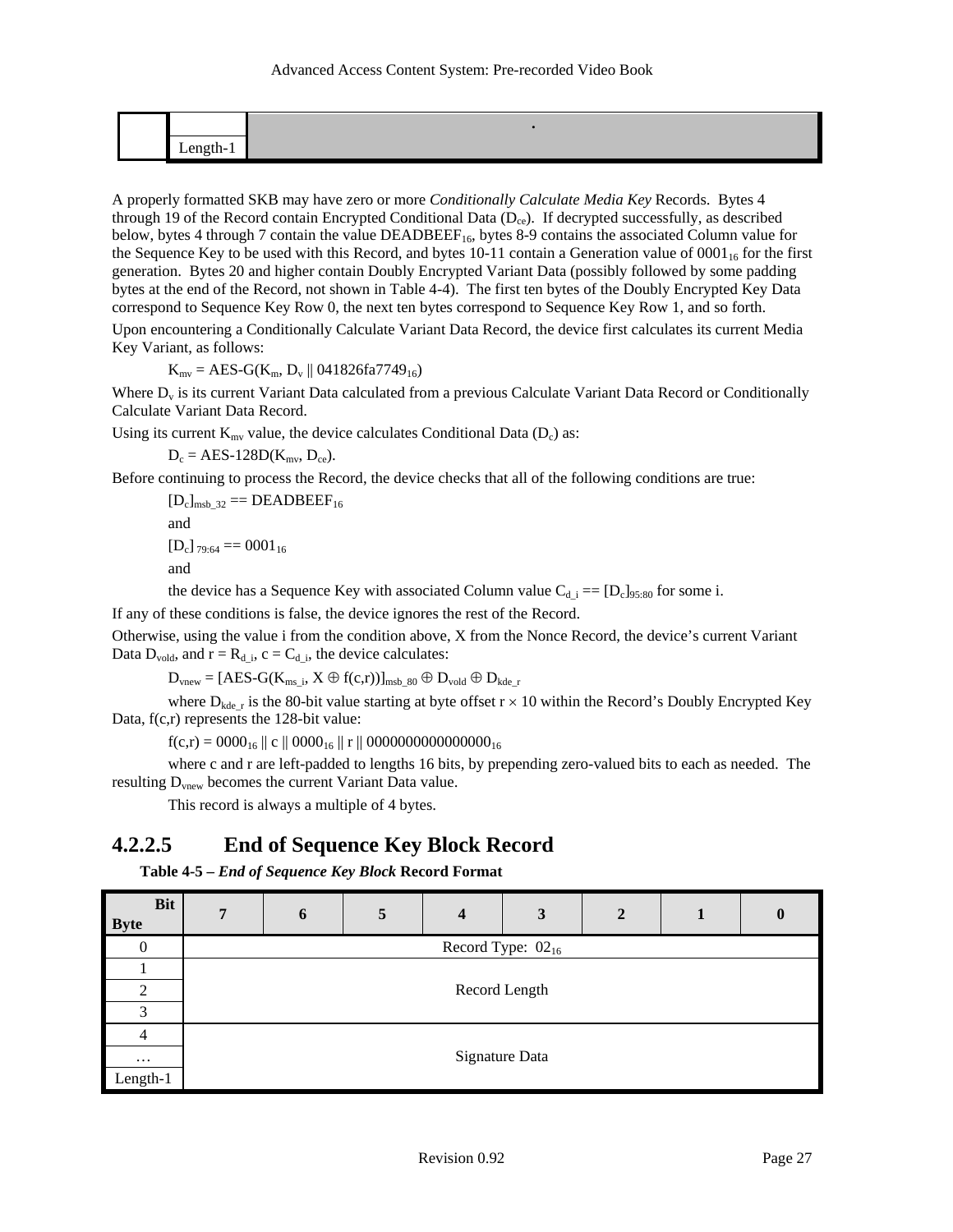| | | . |
|---|---|---|
| | Length-1 | |

A properly formatted SKB may have zero or more *Conditionally Calculate Media Key* Records. Bytes 4 through 19 of the Record contain Encrypted Conditional Data ($D_{ce}$). If decrypted successfully, as described below, bytes 4 through 7 contain the value DEADBEEF$_{16}$, bytes 8-9 contains the associated Column value for the Sequence Key to be used with this Record, and bytes 10-11 contain a Generation value of 0001$_{16}$ for the first generation. Bytes 20 and higher contain Doubly Encrypted Variant Data (possibly followed by some padding bytes at the end of the Record, not shown in Table 4-4). The first ten bytes of the Doubly Encrypted Key Data correspond to Sequence Key Row 0, the next ten bytes correspond to Sequence Key Row 1, and so forth.

Upon encountering a Conditionally Calculate Variant Data Record, the device first calculates its current Media Key Variant, as follows:

$$K_{mv} = \text{AES-G}(K_m, D_v \,\|\, 041826fa7749_{16})$$

Where $D_v$ is its current Variant Data calculated from a previous Calculate Variant Data Record or Conditionally Calculate Variant Data Record.

Using its current $K_{mv}$ value, the device calculates Conditional Data ($D_c$) as:

$$D_c = \text{AES-128D}(K_{mv}, D_{ce}).$$

Before continuing to process the Record, the device checks that all of the following conditions are true:

$$[D_c]_{msb\_32} == \text{DEADBEEF}_{16}$$

and

$$[D_c]_{79:64} == 0001_{16}$$

and

the device has a Sequence Key with associated Column value $C_{d\_i} == [D_c]_{95:80}$ for some i.

If any of these conditions is false, the device ignores the rest of the Record.

Otherwise, using the value i from the condition above, X from the Nonce Record, the device's current Variant Data $D_{vold}$, and $r = R_{d\_i}$, $c = C_{d\_i}$, the device calculates:

$$D_{vnew} = [\text{AES-G}(K_{ms\_i}, X \oplus f(c,r))]_{msb\_80} \oplus D_{vold} \oplus D_{kde\_r}$$

where $D_{kde\_r}$ is the 80-bit value starting at byte offset $r \times 10$ within the Record's Doubly Encrypted Key Data, f(c,r) represents the 128-bit value:

$$f(c,r) = 0000_{16} \,\|\, c \,\|\, 0000_{16} \,\|\, r \,\|\, 0000000000000000_{16}$$

where c and r are left-padded to lengths 16 bits, by prepending zero-valued bits to each as needed. The resulting $D_{vnew}$ becomes the current Variant Data value.

This record is always a multiple of 4 bytes.

### 4.2.2.5 End of Sequence Key Block Record

**Table 4-5 – *End of Sequence Key Block* Record Format**

| Byte \ Bit | 7 | 6 | 5 | 4 | 3 | 2 | 1 | 0 |
|---|---|---|---|---|---|---|---|---|
| 0 | Record Type: 02$_{16}$ | | | | | | | |
| 1 | Record Length | | | | | | | |
| 2 | | | | | | | | |
| 3 | | | | | | | | |
| 4 | Signature Data | | | | | | | |
| … | | | | | | | | |
| Length-1 | | | | | | | | |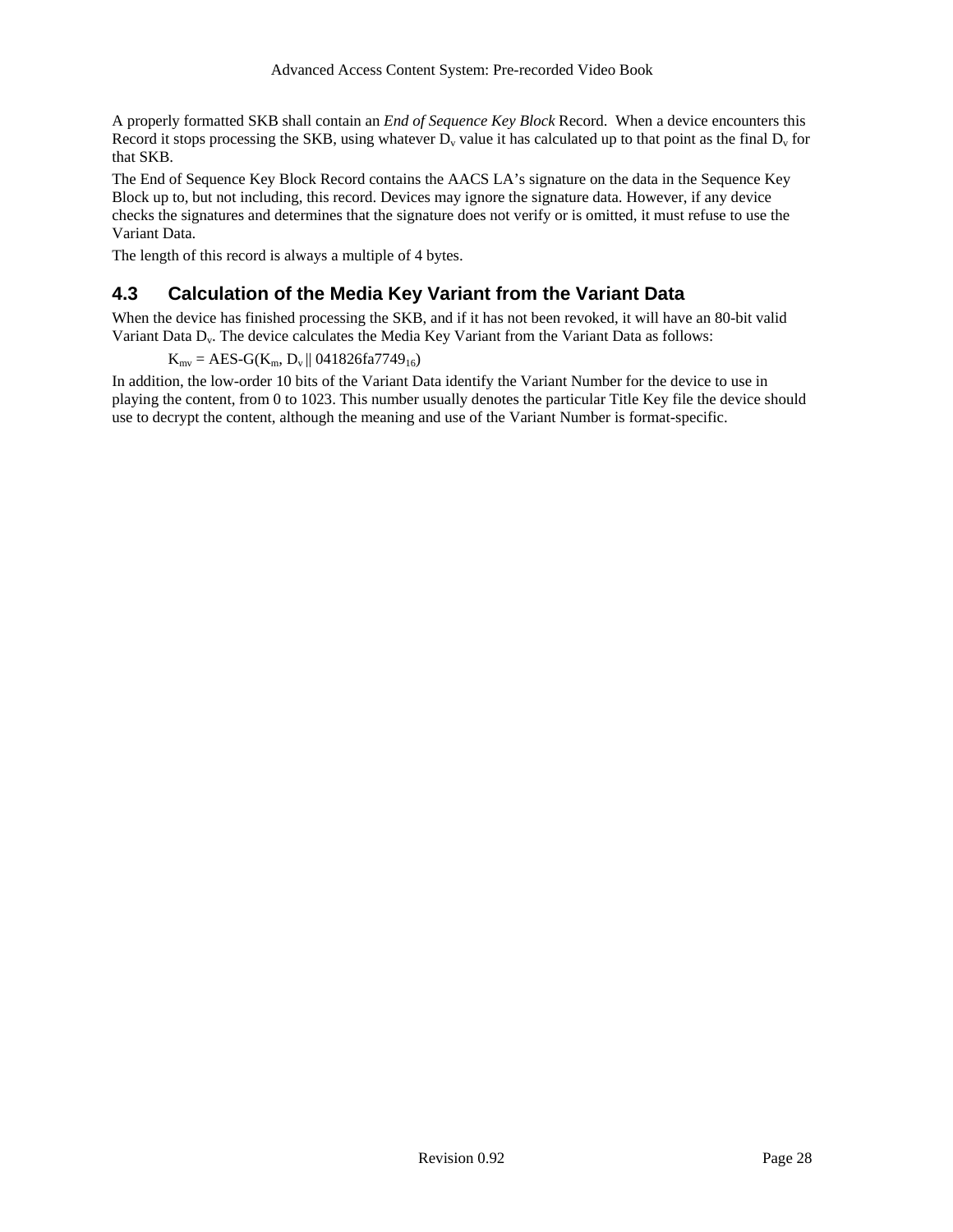A properly formatted SKB shall contain an *End of Sequence Key Block* Record. When a device encounters this Record it stops processing the SKB, using whatever $D_v$ value it has calculated up to that point as the final $D_v$ for that SKB.

The End of Sequence Key Block Record contains the AACS LA's signature on the data in the Sequence Key Block up to, but not including, this record. Devices may ignore the signature data. However, if any device checks the signatures and determines that the signature does not verify or is omitted, it must refuse to use the Variant Data.

The length of this record is always a multiple of 4 bytes.

## 4.3 Calculation of the Media Key Variant from the Variant Data

When the device has finished processing the SKB, and if it has not been revoked, it will have an 80-bit valid Variant Data $D_v$. The device calculates the Media Key Variant from the Variant Data as follows:

$$K_{mv} = \text{AES-G}(K_m, D_v \,||\, 041826fa7749_{16})$$

In addition, the low-order 10 bits of the Variant Data identify the Variant Number for the device to use in playing the content, from 0 to 1023. This number usually denotes the particular Title Key file the device should use to decrypt the content, although the meaning and use of the Variant Number is format-specific.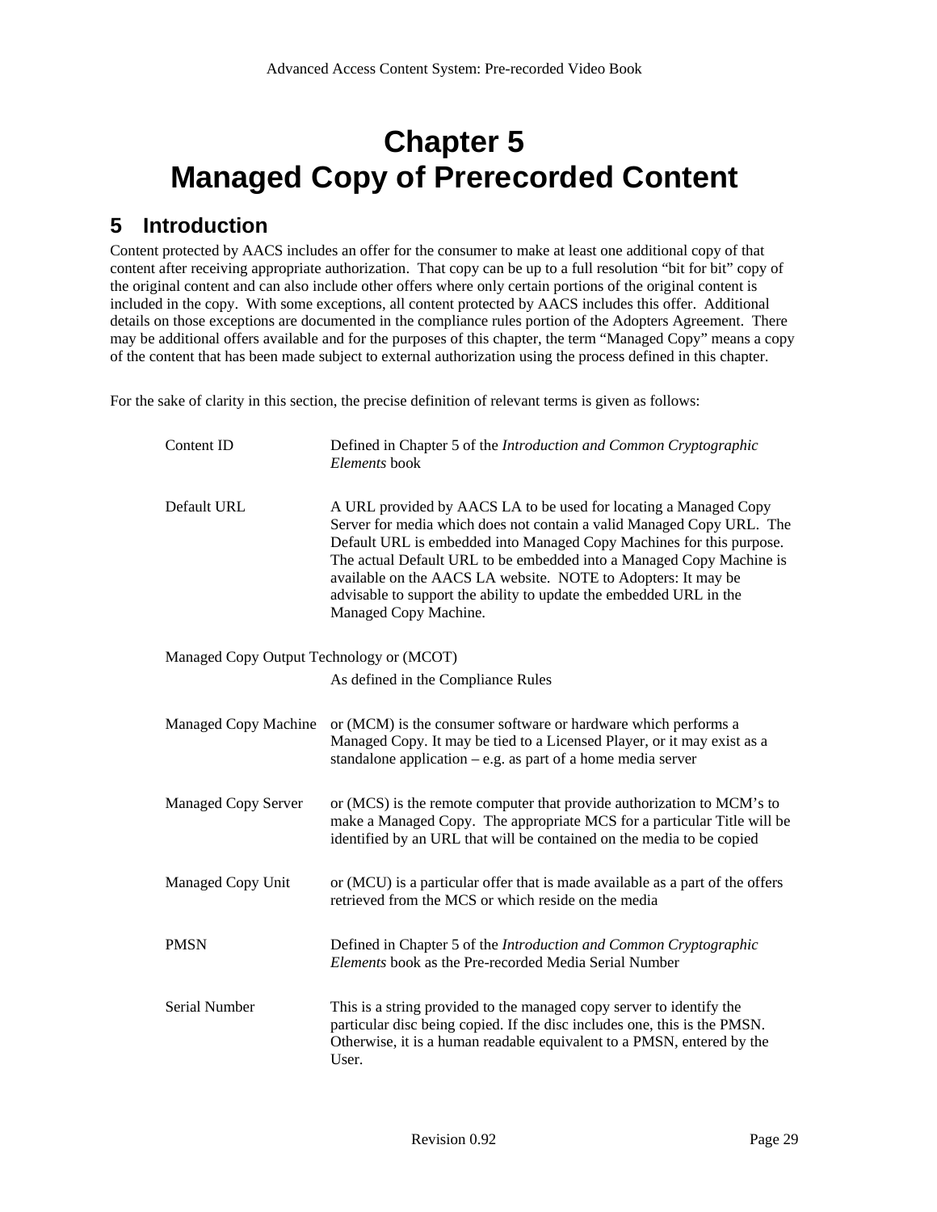# Chapter 5
# Managed Copy of Prerecorded Content

## 5 Introduction

Content protected by AACS includes an offer for the consumer to make at least one additional copy of that content after receiving appropriate authorization. That copy can be up to a full resolution "bit for bit" copy of the original content and can also include other offers where only certain portions of the original content is included in the copy. With some exceptions, all content protected by AACS includes this offer. Additional details on those exceptions are documented in the compliance rules portion of the Adopters Agreement. There may be additional offers available and for the purposes of this chapter, the term "Managed Copy" means a copy of the content that has been made subject to external authorization using the process defined in this chapter.

For the sake of clarity in this section, the precise definition of relevant terms is given as follows:

| Term | Definition |
|---|---|
| Content ID | Defined in Chapter 5 of the *Introduction and Common Cryptographic Elements* book |
| Default URL | A URL provided by AACS LA to be used for locating a Managed Copy Server for media which does not contain a valid Managed Copy URL. The Default URL is embedded into Managed Copy Machines for this purpose. The actual Default URL to be embedded into a Managed Copy Machine is available on the AACS LA website. NOTE to Adopters: It may be advisable to support the ability to update the embedded URL in the Managed Copy Machine. |
| Managed Copy Output Technology or (MCOT) | As defined in the Compliance Rules |
| Managed Copy Machine | or (MCM) is the consumer software or hardware which performs a Managed Copy. It may be tied to a Licensed Player, or it may exist as a standalone application – e.g. as part of a home media server |
| Managed Copy Server | or (MCS) is the remote computer that provide authorization to MCM's to make a Managed Copy. The appropriate MCS for a particular Title will be identified by an URL that will be contained on the media to be copied |
| Managed Copy Unit | or (MCU) is a particular offer that is made available as a part of the offers retrieved from the MCS or which reside on the media |
| PMSN | Defined in Chapter 5 of the *Introduction and Common Cryptographic Elements* book as the Pre-recorded Media Serial Number |
| Serial Number | This is a string provided to the managed copy server to identify the particular disc being copied. If the disc includes one, this is the PMSN. Otherwise, it is a human readable equivalent to a PMSN, entered by the User. |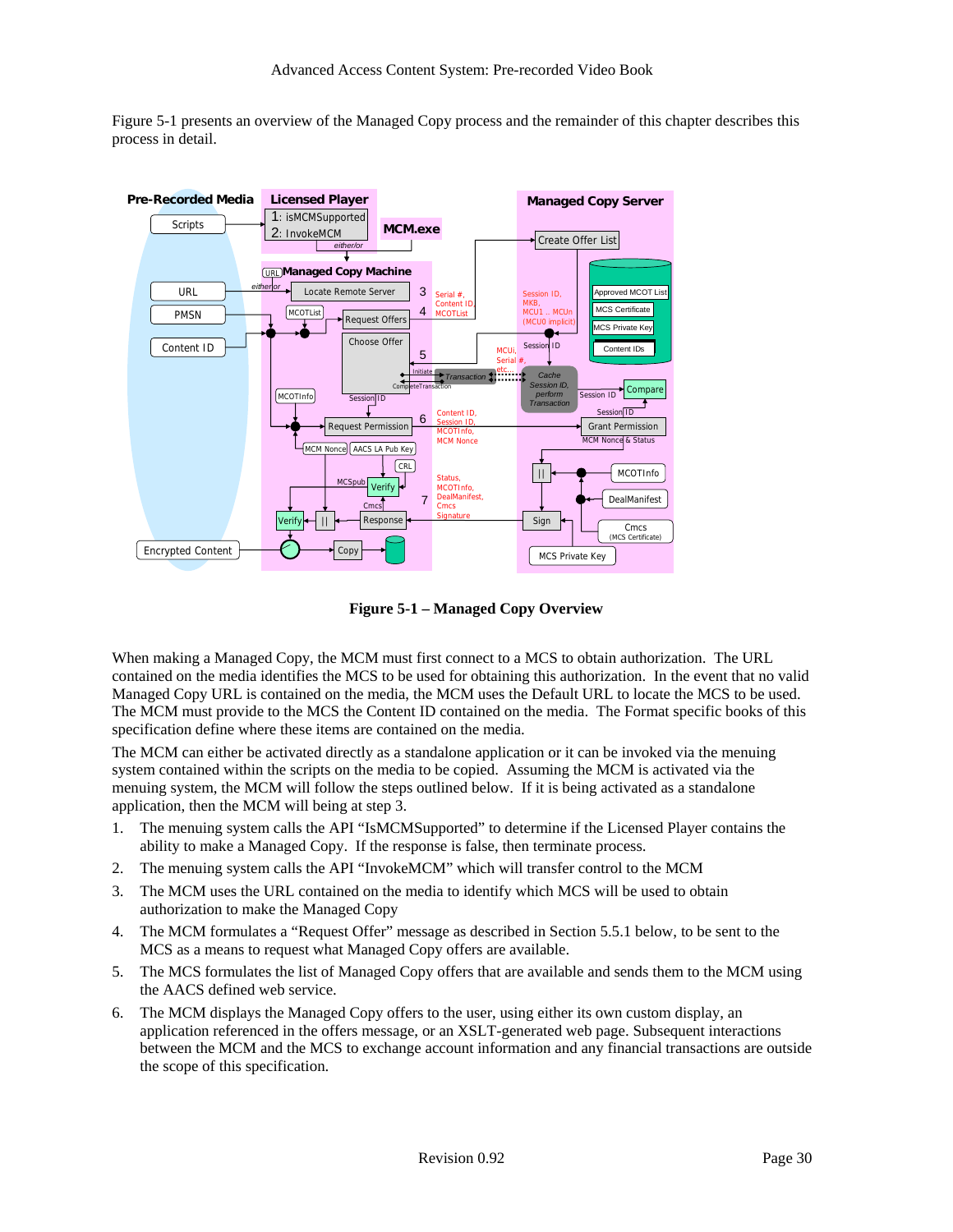Figure 5-1 presents an overview of the Managed Copy process and the remainder of this chapter describes this process in detail.

**Figure 5-1 – Managed Copy Overview**

When making a Managed Copy, the MCM must first connect to a MCS to obtain authorization. The URL contained on the media identifies the MCS to be used for obtaining this authorization. In the event that no valid Managed Copy URL is contained on the media, the MCM uses the Default URL to locate the MCS to be used. The MCM must provide to the MCS the Content ID contained on the media. The Format specific books of this specification define where these items are contained on the media.

The MCM can either be activated directly as a standalone application or it can be invoked via the menuing system contained within the scripts on the media to be copied. Assuming the MCM is activated via the menuing system, the MCM will follow the steps outlined below. If it is being activated as a standalone application, then the MCM will being at step 3.

1. The menuing system calls the API "IsMCMSupported" to determine if the Licensed Player contains the ability to make a Managed Copy. If the response is false, then terminate process.
2. The menuing system calls the API "InvokeMCM" which will transfer control to the MCM
3. The MCM uses the URL contained on the media to identify which MCS will be used to obtain authorization to make the Managed Copy
4. The MCM formulates a "Request Offer" message as described in Section 5.5.1 below, to be sent to the MCS as a means to request what Managed Copy offers are available.
5. The MCS formulates the list of Managed Copy offers that are available and sends them to the MCM using the AACS defined web service.
6. The MCM displays the Managed Copy offers to the user, using either its own custom display, an application referenced in the offers message, or an XSLT-generated web page. Subsequent interactions between the MCM and the MCS to exchange account information and any financial transactions are outside the scope of this specification.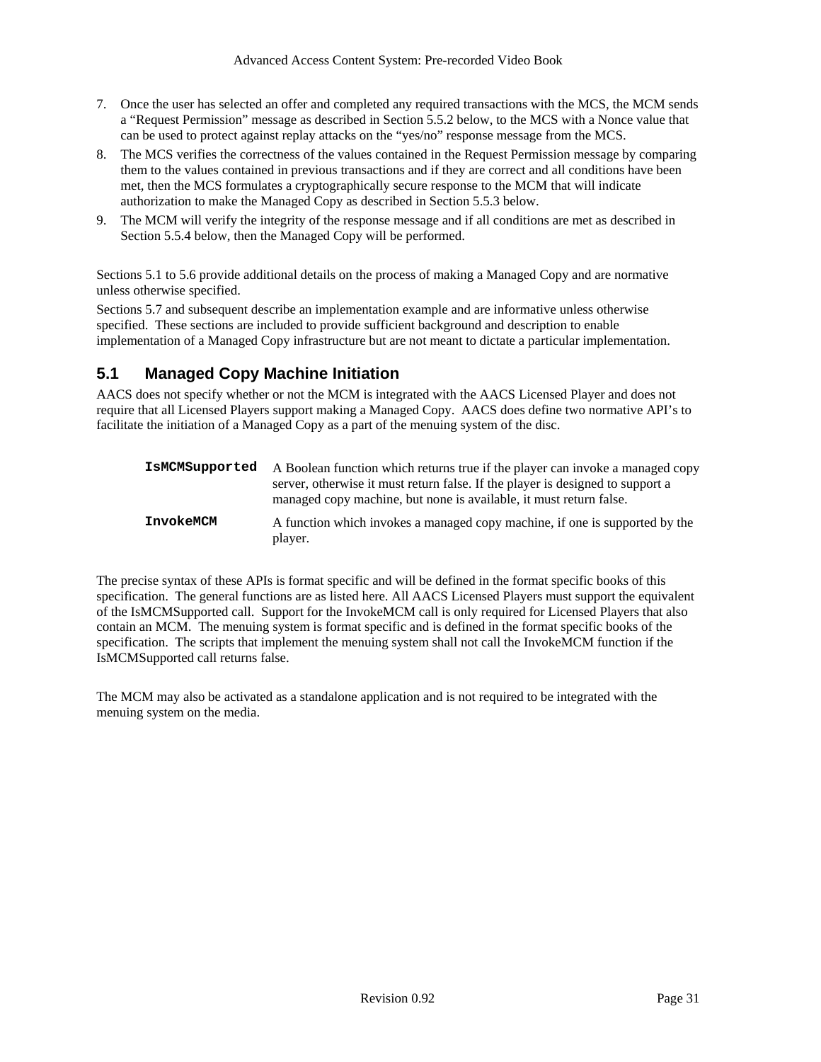7. Once the user has selected an offer and completed any required transactions with the MCS, the MCM sends a "Request Permission" message as described in Section 5.5.2 below, to the MCS with a Nonce value that can be used to protect against replay attacks on the "yes/no" response message from the MCS.
8. The MCS verifies the correctness of the values contained in the Request Permission message by comparing them to the values contained in previous transactions and if they are correct and all conditions have been met, then the MCS formulates a cryptographically secure response to the MCM that will indicate authorization to make the Managed Copy as described in Section 5.5.3 below.
9. The MCM will verify the integrity of the response message and if all conditions are met as described in Section 5.5.4 below, then the Managed Copy will be performed.

Sections 5.1 to 5.6 provide additional details on the process of making a Managed Copy and are normative unless otherwise specified.

Sections 5.7 and subsequent describe an implementation example and are informative unless otherwise specified. These sections are included to provide sufficient background and description to enable implementation of a Managed Copy infrastructure but are not meant to dictate a particular implementation.

## 5.1 Managed Copy Machine Initiation

AACS does not specify whether or not the MCM is integrated with the AACS Licensed Player and does not require that all Licensed Players support making a Managed Copy. AACS does define two normative API's to facilitate the initiation of a Managed Copy as a part of the menuing system of the disc.

| | |
|---|---|
| **`IsMCMSupported`** | A Boolean function which returns true if the player can invoke a managed copy server, otherwise it must return false. If the player is designed to support a managed copy machine, but none is available, it must return false. |
| **`InvokeMCM`** | A function which invokes a managed copy machine, if one is supported by the player. |

The precise syntax of these APIs is format specific and will be defined in the format specific books of this specification. The general functions are as listed here. All AACS Licensed Players must support the equivalent of the IsMCMSupported call. Support for the InvokeMCM call is only required for Licensed Players that also contain an MCM. The menuing system is format specific and is defined in the format specific books of the specification. The scripts that implement the menuing system shall not call the InvokeMCM function if the IsMCMSupported call returns false.

The MCM may also be activated as a standalone application and is not required to be integrated with the menuing system on the media.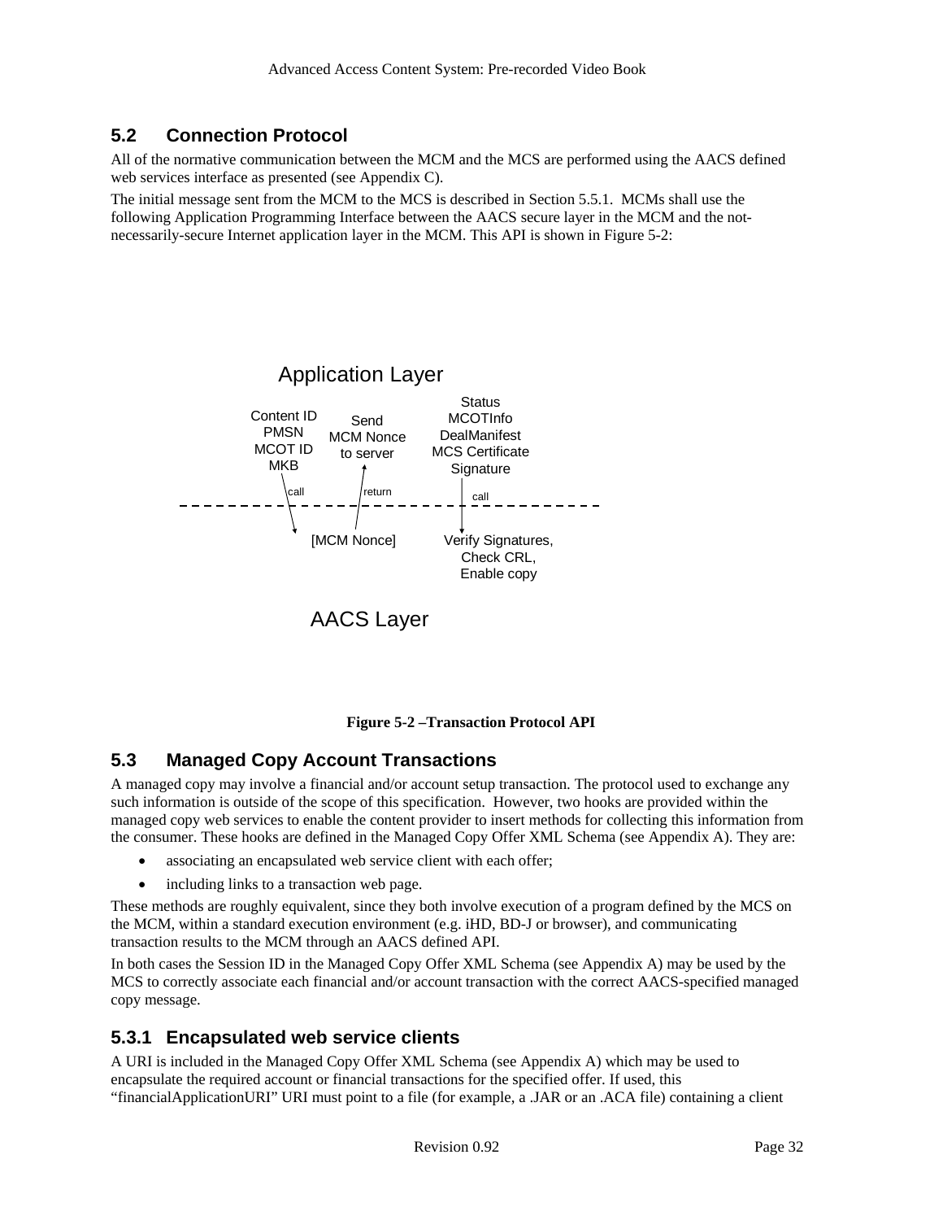## 5.2 Connection Protocol

All of the normative communication between the MCM and the MCS are performed using the AACS defined web services interface as presented (see Appendix C).

The initial message sent from the MCM to the MCS is described in Section 5.5.1. MCMs shall use the following Application Programming Interface between the AACS secure layer in the MCM and the not-necessarily-secure Internet application layer in the MCM. This API is shown in Figure 5-2:

Application Layer

Content ID
PMSN
MCOT ID
MKB

Send
MCM Nonce
to server

Status
MCOTInfo
DealManifest
MCS Certificate
Signature

call

return

call

[MCM Nonce]

Verify Signatures,
Check CRL,
Enable copy

AACS Layer

**Figure 5-2 –Transaction Protocol API**

## 5.3 Managed Copy Account Transactions

A managed copy may involve a financial and/or account setup transaction. The protocol used to exchange any such information is outside of the scope of this specification. However, two hooks are provided within the managed copy web services to enable the content provider to insert methods for collecting this information from the consumer. These hooks are defined in the Managed Copy Offer XML Schema (see Appendix A). They are:

- associating an encapsulated web service client with each offer;
- including links to a transaction web page.

These methods are roughly equivalent, since they both involve execution of a program defined by the MCS on the MCM, within a standard execution environment (e.g. iHD, BD-J or browser), and communicating transaction results to the MCM through an AACS defined API.

In both cases the Session ID in the Managed Copy Offer XML Schema (see Appendix A) may be used by the MCS to correctly associate each financial and/or account transaction with the correct AACS-specified managed copy message.

### 5.3.1 Encapsulated web service clients

A URI is included in the Managed Copy Offer XML Schema (see Appendix A) which may be used to encapsulate the required account or financial transactions for the specified offer. If used, this “financialApplicationURI” URI must point to a file (for example, a .JAR or an .ACA file) containing a client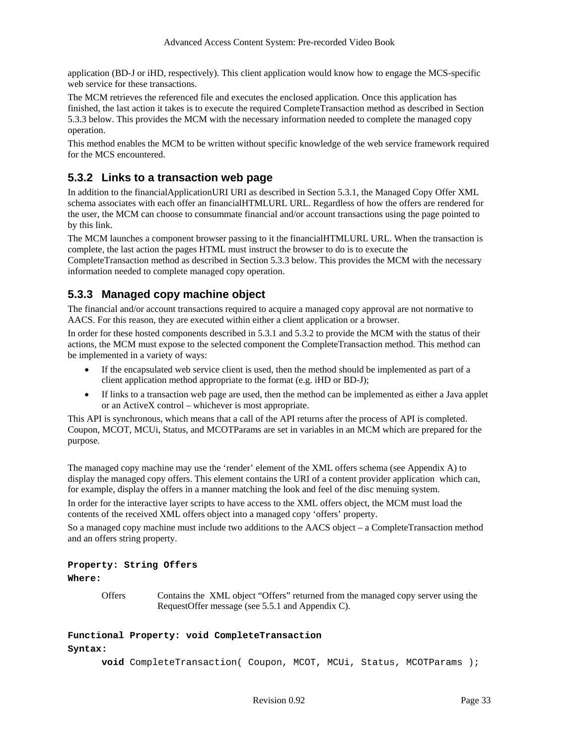application (BD-J or iHD, respectively). This client application would know how to engage the MCS-specific web service for these transactions.

The MCM retrieves the referenced file and executes the enclosed application. Once this application has finished, the last action it takes is to execute the required CompleteTransaction method as described in Section 5.3.3 below. This provides the MCM with the necessary information needed to complete the managed copy operation.

This method enables the MCM to be written without specific knowledge of the web service framework required for the MCS encountered.

### 5.3.2 Links to a transaction web page

In addition to the financialApplicationURI URI as described in Section 5.3.1, the Managed Copy Offer XML schema associates with each offer an financialHTMLURL URL. Regardless of how the offers are rendered for the user, the MCM can choose to consummate financial and/or account transactions using the page pointed to by this link.

The MCM launches a component browser passing to it the financialHTMLURL URL. When the transaction is complete, the last action the pages HTML must instruct the browser to do is to execute the CompleteTransaction method as described in Section 5.3.3 below. This provides the MCM with the necessary information needed to complete managed copy operation.

### 5.3.3 Managed copy machine object

The financial and/or account transactions required to acquire a managed copy approval are not normative to AACS. For this reason, they are executed within either a client application or a browser.

In order for these hosted components described in 5.3.1 and 5.3.2 to provide the MCM with the status of their actions, the MCM must expose to the selected component the CompleteTransaction method. This method can be implemented in a variety of ways:

- If the encapsulated web service client is used, then the method should be implemented as part of a client application method appropriate to the format (e.g. iHD or BD-J);
- If links to a transaction web page are used, then the method can be implemented as either a Java applet or an ActiveX control – whichever is most appropriate.

This API is synchronous, which means that a call of the API returns after the process of API is completed. Coupon, MCOT, MCUi, Status, and MCOTParams are set in variables in an MCM which are prepared for the purpose.

The managed copy machine may use the 'render' element of the XML offers schema (see Appendix A) to display the managed copy offers. This element contains the URI of a content provider application which can, for example, display the offers in a manner matching the look and feel of the disc menuing system.

In order for the interactive layer scripts to have access to the XML offers object, the MCM must load the contents of the received XML offers object into a managed copy 'offers' property.

So a managed copy machine must include two additions to the AACS object – a CompleteTransaction method and an offers string property.

**`Property: String Offers`**

**`Where:`**

| | |
|---|---|
| Offers | Contains the XML object "Offers" returned from the managed copy server using the RequestOffer message (see 5.5.1 and Appendix C). |

**`Functional Property: void CompleteTransaction`**

**`Syntax:`**

```
void CompleteTransaction( Coupon, MCOT, MCUi, Status, MCOTParams );
```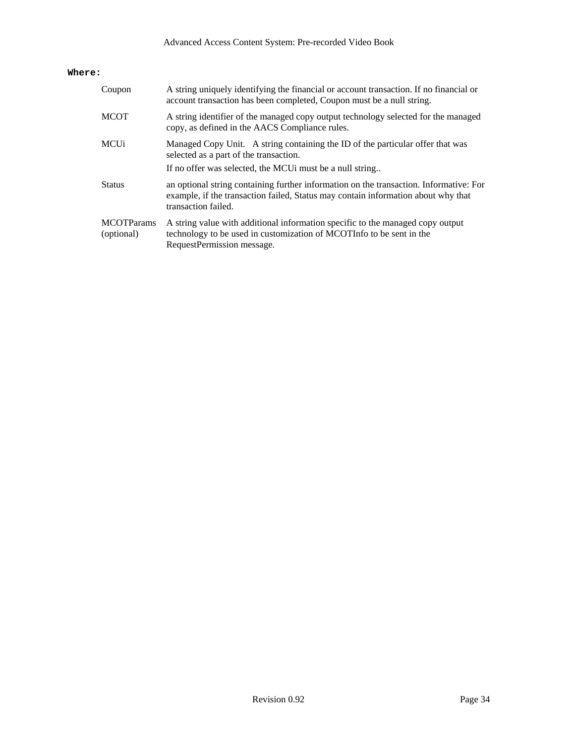**Where:**

| | |
|---|---|
| Coupon | A string uniquely identifying the financial or account transaction. If no financial or account transaction has been completed, Coupon must be a null string. |
| MCOT | A string identifier of the managed copy output technology selected for the managed copy, as defined in the AACS Compliance rules. |
| MCUi | Managed Copy Unit. A string containing the ID of the particular offer that was selected as a part of the transaction. If no offer was selected, the MCUi must be a null string.. |
| Status | an optional string containing further information on the transaction. Informative: For example, if the transaction failed, Status may contain information about why that transaction failed. |
| MCOTParams (optional) | A string value with additional information specific to the managed copy output technology to be used in customization of MCOTInfo to be sent in the RequestPermission message. |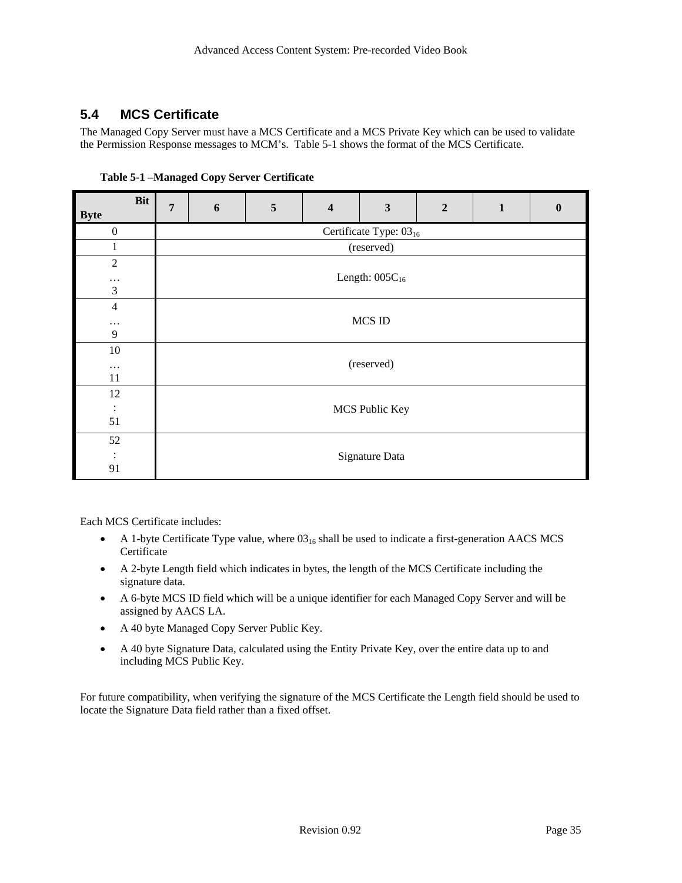## 5.4 MCS Certificate

The Managed Copy Server must have a MCS Certificate and a MCS Private Key which can be used to validate the Permission Response messages to MCM's. Table 5-1 shows the format of the MCS Certificate.

**Table 5-1 –Managed Copy Server Certificate**

| Byte \ Bit | 7 | 6 | 5 | 4 | 3 | 2 | 1 | 0 |
|---|---|---|---|---|---|---|---|---|
| 0 | Certificate Type: $03_{16}$ | | | | | | | |
| 1 | (reserved) | | | | | | | |
| 2 … 3 | Length: $005C_{16}$ | | | | | | | |
| 4 … 9 | MCS ID | | | | | | | |
| 10 … 11 | (reserved) | | | | | | | |
| 12 : 51 | MCS Public Key | | | | | | | |
| 52 : 91 | Signature Data | | | | | | | |

Each MCS Certificate includes:

- A 1-byte Certificate Type value, where $03_{16}$ shall be used to indicate a first-generation AACS MCS Certificate
- A 2-byte Length field which indicates in bytes, the length of the MCS Certificate including the signature data.
- A 6-byte MCS ID field which will be a unique identifier for each Managed Copy Server and will be assigned by AACS LA.
- A 40 byte Managed Copy Server Public Key.
- A 40 byte Signature Data, calculated using the Entity Private Key, over the entire data up to and including MCS Public Key.

For future compatibility, when verifying the signature of the MCS Certificate the Length field should be used to locate the Signature Data field rather than a fixed offset.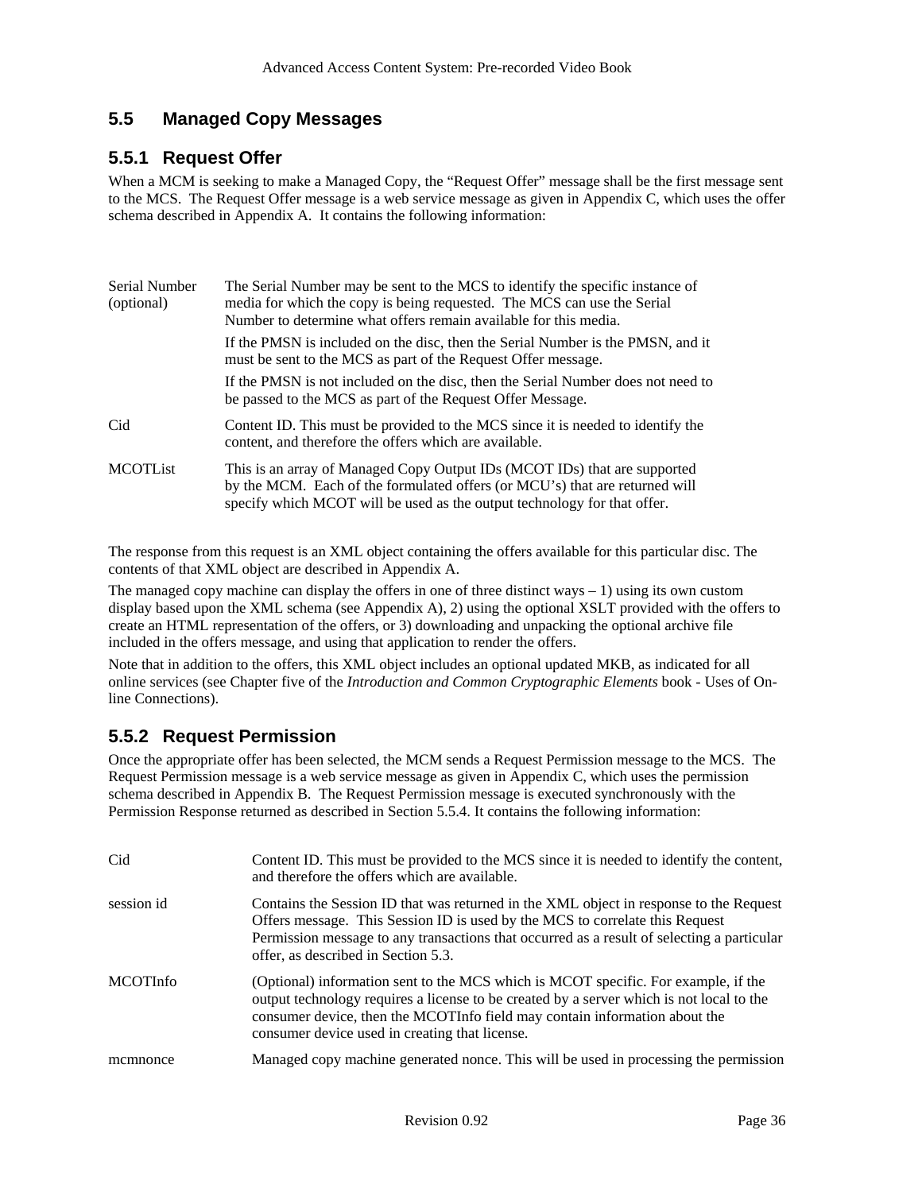## 5.5 Managed Copy Messages

### 5.5.1 Request Offer

When a MCM is seeking to make a Managed Copy, the "Request Offer" message shall be the first message sent to the MCS. The Request Offer message is a web service message as given in Appendix C, which uses the offer schema described in Appendix A. It contains the following information:

| | |
|---|---|
| Serial Number (optional) | The Serial Number may be sent to the MCS to identify the specific instance of media for which the copy is being requested. The MCS can use the Serial Number to determine what offers remain available for this media.<br><br>If the PMSN is included on the disc, then the Serial Number is the PMSN, and it must be sent to the MCS as part of the Request Offer message.<br><br>If the PMSN is not included on the disc, then the Serial Number does not need to be passed to the MCS as part of the Request Offer Message. |
| Cid | Content ID. This must be provided to the MCS since it is needed to identify the content, and therefore the offers which are available. |
| MCOTList | This is an array of Managed Copy Output IDs (MCOT IDs) that are supported by the MCM. Each of the formulated offers (or MCU's) that are returned will specify which MCOT will be used as the output technology for that offer. |

The response from this request is an XML object containing the offers available for this particular disc. The contents of that XML object are described in Appendix A.

The managed copy machine can display the offers in one of three distinct ways – 1) using its own custom display based upon the XML schema (see Appendix A), 2) using the optional XSLT provided with the offers to create an HTML representation of the offers, or 3) downloading and unpacking the optional archive file included in the offers message, and using that application to render the offers.

Note that in addition to the offers, this XML object includes an optional updated MKB, as indicated for all online services (see Chapter five of the *Introduction and Common Cryptographic Elements* book - Uses of On-line Connections).

### 5.5.2 Request Permission

Once the appropriate offer has been selected, the MCM sends a Request Permission message to the MCS. The Request Permission message is a web service message as given in Appendix C, which uses the permission schema described in Appendix B. The Request Permission message is executed synchronously with the Permission Response returned as described in Section 5.5.4. It contains the following information:

| | |
|---|---|
| Cid | Content ID. This must be provided to the MCS since it is needed to identify the content, and therefore the offers which are available. |
| session id | Contains the Session ID that was returned in the XML object in response to the Request Offers message. This Session ID is used by the MCS to correlate this Request Permission message to any transactions that occurred as a result of selecting a particular offer, as described in Section 5.3. |
| MCOTInfo | (Optional) information sent to the MCS which is MCOT specific. For example, if the output technology requires a license to be created by a server which is not local to the consumer device, then the MCOTInfo field may contain information about the consumer device used in creating that license. |
| mcmnonce | Managed copy machine generated nonce. This will be used in processing the permission |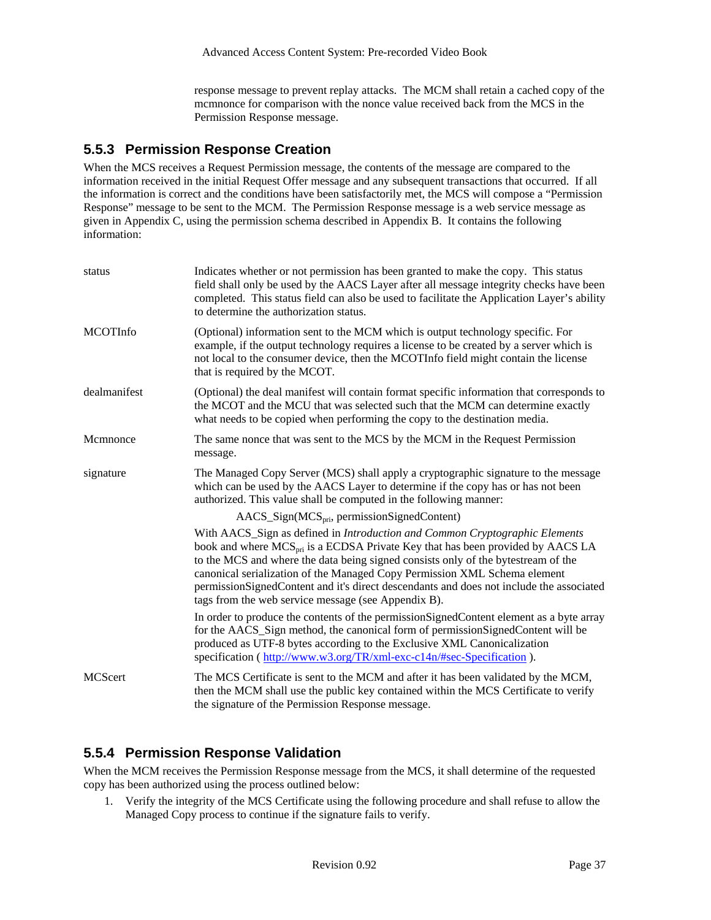response message to prevent replay attacks. The MCM shall retain a cached copy of the mcmnonce for comparison with the nonce value received back from the MCS in the Permission Response message.

### 5.5.3 Permission Response Creation

When the MCS receives a Request Permission message, the contents of the message are compared to the information received in the initial Request Offer message and any subsequent transactions that occurred. If all the information is correct and the conditions have been satisfactorily met, the MCS will compose a "Permission Response" message to be sent to the MCM. The Permission Response message is a web service message as given in Appendix C, using the permission schema described in Appendix B. It contains the following information:

| | |
|---|---|
| status | Indicates whether or not permission has been granted to make the copy. This status field shall only be used by the AACS Layer after all message integrity checks have been completed. This status field can also be used to facilitate the Application Layer's ability to determine the authorization status. |
| MCOTInfo | (Optional) information sent to the MCM which is output technology specific. For example, if the output technology requires a license to be created by a server which is not local to the consumer device, then the MCOTInfo field might contain the license that is required by the MCOT. |
| dealmanifest | (Optional) the deal manifest will contain format specific information that corresponds to the MCOT and the MCU that was selected such that the MCM can determine exactly what needs to be copied when performing the copy to the destination media. |
| Mcmnonce | The same nonce that was sent to the MCS by the MCM in the Request Permission message. |
| signature | The Managed Copy Server (MCS) shall apply a cryptographic signature to the message which can be used by the AACS Layer to determine if the copy has or has not been authorized. This value shall be computed in the following manner:<br>AACS_Sign($MCS_{pri}$, permissionSignedContent)<br>With AACS_Sign as defined in *Introduction and Common Cryptographic Elements* book and where $MCS_{pri}$ is a ECDSA Private Key that has been provided by AACS LA to the MCS and where the data being signed consists only of the bytestream of the canonical serialization of the Managed Copy Permission XML Schema element permissionSignedContent and it's direct descendants and does not include the associated tags from the web service message (see Appendix B).<br>In order to produce the contents of the permissionSignedContent element as a byte array for the AACS_Sign method, the canonical form of permissionSignedContent will be produced as UTF-8 bytes according to the Exclusive XML Canonicalization specification ( http://www.w3.org/TR/xml-exc-c14n/#sec-Specification ). |
| MCScert | The MCS Certificate is sent to the MCM and after it has been validated by the MCM, then the MCM shall use the public key contained within the MCS Certificate to verify the signature of the Permission Response message. |

### 5.5.4 Permission Response Validation

When the MCM receives the Permission Response message from the MCS, it shall determine of the requested copy has been authorized using the process outlined below:

1. Verify the integrity of the MCS Certificate using the following procedure and shall refuse to allow the Managed Copy process to continue if the signature fails to verify.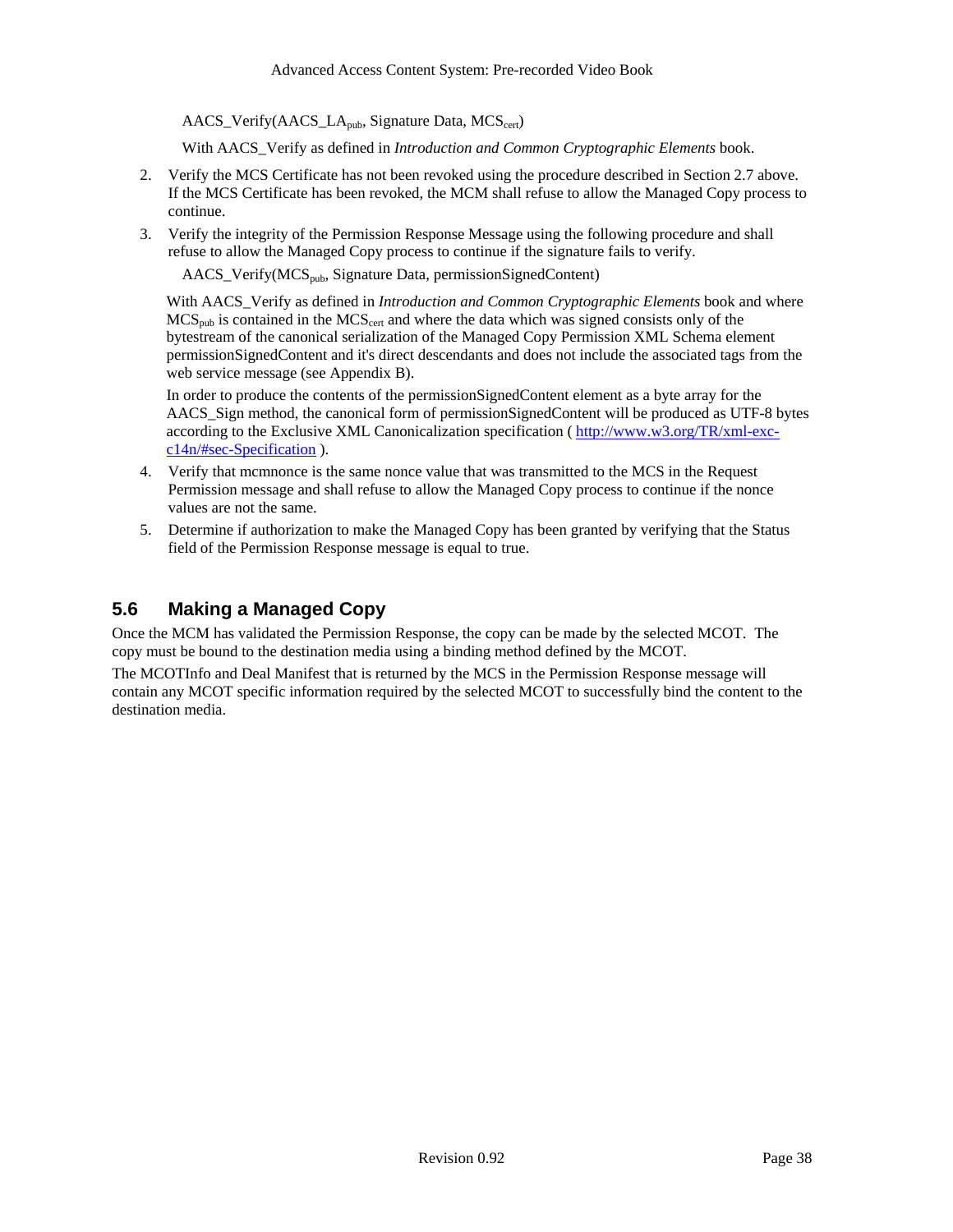$AACS\_Verify(AACS\_LA_{pub}$, Signature Data, $MCS_{cert})$

With AACS_Verify as defined in *Introduction and Common Cryptographic Elements* book.

2. Verify the MCS Certificate has not been revoked using the procedure described in Section 2.7 above. If the MCS Certificate has been revoked, the MCM shall refuse to allow the Managed Copy process to continue.

3. Verify the integrity of the Permission Response Message using the following procedure and shall refuse to allow the Managed Copy process to continue if the signature fails to verify.

   $AACS\_Verify(MCS_{pub}$, Signature Data, permissionSignedContent)

   With AACS_Verify as defined in *Introduction and Common Cryptographic Elements* book and where $MCS_{pub}$ is contained in the $MCS_{cert}$ and where the data which was signed consists only of the bytestream of the canonical serialization of the Managed Copy Permission XML Schema element permissionSignedContent and it's direct descendants and does not include the associated tags from the web service message (see Appendix B).

   In order to produce the contents of the permissionSignedContent element as a byte array for the AACS_Sign method, the canonical form of permissionSignedContent will be produced as UTF-8 bytes according to the Exclusive XML Canonicalization specification ( [http://www.w3.org/TR/xml-exc-c14n/#sec-Specification](http://www.w3.org/TR/xml-exc-c14n/#sec-Specification) ).

4. Verify that mcmnonce is the same nonce value that was transmitted to the MCS in the Request Permission message and shall refuse to allow the Managed Copy process to continue if the nonce values are not the same.

5. Determine if authorization to make the Managed Copy has been granted by verifying that the Status field of the Permission Response message is equal to true.

## 5.6 Making a Managed Copy

Once the MCM has validated the Permission Response, the copy can be made by the selected MCOT. The copy must be bound to the destination media using a binding method defined by the MCOT.

The MCOTInfo and Deal Manifest that is returned by the MCS in the Permission Response message will contain any MCOT specific information required by the selected MCOT to successfully bind the content to the destination media.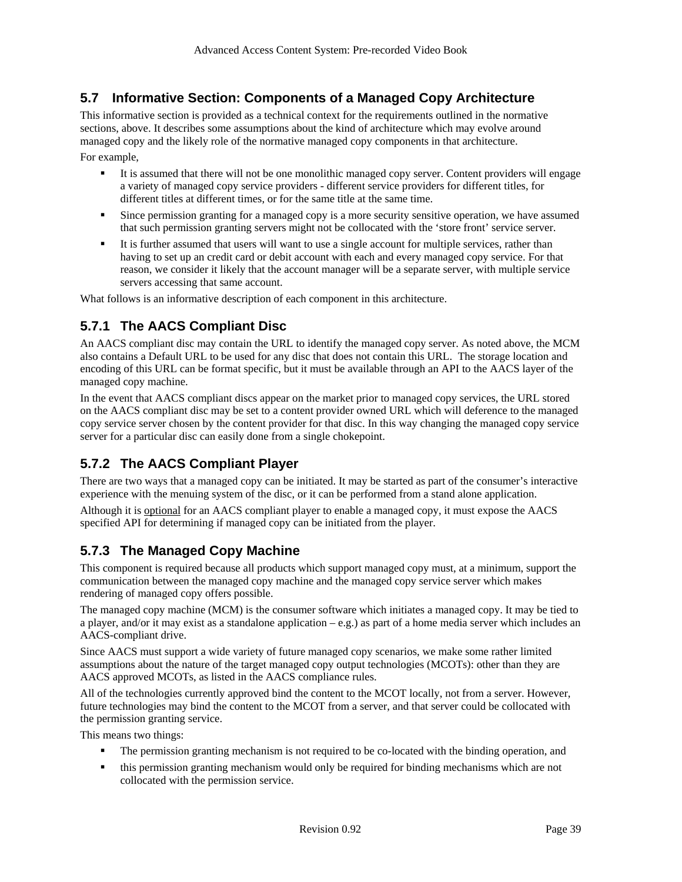## 5.7 Informative Section: Components of a Managed Copy Architecture

This informative section is provided as a technical context for the requirements outlined in the normative sections, above. It describes some assumptions about the kind of architecture which may evolve around managed copy and the likely role of the normative managed copy components in that architecture.

For example,

- It is assumed that there will not be one monolithic managed copy server. Content providers will engage a variety of managed copy service providers - different service providers for different titles, for different titles at different times, or for the same title at the same time.
- Since permission granting for a managed copy is a more security sensitive operation, we have assumed that such permission granting servers might not be collocated with the 'store front' service server.
- It is further assumed that users will want to use a single account for multiple services, rather than having to set up an credit card or debit account with each and every managed copy service. For that reason, we consider it likely that the account manager will be a separate server, with multiple service servers accessing that same account.

What follows is an informative description of each component in this architecture.

### 5.7.1 The AACS Compliant Disc

An AACS compliant disc may contain the URL to identify the managed copy server. As noted above, the MCM also contains a Default URL to be used for any disc that does not contain this URL. The storage location and encoding of this URL can be format specific, but it must be available through an API to the AACS layer of the managed copy machine.

In the event that AACS compliant discs appear on the market prior to managed copy services, the URL stored on the AACS compliant disc may be set to a content provider owned URL which will deference to the managed copy service server chosen by the content provider for that disc. In this way changing the managed copy service server for a particular disc can easily done from a single chokepoint.

### 5.7.2 The AACS Compliant Player

There are two ways that a managed copy can be initiated. It may be started as part of the consumer's interactive experience with the menuing system of the disc, or it can be performed from a stand alone application.

Although it is <u>optional</u> for an AACS compliant player to enable a managed copy, it must expose the AACS specified API for determining if managed copy can be initiated from the player.

### 5.7.3 The Managed Copy Machine

This component is required because all products which support managed copy must, at a minimum, support the communication between the managed copy machine and the managed copy service server which makes rendering of managed copy offers possible.

The managed copy machine (MCM) is the consumer software which initiates a managed copy. It may be tied to a player, and/or it may exist as a standalone application – e.g.) as part of a home media server which includes an AACS-compliant drive.

Since AACS must support a wide variety of future managed copy scenarios, we make some rather limited assumptions about the nature of the target managed copy output technologies (MCOTs): other than they are AACS approved MCOTs, as listed in the AACS compliance rules.

All of the technologies currently approved bind the content to the MCOT locally, not from a server. However, future technologies may bind the content to the MCOT from a server, and that server could be collocated with the permission granting service.

This means two things:

- The permission granting mechanism is not required to be co-located with the binding operation, and
- this permission granting mechanism would only be required for binding mechanisms which are not collocated with the permission service.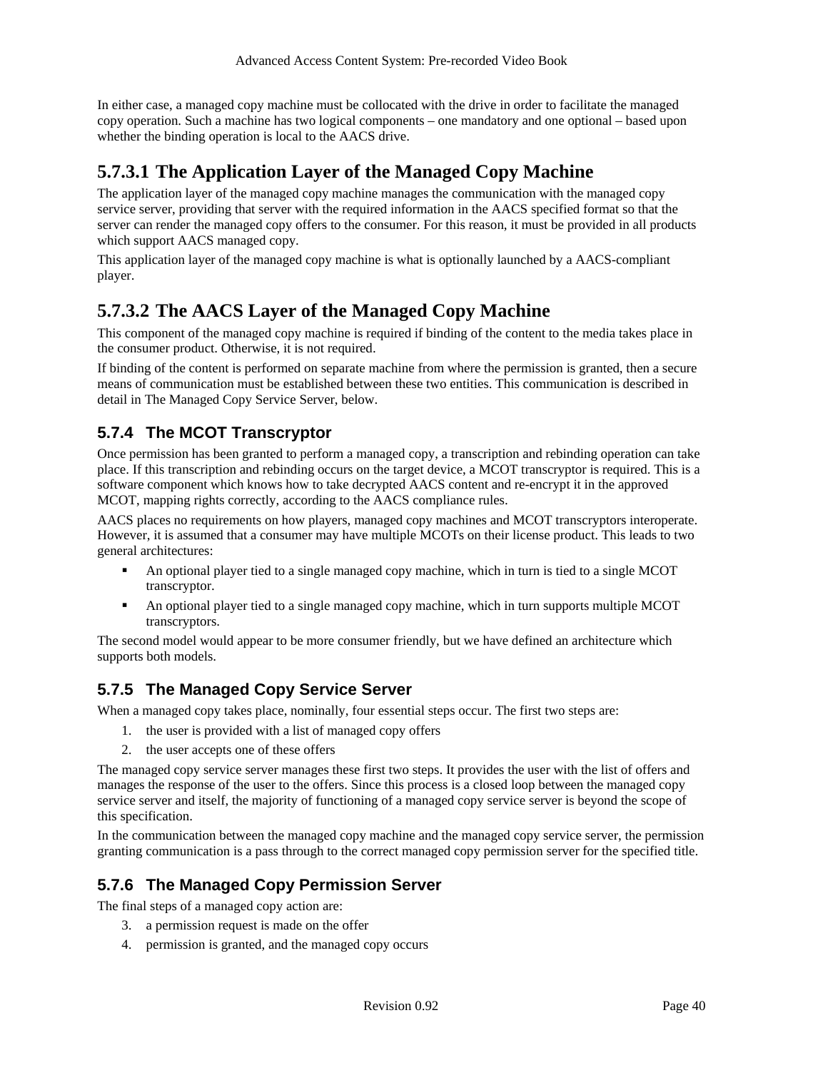In either case, a managed copy machine must be collocated with the drive in order to facilitate the managed copy operation. Such a machine has two logical components – one mandatory and one optional – based upon whether the binding operation is local to the AACS drive.

#### 5.7.3.1 The Application Layer of the Managed Copy Machine

The application layer of the managed copy machine manages the communication with the managed copy service server, providing that server with the required information in the AACS specified format so that the server can render the managed copy offers to the consumer. For this reason, it must be provided in all products which support AACS managed copy.

This application layer of the managed copy machine is what is optionally launched by a AACS-compliant player.

#### 5.7.3.2 The AACS Layer of the Managed Copy Machine

This component of the managed copy machine is required if binding of the content to the media takes place in the consumer product. Otherwise, it is not required.

If binding of the content is performed on separate machine from where the permission is granted, then a secure means of communication must be established between these two entities. This communication is described in detail in The Managed Copy Service Server, below.

### 5.7.4 The MCOT Transcryptor

Once permission has been granted to perform a managed copy, a transcription and rebinding operation can take place. If this transcription and rebinding occurs on the target device, a MCOT transcryptor is required. This is a software component which knows how to take decrypted AACS content and re-encrypt it in the approved MCOT, mapping rights correctly, according to the AACS compliance rules.

AACS places no requirements on how players, managed copy machines and MCOT transcryptors interoperate. However, it is assumed that a consumer may have multiple MCOTs on their license product. This leads to two general architectures:

- An optional player tied to a single managed copy machine, which in turn is tied to a single MCOT transcryptor.
- An optional player tied to a single managed copy machine, which in turn supports multiple MCOT transcryptors.

The second model would appear to be more consumer friendly, but we have defined an architecture which supports both models.

### 5.7.5 The Managed Copy Service Server

When a managed copy takes place, nominally, four essential steps occur. The first two steps are:

1. the user is provided with a list of managed copy offers
2. the user accepts one of these offers

The managed copy service server manages these first two steps. It provides the user with the list of offers and manages the response of the user to the offers. Since this process is a closed loop between the managed copy service server and itself, the majority of functioning of a managed copy service server is beyond the scope of this specification.

In the communication between the managed copy machine and the managed copy service server, the permission granting communication is a pass through to the correct managed copy permission server for the specified title.

### 5.7.6 The Managed Copy Permission Server

The final steps of a managed copy action are:

3. a permission request is made on the offer
4. permission is granted, and the managed copy occurs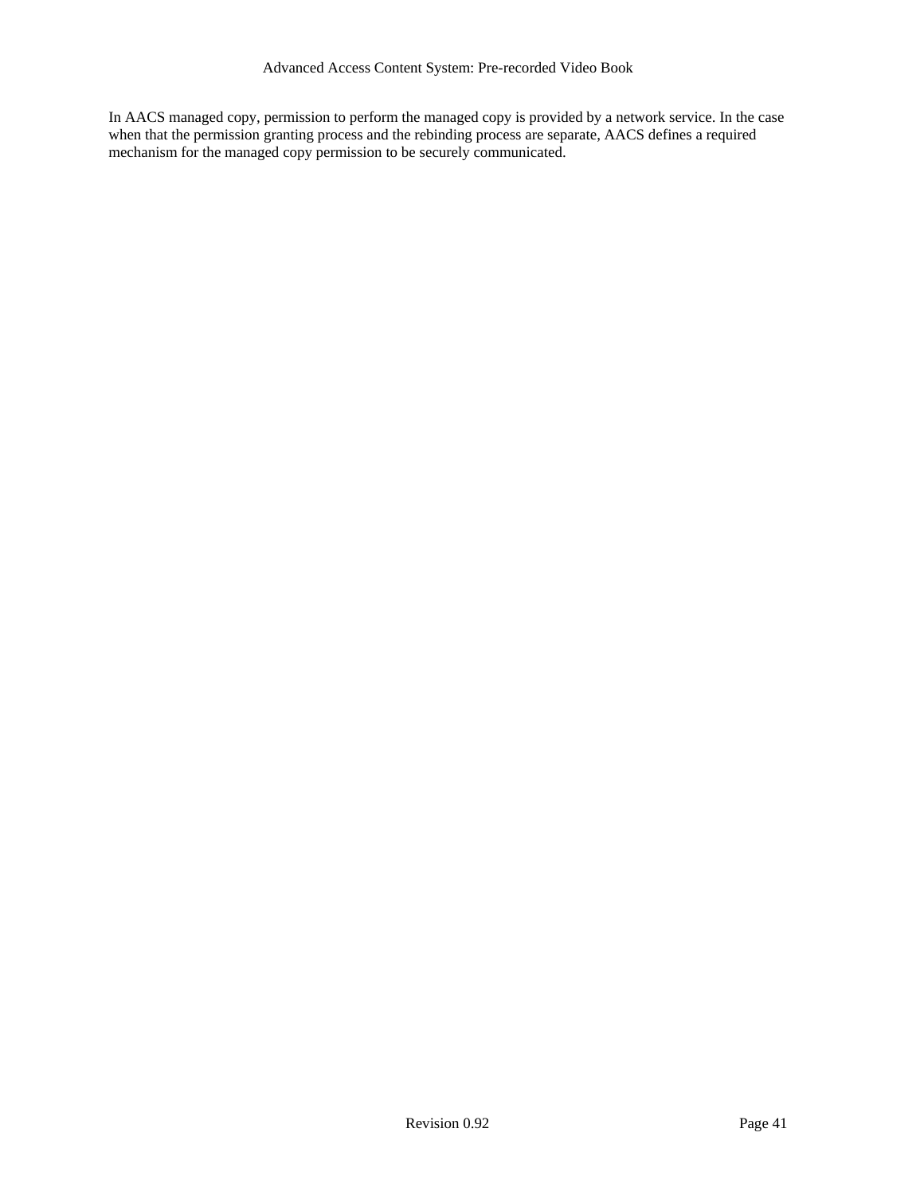In AACS managed copy, permission to perform the managed copy is provided by a network service. In the case when that the permission granting process and the rebinding process are separate, AACS defines a required mechanism for the managed copy permission to be securely communicated.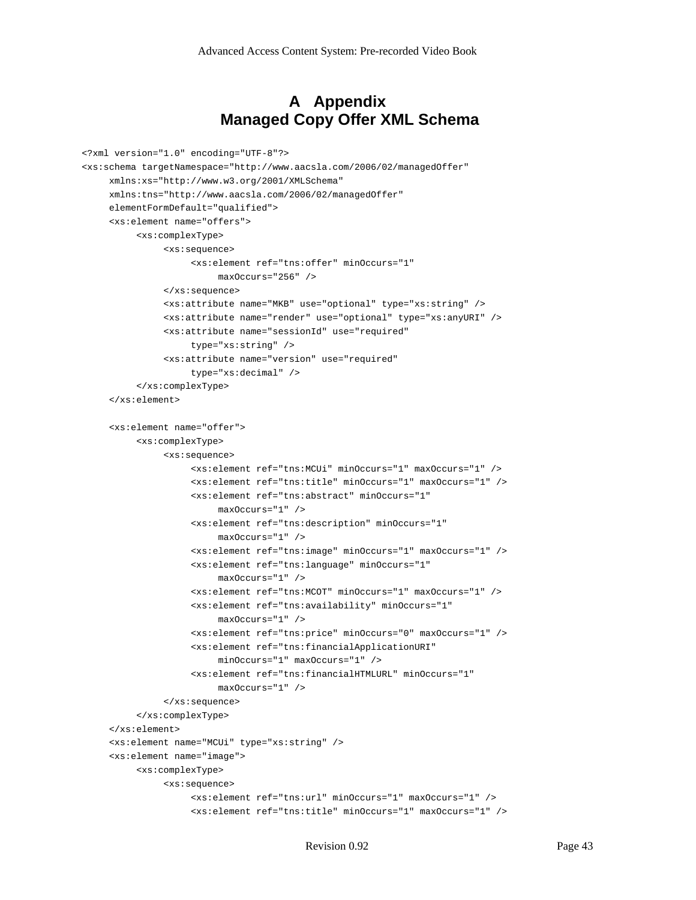# A Appendix
# Managed Copy Offer XML Schema

```
<?xml version="1.0" encoding="UTF-8"?>
<xs:schema targetNamespace="http://www.aacsla.com/2006/02/managedOffer"
     xmlns:xs="http://www.w3.org/2001/XMLSchema"
     xmlns:tns="http://www.aacsla.com/2006/02/managedOffer"
     elementFormDefault="qualified">
     <xs:element name="offers">
          <xs:complexType>
               <xs:sequence>
                    <xs:element ref="tns:offer" minOccurs="1"
                         maxOccurs="256" />
               </xs:sequence>
               <xs:attribute name="MKB" use="optional" type="xs:string" />
               <xs:attribute name="render" use="optional" type="xs:anyURI" />
               <xs:attribute name="sessionId" use="required"
                    type="xs:string" />
               <xs:attribute name="version" use="required"
                    type="xs:decimal" />
          </xs:complexType>
     </xs:element>

     <xs:element name="offer">
          <xs:complexType>
               <xs:sequence>
                    <xs:element ref="tns:MCUi" minOccurs="1" maxOccurs="1" />
                    <xs:element ref="tns:title" minOccurs="1" maxOccurs="1" />
                    <xs:element ref="tns:abstract" minOccurs="1"
                         maxOccurs="1" />
                    <xs:element ref="tns:description" minOccurs="1"
                         maxOccurs="1" />
                    <xs:element ref="tns:image" minOccurs="1" maxOccurs="1" />
                    <xs:element ref="tns:language" minOccurs="1"
                         maxOccurs="1" />
                    <xs:element ref="tns:MCOT" minOccurs="1" maxOccurs="1" />
                    <xs:element ref="tns:availability" minOccurs="1"
                         maxOccurs="1" />
                    <xs:element ref="tns:price" minOccurs="0" maxOccurs="1" />
                    <xs:element ref="tns:financialApplicationURI"
                         minOccurs="1" maxOccurs="1" />
                    <xs:element ref="tns:financialHTMLURL" minOccurs="1"
                         maxOccurs="1" />
               </xs:sequence>
          </xs:complexType>
     </xs:element>
     <xs:element name="MCUi" type="xs:string" />
     <xs:element name="image">
          <xs:complexType>
               <xs:sequence>
                    <xs:element ref="tns:url" minOccurs="1" maxOccurs="1" />
                    <xs:element ref="tns:title" minOccurs="1" maxOccurs="1" />
```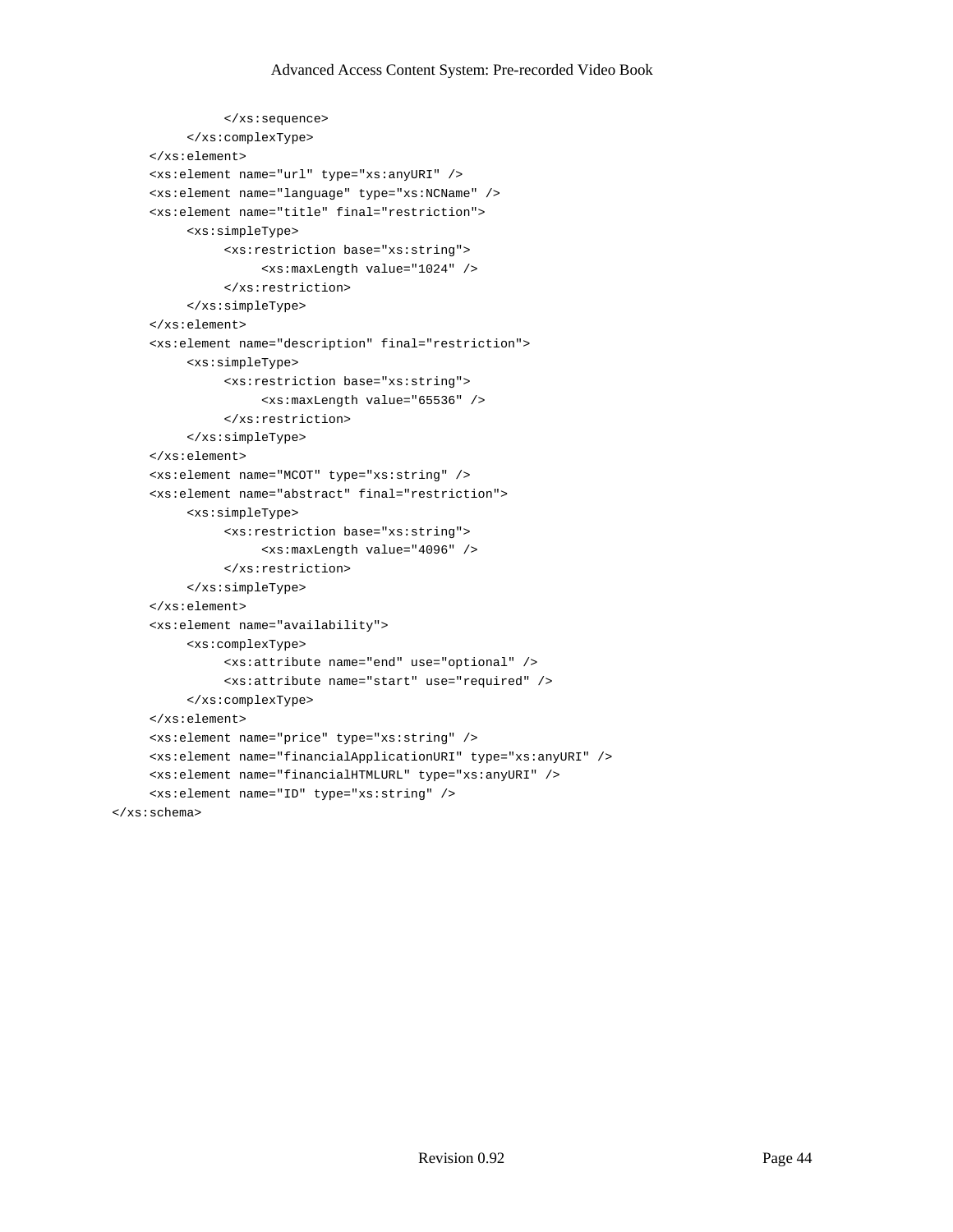```
            </xs:sequence>
        </xs:complexType>
    </xs:element>
    <xs:element name="url" type="xs:anyURI" />
    <xs:element name="language" type="xs:NCName" />
    <xs:element name="title" final="restriction">
        <xs:simpleType>
            <xs:restriction base="xs:string">
                <xs:maxLength value="1024" />
            </xs:restriction>
        </xs:simpleType>
    </xs:element>
    <xs:element name="description" final="restriction">
        <xs:simpleType>
            <xs:restriction base="xs:string">
                <xs:maxLength value="65536" />
            </xs:restriction>
        </xs:simpleType>
    </xs:element>
    <xs:element name="MCOT" type="xs:string" />
    <xs:element name="abstract" final="restriction">
        <xs:simpleType>
            <xs:restriction base="xs:string">
                <xs:maxLength value="4096" />
            </xs:restriction>
        </xs:simpleType>
    </xs:element>
    <xs:element name="availability">
        <xs:complexType>
            <xs:attribute name="end" use="optional" />
            <xs:attribute name="start" use="required" />
        </xs:complexType>
    </xs:element>
    <xs:element name="price" type="xs:string" />
    <xs:element name="financialApplicationURI" type="xs:anyURI" />
    <xs:element name="financialHTMLURL" type="xs:anyURI" />
    <xs:element name="ID" type="xs:string" />
</xs:schema>
```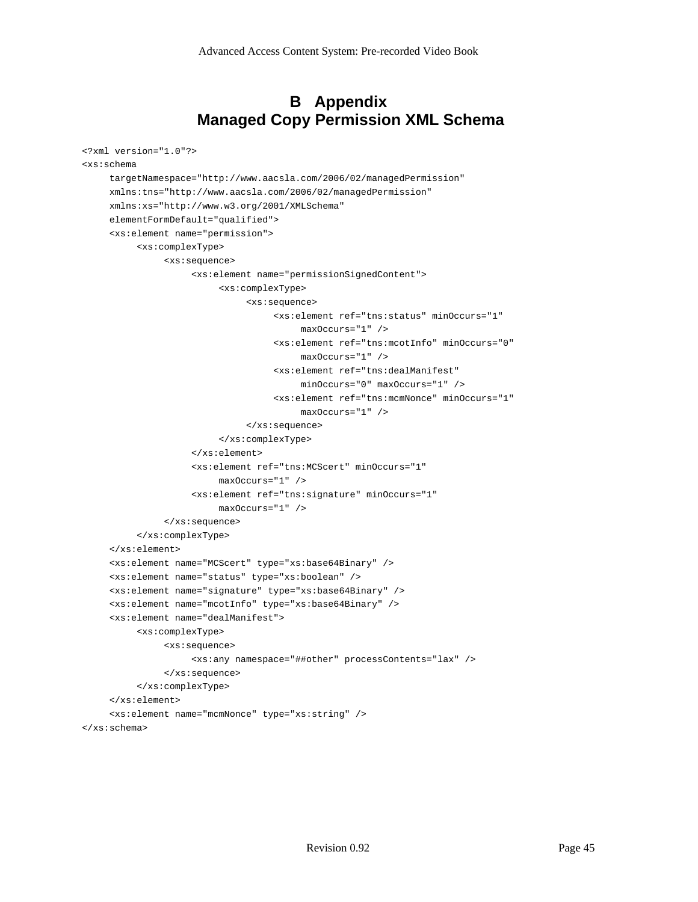# B Appendix
# Managed Copy Permission XML Schema

```
<?xml version="1.0"?>
<xs:schema
     targetNamespace="http://www.aacsla.com/2006/02/managedPermission"
     xmlns:tns="http://www.aacsla.com/2006/02/managedPermission"
     xmlns:xs="http://www.w3.org/2001/XMLSchema"
     elementFormDefault="qualified">
     <xs:element name="permission">
          <xs:complexType>
               <xs:sequence>
                    <xs:element name="permissionSignedContent">
                         <xs:complexType>
                              <xs:sequence>
                                   <xs:element ref="tns:status" minOccurs="1"
                                        maxOccurs="1" />
                                   <xs:element ref="tns:mcotInfo" minOccurs="0"
                                        maxOccurs="1" />
                                   <xs:element ref="tns:dealManifest"
                                        minOccurs="0" maxOccurs="1" />
                                   <xs:element ref="tns:mcmNonce" minOccurs="1"
                                        maxOccurs="1" />
                              </xs:sequence>
                         </xs:complexType>
                    </xs:element>
                    <xs:element ref="tns:MCScert" minOccurs="1"
                         maxOccurs="1" />
                    <xs:element ref="tns:signature" minOccurs="1"
                         maxOccurs="1" />
               </xs:sequence>
          </xs:complexType>
     </xs:element>
     <xs:element name="MCScert" type="xs:base64Binary" />
     <xs:element name="status" type="xs:boolean" />
     <xs:element name="signature" type="xs:base64Binary" />
     <xs:element name="mcotInfo" type="xs:base64Binary" />
     <xs:element name="dealManifest">
          <xs:complexType>
               <xs:sequence>
                    <xs:any namespace="##other" processContents="lax" />
               </xs:sequence>
          </xs:complexType>
     </xs:element>
     <xs:element name="mcmNonce" type="xs:string" />
</xs:schema>
```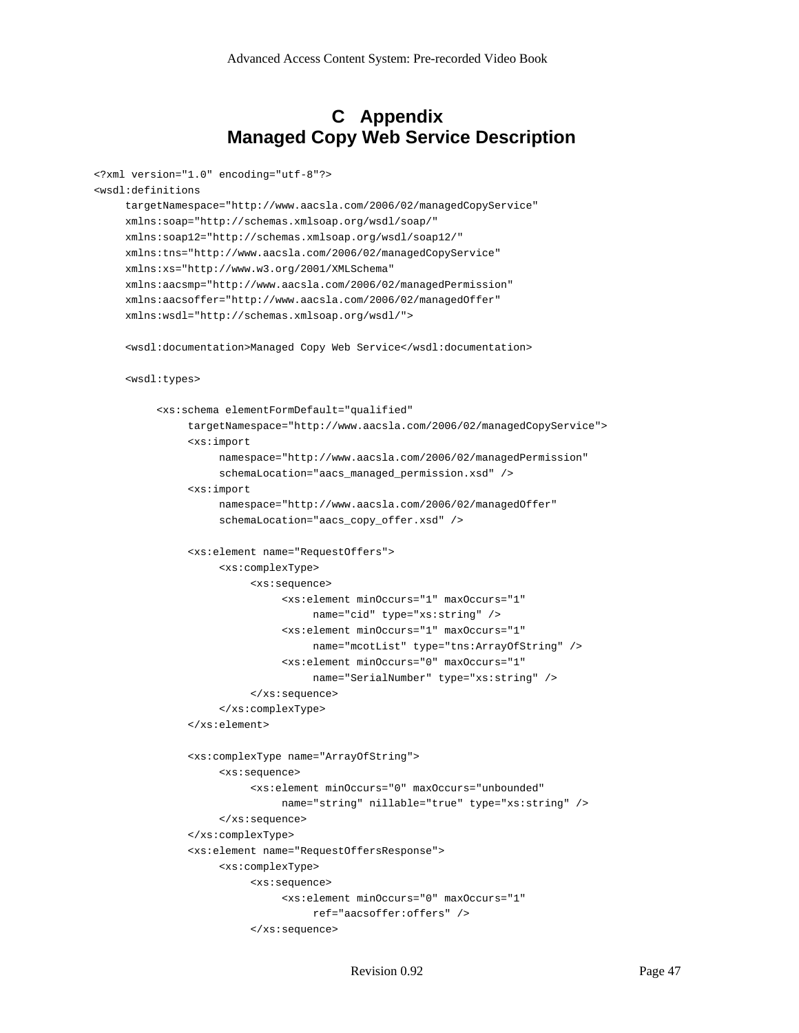# C Appendix
# Managed Copy Web Service Description

```
<?xml version="1.0" encoding="utf-8"?>
<wsdl:definitions
      targetNamespace="http://www.aacsla.com/2006/02/managedCopyService"
      xmlns:soap="http://schemas.xmlsoap.org/wsdl/soap/"
      xmlns:soap12="http://schemas.xmlsoap.org/wsdl/soap12/"
      xmlns:tns="http://www.aacsla.com/2006/02/managedCopyService"
      xmlns:xs="http://www.w3.org/2001/XMLSchema"
      xmlns:aacsmp="http://www.aacsla.com/2006/02/managedPermission"
      xmlns:aacsoffer="http://www.aacsla.com/2006/02/managedOffer"
      xmlns:wsdl="http://schemas.xmlsoap.org/wsdl/">

      <wsdl:documentation>Managed Copy Web Service</wsdl:documentation>

      <wsdl:types>

            <xs:schema elementFormDefault="qualified"
                  targetNamespace="http://www.aacsla.com/2006/02/managedCopyService">
                  <xs:import
                        namespace="http://www.aacsla.com/2006/02/managedPermission"
                        schemaLocation="aacs_managed_permission.xsd" />
                  <xs:import
                        namespace="http://www.aacsla.com/2006/02/managedOffer"
                        schemaLocation="aacs_copy_offer.xsd" />

                  <xs:element name="RequestOffers">
                        <xs:complexType>
                              <xs:sequence>
                                    <xs:element minOccurs="1" maxOccurs="1"
                                          name="cid" type="xs:string" />
                                    <xs:element minOccurs="1" maxOccurs="1"
                                          name="mcotList" type="tns:ArrayOfString" />
                                    <xs:element minOccurs="0" maxOccurs="1"
                                          name="SerialNumber" type="xs:string" />
                              </xs:sequence>
                        </xs:complexType>
                  </xs:element>

                  <xs:complexType name="ArrayOfString">
                        <xs:sequence>
                              <xs:element minOccurs="0" maxOccurs="unbounded"
                                    name="string" nillable="true" type="xs:string" />
                        </xs:sequence>
                  </xs:complexType>
                  <xs:element name="RequestOffersResponse">
                        <xs:complexType>
                              <xs:sequence>
                                    <xs:element minOccurs="0" maxOccurs="1"
                                          ref="aacsoffer:offers" />
                              </xs:sequence>
```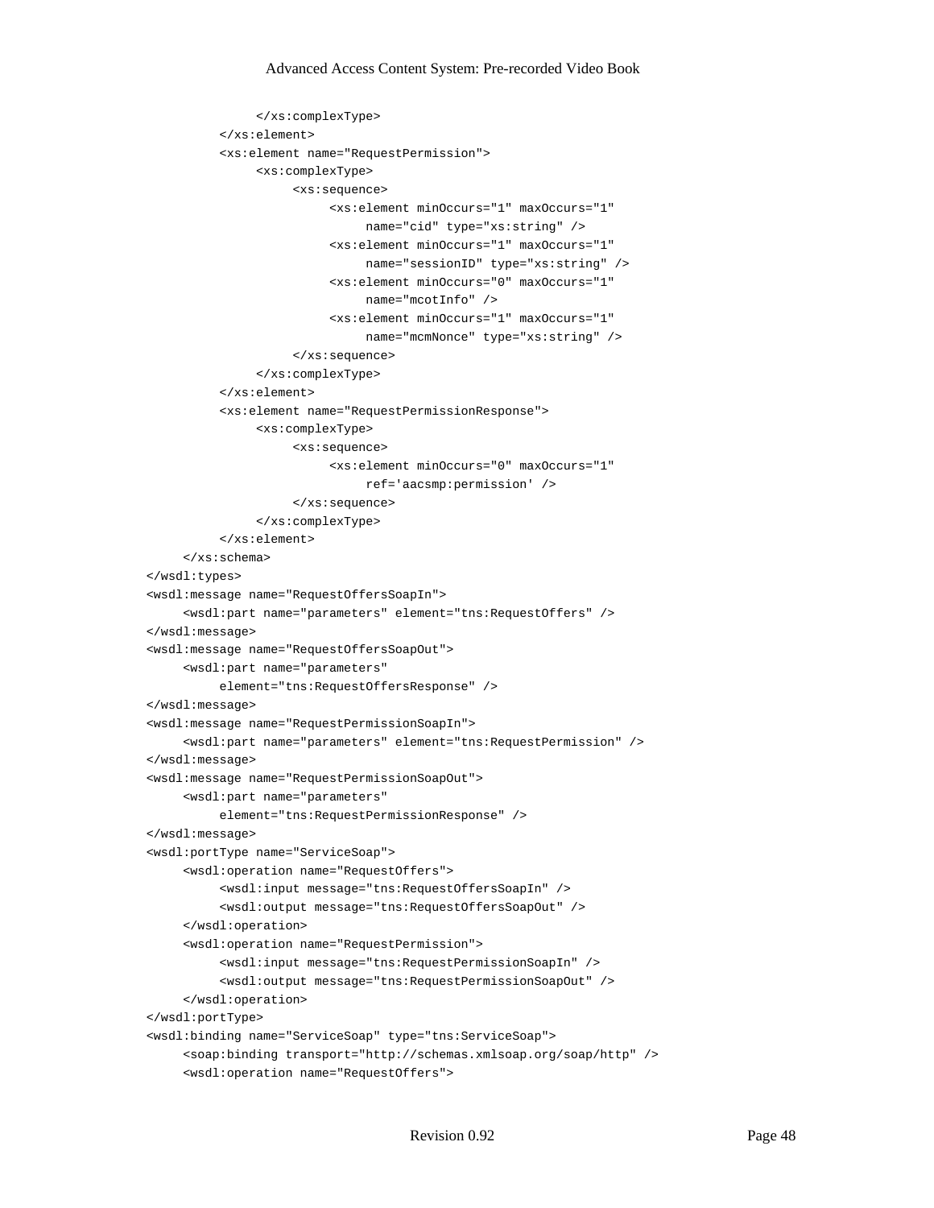```
                </xs:complexType>
            </xs:element>
            <xs:element name="RequestPermission">
                <xs:complexType>
                    <xs:sequence>
                        <xs:element minOccurs="1" maxOccurs="1"
                            name="cid" type="xs:string" />
                        <xs:element minOccurs="1" maxOccurs="1"
                            name="sessionID" type="xs:string" />
                        <xs:element minOccurs="0" maxOccurs="1"
                            name="mcotInfo" />
                        <xs:element minOccurs="1" maxOccurs="1"
                            name="mcmNonce" type="xs:string" />
                    </xs:sequence>
                </xs:complexType>
            </xs:element>
            <xs:element name="RequestPermissionResponse">
                <xs:complexType>
                    <xs:sequence>
                        <xs:element minOccurs="0" maxOccurs="1"
                            ref='aacsmp:permission' />
                    </xs:sequence>
                </xs:complexType>
            </xs:element>
        </xs:schema>
    </wsdl:types>
    <wsdl:message name="RequestOffersSoapIn">
        <wsdl:part name="parameters" element="tns:RequestOffers" />
    </wsdl:message>
    <wsdl:message name="RequestOffersSoapOut">
        <wsdl:part name="parameters"
            element="tns:RequestOffersResponse" />
    </wsdl:message>
    <wsdl:message name="RequestPermissionSoapIn">
        <wsdl:part name="parameters" element="tns:RequestPermission" />
    </wsdl:message>
    <wsdl:message name="RequestPermissionSoapOut">
        <wsdl:part name="parameters"
            element="tns:RequestPermissionResponse" />
    </wsdl:message>
    <wsdl:portType name="ServiceSoap">
        <wsdl:operation name="RequestOffers">
            <wsdl:input message="tns:RequestOffersSoapIn" />
            <wsdl:output message="tns:RequestOffersSoapOut" />
        </wsdl:operation>
        <wsdl:operation name="RequestPermission">
            <wsdl:input message="tns:RequestPermissionSoapIn" />
            <wsdl:output message="tns:RequestPermissionSoapOut" />
        </wsdl:operation>
    </wsdl:portType>
    <wsdl:binding name="ServiceSoap" type="tns:ServiceSoap">
        <soap:binding transport="http://schemas.xmlsoap.org/soap/http" />
        <wsdl:operation name="RequestOffers">
```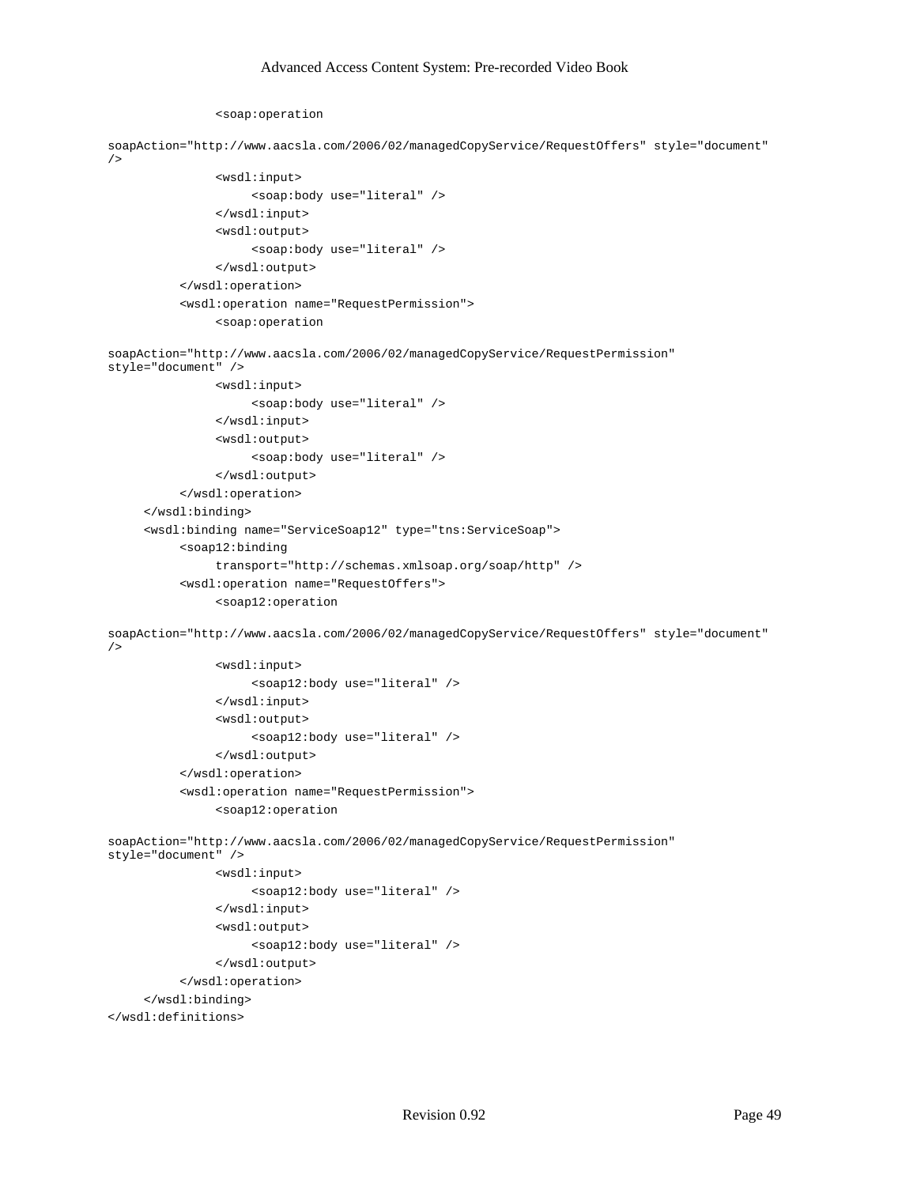```
                <soap:operation

soapAction="http://www.aacsla.com/2006/02/managedCopyService/RequestOffers" style="document"
/>
                <wsdl:input>
                    <soap:body use="literal" />
                </wsdl:input>
                <wsdl:output>
                    <soap:body use="literal" />
                </wsdl:output>
            </wsdl:operation>
            <wsdl:operation name="RequestPermission">
                <soap:operation

soapAction="http://www.aacsla.com/2006/02/managedCopyService/RequestPermission"
style="document" />
                <wsdl:input>
                    <soap:body use="literal" />
                </wsdl:input>
                <wsdl:output>
                    <soap:body use="literal" />
                </wsdl:output>
            </wsdl:operation>
        </wsdl:binding>
        <wsdl:binding name="ServiceSoap12" type="tns:ServiceSoap">
            <soap12:binding
                transport="http://schemas.xmlsoap.org/soap/http" />
            <wsdl:operation name="RequestOffers">
                <soap12:operation

soapAction="http://www.aacsla.com/2006/02/managedCopyService/RequestOffers" style="document"
/>
                <wsdl:input>
                    <soap12:body use="literal" />
                </wsdl:input>
                <wsdl:output>
                    <soap12:body use="literal" />
                </wsdl:output>
            </wsdl:operation>
            <wsdl:operation name="RequestPermission">
                <soap12:operation

soapAction="http://www.aacsla.com/2006/02/managedCopyService/RequestPermission"
style="document" />
                <wsdl:input>
                    <soap12:body use="literal" />
                </wsdl:input>
                <wsdl:output>
                    <soap12:body use="literal" />
                </wsdl:output>
            </wsdl:operation>
        </wsdl:binding>
</wsdl:definitions>
```